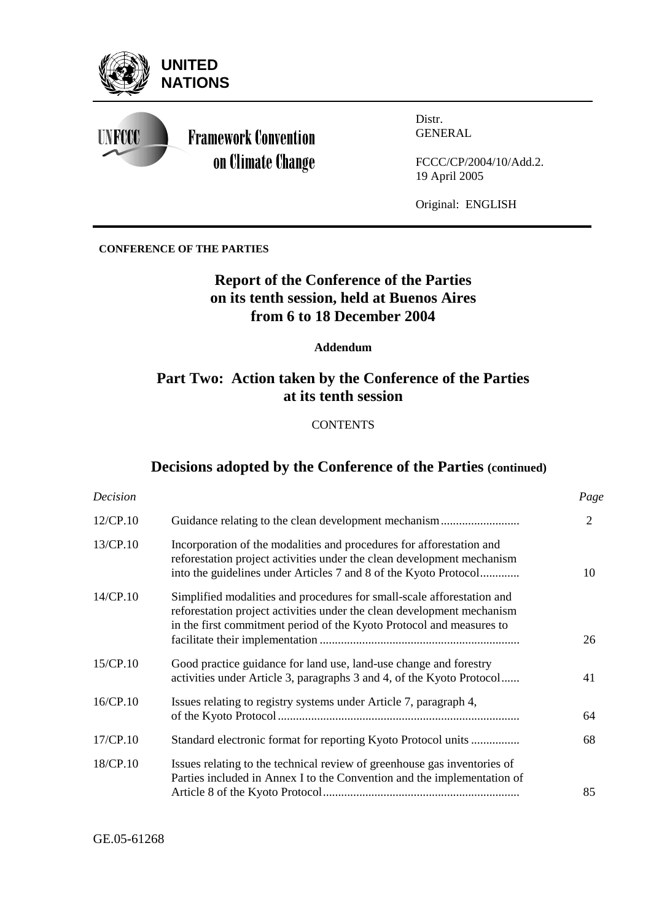**UNITED NATIONS**

**Framework Convention on Climate Change**

Distr.
GENERAL

FCCC/CP/2004/10/Add.2.
19 April 2005

Original: ENGLISH

**CONFERENCE OF THE PARTIES**

# Report of the Conference of the Parties on its tenth session, held at Buenos Aires from 6 to 18 December 2004

**Addendum**

## Part Two: Action taken by the Conference of the Parties at its tenth session

CONTENTS

## Decisions adopted by the Conference of the Parties (continued)

| *Decision* | | *Page* |
|---|---|---|
| 12/CP.10 | Guidance relating to the clean development mechanism | 2 |
| 13/CP.10 | Incorporation of the modalities and procedures for afforestation and reforestation project activities under the clean development mechanism into the guidelines under Articles 7 and 8 of the Kyoto Protocol | 10 |
| 14/CP.10 | Simplified modalities and procedures for small-scale afforestation and reforestation project activities under the clean development mechanism in the first commitment period of the Kyoto Protocol and measures to facilitate their implementation | 26 |
| 15/CP.10 | Good practice guidance for land use, land-use change and forestry activities under Article 3, paragraphs 3 and 4, of the Kyoto Protocol | 41 |
| 16/CP.10 | Issues relating to registry systems under Article 7, paragraph 4, of the Kyoto Protocol | 64 |
| 17/CP.10 | Standard electronic format for reporting Kyoto Protocol units | 68 |
| 18/CP.10 | Issues relating to the technical review of greenhouse gas inventories of Parties included in Annex I to the Convention and the implementation of Article 8 of the Kyoto Protocol | 85 |

GE.05-61268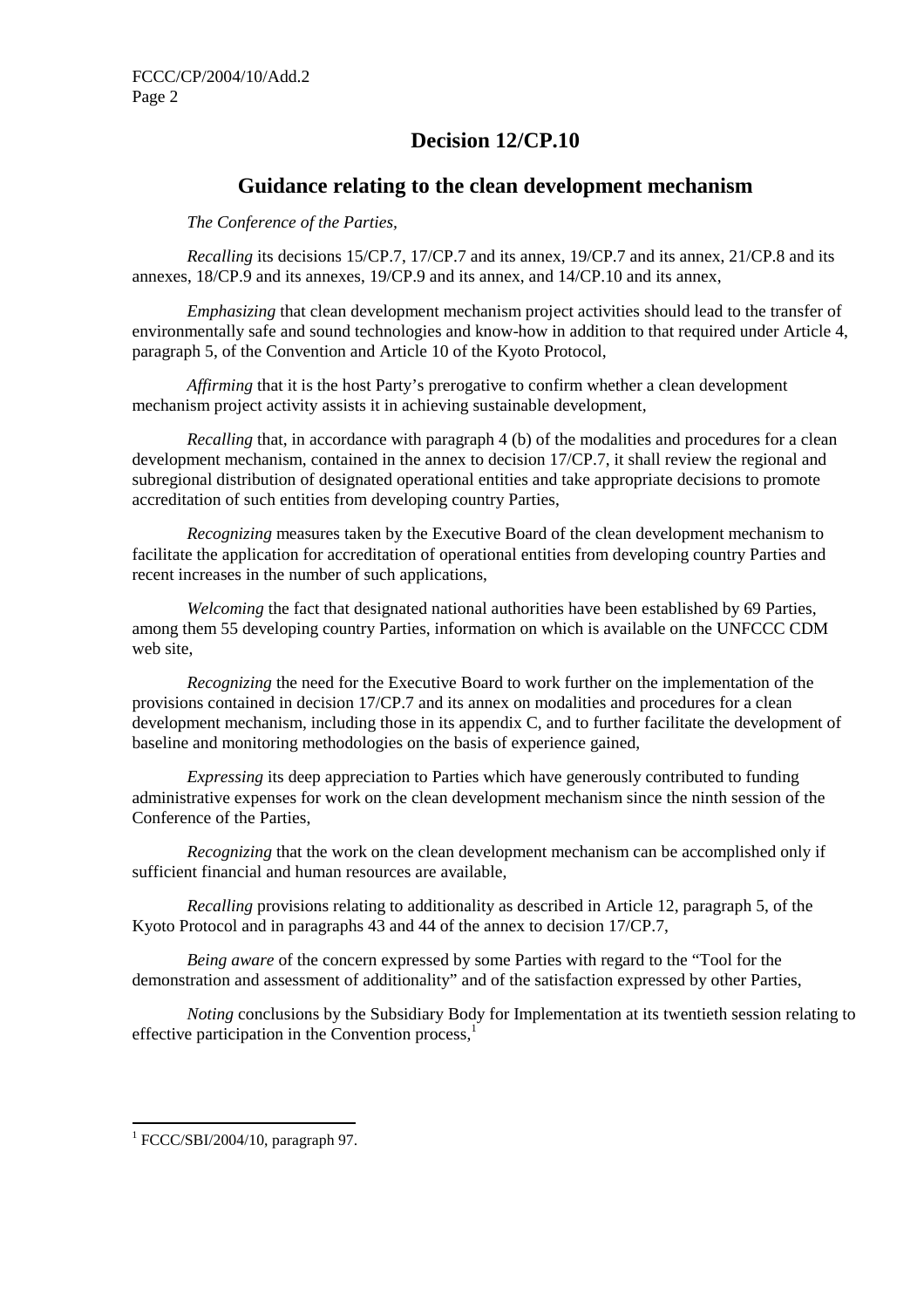# Decision 12/CP.10

## Guidance relating to the clean development mechanism

*The Conference of the Parties*,

*Recalling* its decisions 15/CP.7, 17/CP.7 and its annex, 19/CP.7 and its annex, 21/CP.8 and its annexes, 18/CP.9 and its annexes, 19/CP.9 and its annex, and 14/CP.10 and its annex,

*Emphasizing* that clean development mechanism project activities should lead to the transfer of environmentally safe and sound technologies and know-how in addition to that required under Article 4, paragraph 5, of the Convention and Article 10 of the Kyoto Protocol,

*Affirming* that it is the host Party's prerogative to confirm whether a clean development mechanism project activity assists it in achieving sustainable development,

*Recalling* that, in accordance with paragraph 4 (b) of the modalities and procedures for a clean development mechanism, contained in the annex to decision 17/CP.7, it shall review the regional and subregional distribution of designated operational entities and take appropriate decisions to promote accreditation of such entities from developing country Parties,

*Recognizing* measures taken by the Executive Board of the clean development mechanism to facilitate the application for accreditation of operational entities from developing country Parties and recent increases in the number of such applications,

*Welcoming* the fact that designated national authorities have been established by 69 Parties, among them 55 developing country Parties, information on which is available on the UNFCCC CDM web site,

*Recognizing* the need for the Executive Board to work further on the implementation of the provisions contained in decision 17/CP.7 and its annex on modalities and procedures for a clean development mechanism, including those in its appendix C, and to further facilitate the development of baseline and monitoring methodologies on the basis of experience gained,

*Expressing* its deep appreciation to Parties which have generously contributed to funding administrative expenses for work on the clean development mechanism since the ninth session of the Conference of the Parties,

*Recognizing* that the work on the clean development mechanism can be accomplished only if sufficient financial and human resources are available,

*Recalling* provisions relating to additionality as described in Article 12, paragraph 5, of the Kyoto Protocol and in paragraphs 43 and 44 of the annex to decision 17/CP.7,

*Being aware* of the concern expressed by some Parties with regard to the "Tool for the demonstration and assessment of additionality" and of the satisfaction expressed by other Parties,

*Noting* conclusions by the Subsidiary Body for Implementation at its twentieth session relating to effective participation in the Convention process,[1]

---

[1] FCCC/SBI/2004/10, paragraph 97.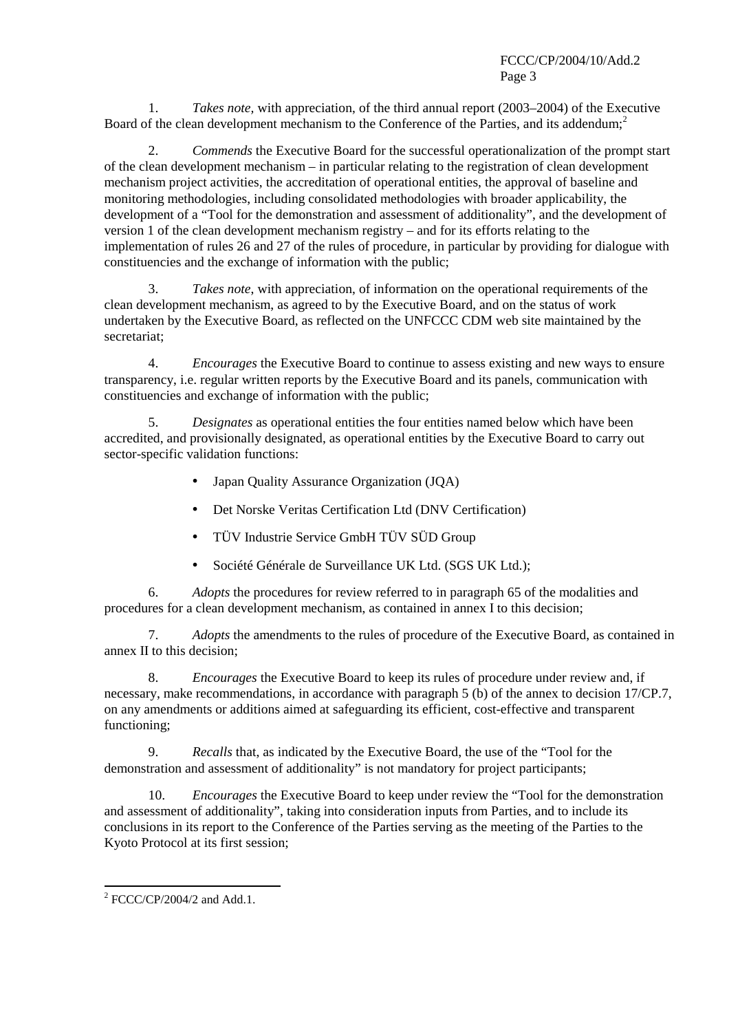1. *Takes note*, with appreciation, of the third annual report (2003–2004) of the Executive Board of the clean development mechanism to the Conference of the Parties, and its addendum;[2]

2. *Commends* the Executive Board for the successful operationalization of the prompt start of the clean development mechanism – in particular relating to the registration of clean development mechanism project activities, the accreditation of operational entities, the approval of baseline and monitoring methodologies, including consolidated methodologies with broader applicability, the development of a "Tool for the demonstration and assessment of additionality", and the development of version 1 of the clean development mechanism registry – and for its efforts relating to the implementation of rules 26 and 27 of the rules of procedure, in particular by providing for dialogue with constituencies and the exchange of information with the public;

3. *Takes note*, with appreciation, of information on the operational requirements of the clean development mechanism, as agreed to by the Executive Board, and on the status of work undertaken by the Executive Board, as reflected on the UNFCCC CDM web site maintained by the secretariat;

4. *Encourages* the Executive Board to continue to assess existing and new ways to ensure transparency, i.e. regular written reports by the Executive Board and its panels, communication with constituencies and exchange of information with the public;

5. *Designates* as operational entities the four entities named below which have been accredited, and provisionally designated, as operational entities by the Executive Board to carry out sector-specific validation functions:

- Japan Quality Assurance Organization (JQA)
- Det Norske Veritas Certification Ltd (DNV Certification)
- TÜV Industrie Service GmbH TÜV SÜD Group
- Société Générale de Surveillance UK Ltd. (SGS UK Ltd.);

6. *Adopts* the procedures for review referred to in paragraph 65 of the modalities and procedures for a clean development mechanism, as contained in annex I to this decision;

7. *Adopts* the amendments to the rules of procedure of the Executive Board, as contained in annex II to this decision;

8. *Encourages* the Executive Board to keep its rules of procedure under review and, if necessary, make recommendations, in accordance with paragraph 5 (b) of the annex to decision 17/CP.7, on any amendments or additions aimed at safeguarding its efficient, cost-effective and transparent functioning;

9. *Recalls* that, as indicated by the Executive Board, the use of the "Tool for the demonstration and assessment of additionality" is not mandatory for project participants;

10. *Encourages* the Executive Board to keep under review the "Tool for the demonstration and assessment of additionality", taking into consideration inputs from Parties, and to include its conclusions in its report to the Conference of the Parties serving as the meeting of the Parties to the Kyoto Protocol at its first session;

---

[2] FCCC/CP/2004/2 and Add.1.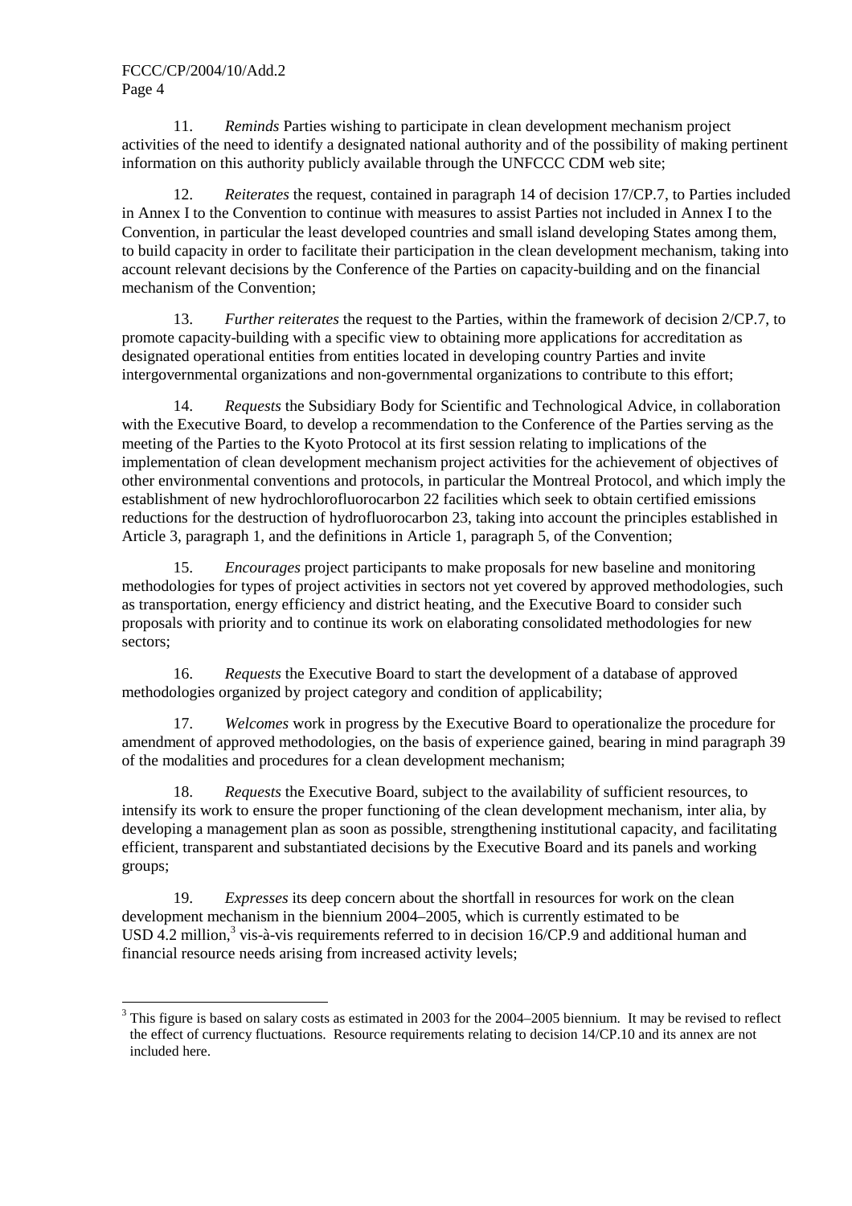11. *Reminds* Parties wishing to participate in clean development mechanism project activities of the need to identify a designated national authority and of the possibility of making pertinent information on this authority publicly available through the UNFCCC CDM web site;

12. *Reiterates* the request, contained in paragraph 14 of decision 17/CP.7, to Parties included in Annex I to the Convention to continue with measures to assist Parties not included in Annex I to the Convention, in particular the least developed countries and small island developing States among them, to build capacity in order to facilitate their participation in the clean development mechanism, taking into account relevant decisions by the Conference of the Parties on capacity-building and on the financial mechanism of the Convention;

13. *Further reiterates* the request to the Parties, within the framework of decision 2/CP.7, to promote capacity-building with a specific view to obtaining more applications for accreditation as designated operational entities from entities located in developing country Parties and invite intergovernmental organizations and non-governmental organizations to contribute to this effort;

14. *Requests* the Subsidiary Body for Scientific and Technological Advice, in collaboration with the Executive Board, to develop a recommendation to the Conference of the Parties serving as the meeting of the Parties to the Kyoto Protocol at its first session relating to implications of the implementation of clean development mechanism project activities for the achievement of objectives of other environmental conventions and protocols, in particular the Montreal Protocol, and which imply the establishment of new hydrochlorofluorocarbon 22 facilities which seek to obtain certified emissions reductions for the destruction of hydrofluorocarbon 23, taking into account the principles established in Article 3, paragraph 1, and the definitions in Article 1, paragraph 5, of the Convention;

15. *Encourages* project participants to make proposals for new baseline and monitoring methodologies for types of project activities in sectors not yet covered by approved methodologies, such as transportation, energy efficiency and district heating, and the Executive Board to consider such proposals with priority and to continue its work on elaborating consolidated methodologies for new sectors;

16. *Requests* the Executive Board to start the development of a database of approved methodologies organized by project category and condition of applicability;

17. *Welcomes* work in progress by the Executive Board to operationalize the procedure for amendment of approved methodologies, on the basis of experience gained, bearing in mind paragraph 39 of the modalities and procedures for a clean development mechanism;

18. *Requests* the Executive Board, subject to the availability of sufficient resources, to intensify its work to ensure the proper functioning of the clean development mechanism, inter alia, by developing a management plan as soon as possible, strengthening institutional capacity, and facilitating efficient, transparent and substantiated decisions by the Executive Board and its panels and working groups;

19. *Expresses* its deep concern about the shortfall in resources for work on the clean development mechanism in the biennium 2004–2005, which is currently estimated to be USD 4.2 million,[3] vis-à-vis requirements referred to in decision 16/CP.9 and additional human and financial resource needs arising from increased activity levels;

---

[3] This figure is based on salary costs as estimated in 2003 for the 2004–2005 biennium. It may be revised to reflect the effect of currency fluctuations. Resource requirements relating to decision 14/CP.10 and its annex are not included here.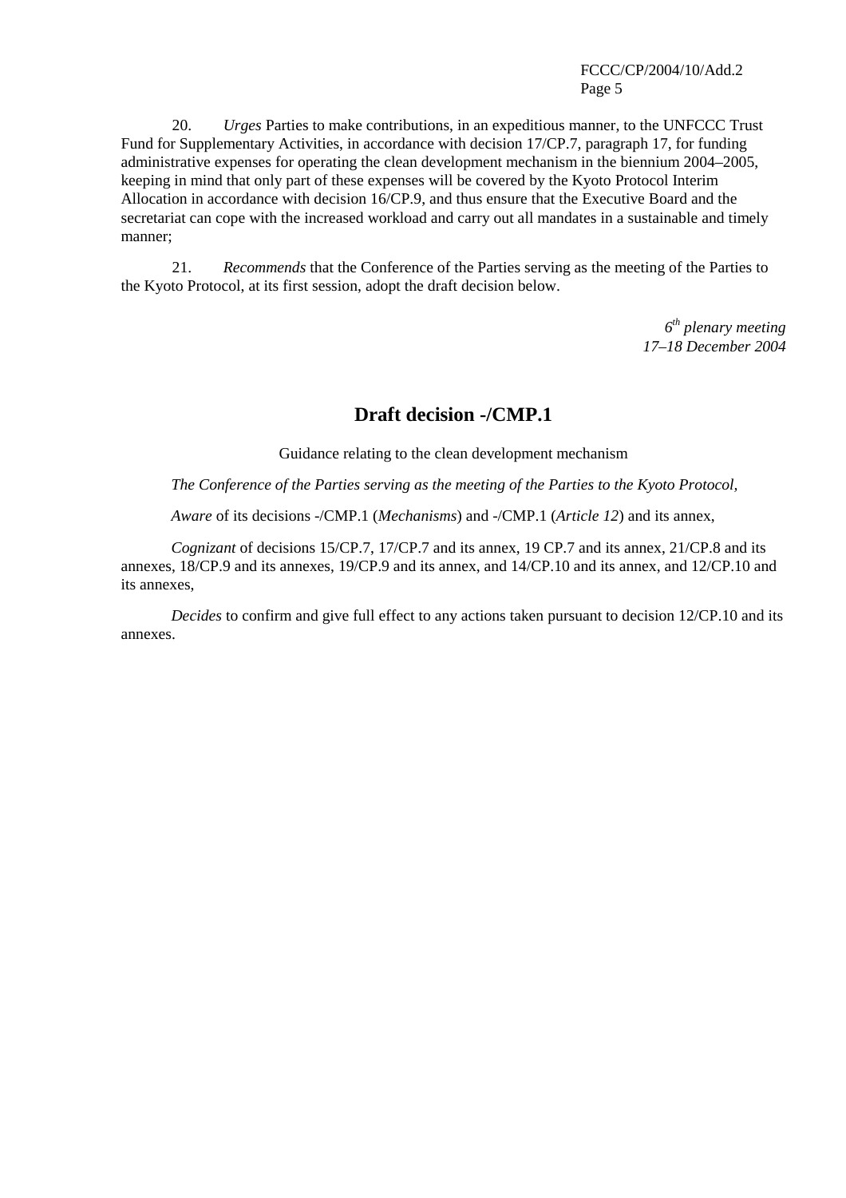20. *Urges* Parties to make contributions, in an expeditious manner, to the UNFCCC Trust Fund for Supplementary Activities, in accordance with decision 17/CP.7, paragraph 17, for funding administrative expenses for operating the clean development mechanism in the biennium 2004–2005, keeping in mind that only part of these expenses will be covered by the Kyoto Protocol Interim Allocation in accordance with decision 16/CP.9, and thus ensure that the Executive Board and the secretariat can cope with the increased workload and carry out all mandates in a sustainable and timely manner;

21. *Recommends* that the Conference of the Parties serving as the meeting of the Parties to the Kyoto Protocol, at its first session, adopt the draft decision below.

*6th plenary meeting*
*17–18 December 2004*

## Draft decision -/CMP.1

Guidance relating to the clean development mechanism

*The Conference of the Parties serving as the meeting of the Parties to the Kyoto Protocol,*

*Aware* of its decisions -/CMP.1 (*Mechanisms*) and -/CMP.1 (*Article 12*) and its annex,

*Cognizant* of decisions 15/CP.7, 17/CP.7 and its annex, 19 CP.7 and its annex, 21/CP.8 and its annexes, 18/CP.9 and its annexes, 19/CP.9 and its annex, and 14/CP.10 and its annex, and 12/CP.10 and its annexes,

*Decides* to confirm and give full effect to any actions taken pursuant to decision 12/CP.10 and its annexes.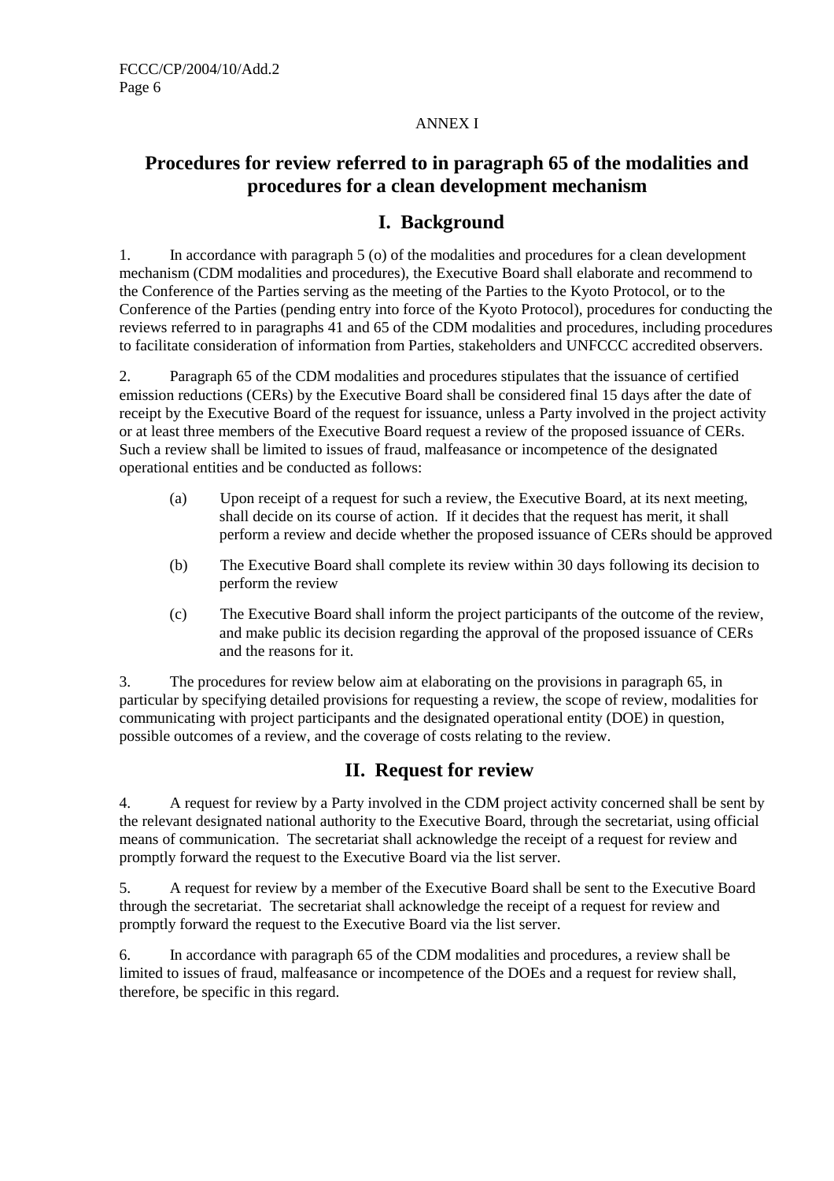ANNEX I

# Procedures for review referred to in paragraph 65 of the modalities and procedures for a clean development mechanism

## I. Background

1. In accordance with paragraph 5 (o) of the modalities and procedures for a clean development mechanism (CDM modalities and procedures), the Executive Board shall elaborate and recommend to the Conference of the Parties serving as the meeting of the Parties to the Kyoto Protocol, or to the Conference of the Parties (pending entry into force of the Kyoto Protocol), procedures for conducting the reviews referred to in paragraphs 41 and 65 of the CDM modalities and procedures, including procedures to facilitate consideration of information from Parties, stakeholders and UNFCCC accredited observers.

2. Paragraph 65 of the CDM modalities and procedures stipulates that the issuance of certified emission reductions (CERs) by the Executive Board shall be considered final 15 days after the date of receipt by the Executive Board of the request for issuance, unless a Party involved in the project activity or at least three members of the Executive Board request a review of the proposed issuance of CERs. Such a review shall be limited to issues of fraud, malfeasance or incompetence of the designated operational entities and be conducted as follows:

   (a) Upon receipt of a request for such a review, the Executive Board, at its next meeting, shall decide on its course of action. If it decides that the request has merit, it shall perform a review and decide whether the proposed issuance of CERs should be approved

   (b) The Executive Board shall complete its review within 30 days following its decision to perform the review

   (c) The Executive Board shall inform the project participants of the outcome of the review, and make public its decision regarding the approval of the proposed issuance of CERs and the reasons for it.

3. The procedures for review below aim at elaborating on the provisions in paragraph 65, in particular by specifying detailed provisions for requesting a review, the scope of review, modalities for communicating with project participants and the designated operational entity (DOE) in question, possible outcomes of a review, and the coverage of costs relating to the review.

## II. Request for review

4. A request for review by a Party involved in the CDM project activity concerned shall be sent by the relevant designated national authority to the Executive Board, through the secretariat, using official means of communication. The secretariat shall acknowledge the receipt of a request for review and promptly forward the request to the Executive Board via the list server.

5. A request for review by a member of the Executive Board shall be sent to the Executive Board through the secretariat. The secretariat shall acknowledge the receipt of a request for review and promptly forward the request to the Executive Board via the list server.

6. In accordance with paragraph 65 of the CDM modalities and procedures, a review shall be limited to issues of fraud, malfeasance or incompetence of the DOEs and a request for review shall, therefore, be specific in this regard.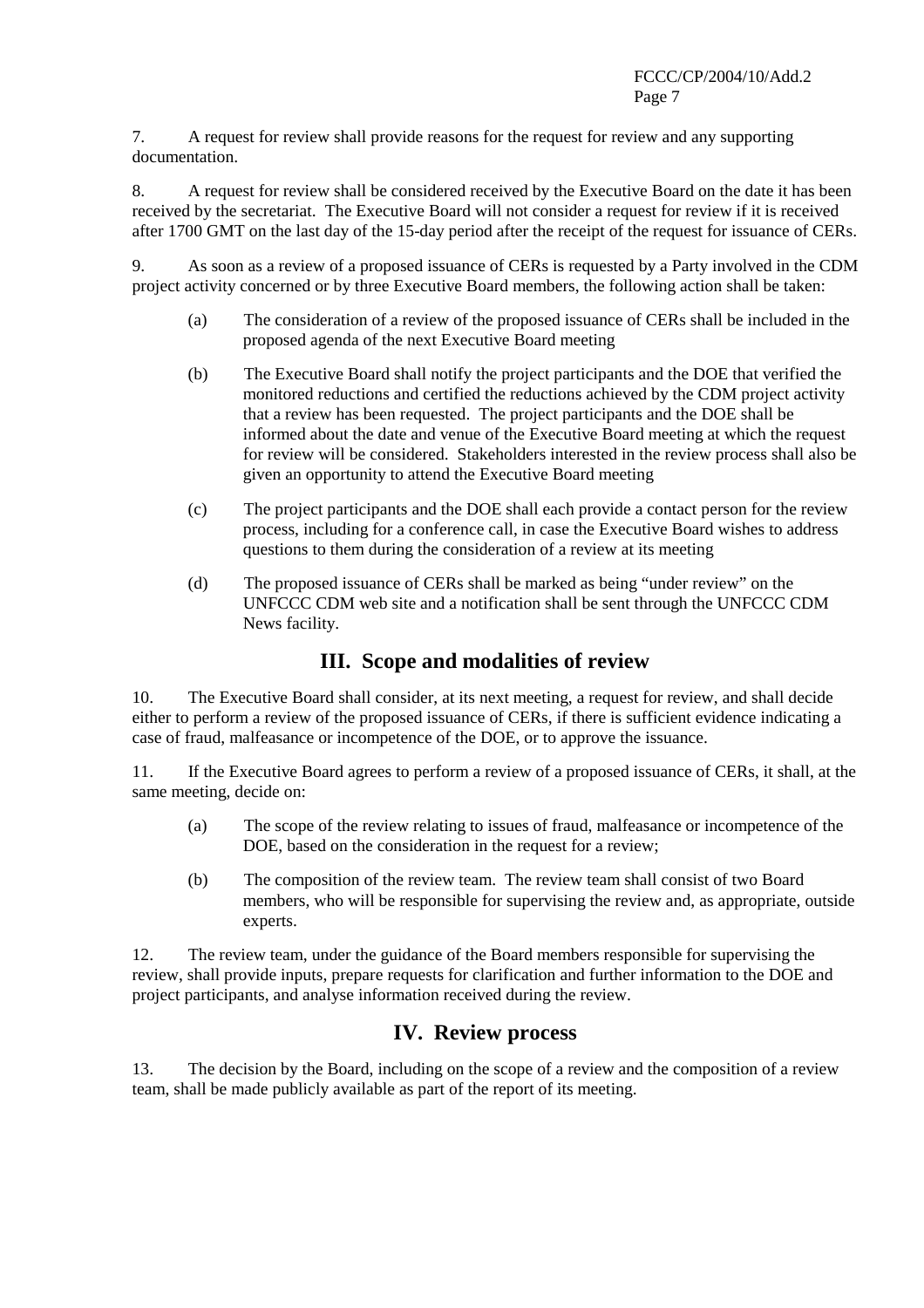7. A request for review shall provide reasons for the request for review and any supporting documentation.

8. A request for review shall be considered received by the Executive Board on the date it has been received by the secretariat. The Executive Board will not consider a request for review if it is received after 1700 GMT on the last day of the 15-day period after the receipt of the request for issuance of CERs.

9. As soon as a review of a proposed issuance of CERs is requested by a Party involved in the CDM project activity concerned or by three Executive Board members, the following action shall be taken:

(a) The consideration of a review of the proposed issuance of CERs shall be included in the proposed agenda of the next Executive Board meeting

(b) The Executive Board shall notify the project participants and the DOE that verified the monitored reductions and certified the reductions achieved by the CDM project activity that a review has been requested. The project participants and the DOE shall be informed about the date and venue of the Executive Board meeting at which the request for review will be considered. Stakeholders interested in the review process shall also be given an opportunity to attend the Executive Board meeting

(c) The project participants and the DOE shall each provide a contact person for the review process, including for a conference call, in case the Executive Board wishes to address questions to them during the consideration of a review at its meeting

(d) The proposed issuance of CERs shall be marked as being "under review" on the UNFCCC CDM web site and a notification shall be sent through the UNFCCC CDM News facility.

## III. Scope and modalities of review

10. The Executive Board shall consider, at its next meeting, a request for review, and shall decide either to perform a review of the proposed issuance of CERs, if there is sufficient evidence indicating a case of fraud, malfeasance or incompetence of the DOE, or to approve the issuance.

11. If the Executive Board agrees to perform a review of a proposed issuance of CERs, it shall, at the same meeting, decide on:

(a) The scope of the review relating to issues of fraud, malfeasance or incompetence of the DOE, based on the consideration in the request for a review;

(b) The composition of the review team. The review team shall consist of two Board members, who will be responsible for supervising the review and, as appropriate, outside experts.

12. The review team, under the guidance of the Board members responsible for supervising the review, shall provide inputs, prepare requests for clarification and further information to the DOE and project participants, and analyse information received during the review.

## IV. Review process

13. The decision by the Board, including on the scope of a review and the composition of a review team, shall be made publicly available as part of the report of its meeting.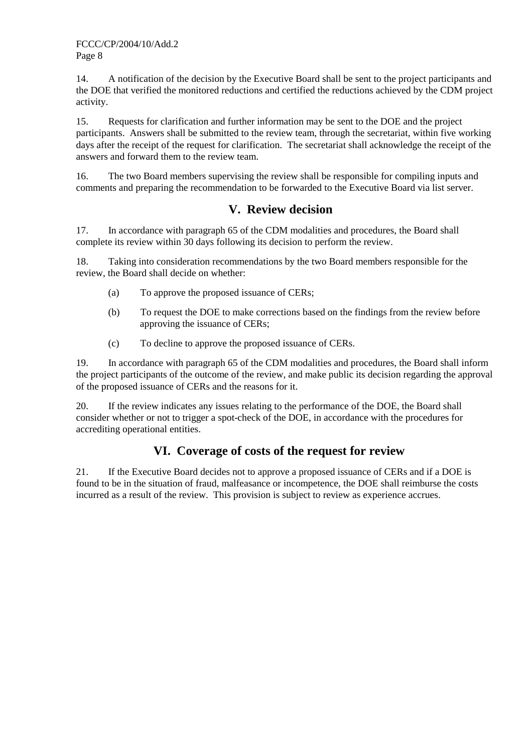14. A notification of the decision by the Executive Board shall be sent to the project participants and the DOE that verified the monitored reductions and certified the reductions achieved by the CDM project activity.

15. Requests for clarification and further information may be sent to the DOE and the project participants. Answers shall be submitted to the review team, through the secretariat, within five working days after the receipt of the request for clarification. The secretariat shall acknowledge the receipt of the answers and forward them to the review team.

16. The two Board members supervising the review shall be responsible for compiling inputs and comments and preparing the recommendation to be forwarded to the Executive Board via list server.

## V. Review decision

17. In accordance with paragraph 65 of the CDM modalities and procedures, the Board shall complete its review within 30 days following its decision to perform the review.

18. Taking into consideration recommendations by the two Board members responsible for the review, the Board shall decide on whether:

(a) To approve the proposed issuance of CERs;

(b) To request the DOE to make corrections based on the findings from the review before approving the issuance of CERs;

(c) To decline to approve the proposed issuance of CERs.

19. In accordance with paragraph 65 of the CDM modalities and procedures, the Board shall inform the project participants of the outcome of the review, and make public its decision regarding the approval of the proposed issuance of CERs and the reasons for it.

20. If the review indicates any issues relating to the performance of the DOE, the Board shall consider whether or not to trigger a spot-check of the DOE, in accordance with the procedures for accrediting operational entities.

## VI. Coverage of costs of the request for review

21. If the Executive Board decides not to approve a proposed issuance of CERs and if a DOE is found to be in the situation of fraud, malfeasance or incompetence, the DOE shall reimburse the costs incurred as a result of the review. This provision is subject to review as experience accrues.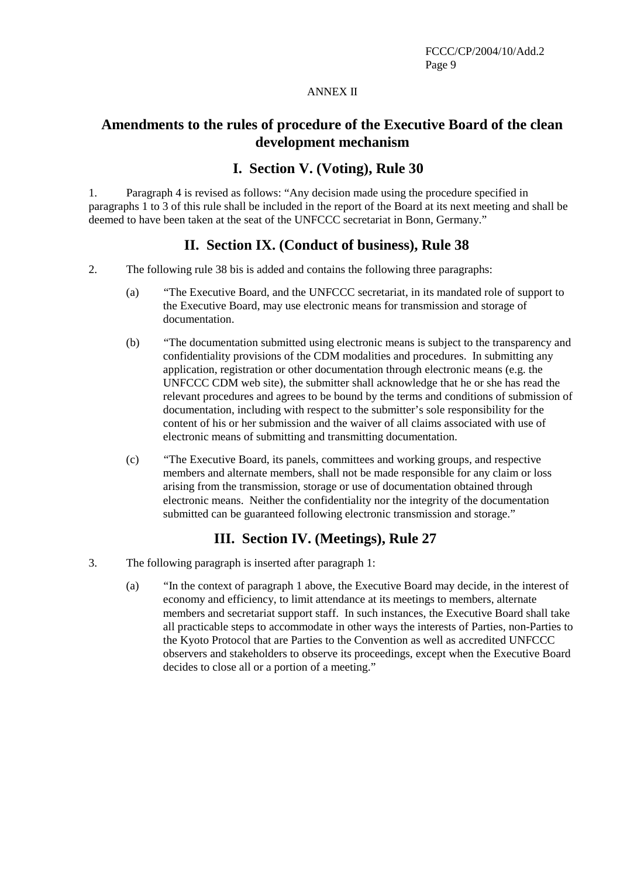ANNEX II

# Amendments to the rules of procedure of the Executive Board of the clean development mechanism

## I. Section V. (Voting), Rule 30

1. Paragraph 4 is revised as follows: "Any decision made using the procedure specified in paragraphs 1 to 3 of this rule shall be included in the report of the Board at its next meeting and shall be deemed to have been taken at the seat of the UNFCCC secretariat in Bonn, Germany."

## II. Section IX. (Conduct of business), Rule 38

2. The following rule 38 bis is added and contains the following three paragraphs:

   (a) "The Executive Board, and the UNFCCC secretariat, in its mandated role of support to the Executive Board, may use electronic means for transmission and storage of documentation.

   (b) "The documentation submitted using electronic means is subject to the transparency and confidentiality provisions of the CDM modalities and procedures. In submitting any application, registration or other documentation through electronic means (e.g. the UNFCCC CDM web site), the submitter shall acknowledge that he or she has read the relevant procedures and agrees to be bound by the terms and conditions of submission of documentation, including with respect to the submitter's sole responsibility for the content of his or her submission and the waiver of all claims associated with use of electronic means of submitting and transmitting documentation.

   (c) "The Executive Board, its panels, committees and working groups, and respective members and alternate members, shall not be made responsible for any claim or loss arising from the transmission, storage or use of documentation obtained through electronic means. Neither the confidentiality nor the integrity of the documentation submitted can be guaranteed following electronic transmission and storage."

## III. Section IV. (Meetings), Rule 27

3. The following paragraph is inserted after paragraph 1:

   (a) "In the context of paragraph 1 above, the Executive Board may decide, in the interest of economy and efficiency, to limit attendance at its meetings to members, alternate members and secretariat support staff. In such instances, the Executive Board shall take all practicable steps to accommodate in other ways the interests of Parties, non-Parties to the Kyoto Protocol that are Parties to the Convention as well as accredited UNFCCC observers and stakeholders to observe its proceedings, except when the Executive Board decides to close all or a portion of a meeting."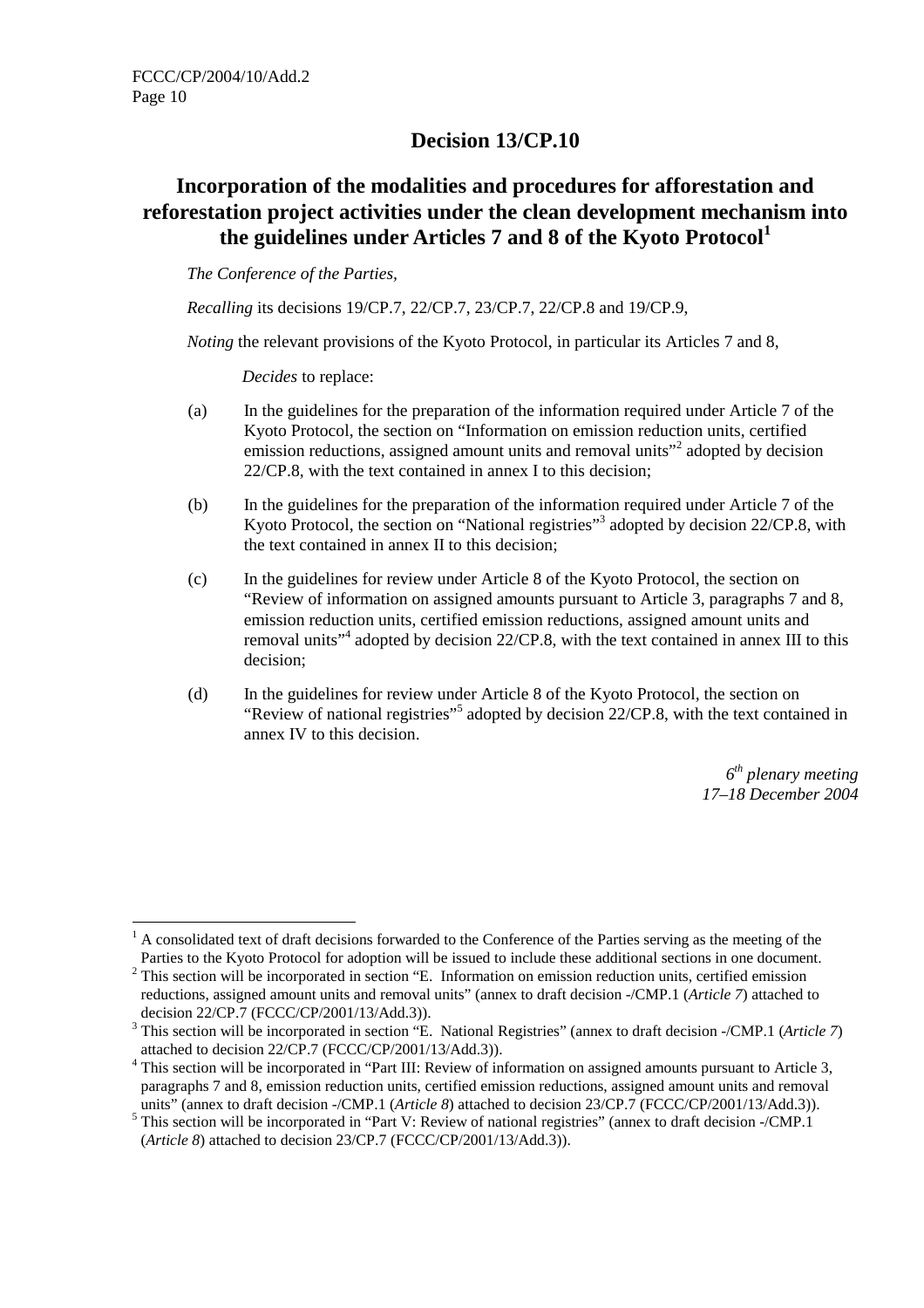## Decision 13/CP.10

## Incorporation of the modalities and procedures for afforestation and reforestation project activities under the clean development mechanism into the guidelines under Articles 7 and 8 of the Kyoto Protocol[1]

*The Conference of the Parties,*

*Recalling* its decisions 19/CP.7, 22/CP.7, 23/CP.7, 22/CP.8 and 19/CP.9,

*Noting* the relevant provisions of the Kyoto Protocol, in particular its Articles 7 and 8,

*Decides* to replace:

(a) In the guidelines for the preparation of the information required under Article 7 of the Kyoto Protocol, the section on "Information on emission reduction units, certified emission reductions, assigned amount units and removal units"[2] adopted by decision 22/CP.8, with the text contained in annex I to this decision;

(b) In the guidelines for the preparation of the information required under Article 7 of the Kyoto Protocol, the section on "National registries"[3] adopted by decision 22/CP.8, with the text contained in annex II to this decision;

(c) In the guidelines for review under Article 8 of the Kyoto Protocol, the section on "Review of information on assigned amounts pursuant to Article 3, paragraphs 7 and 8, emission reduction units, certified emission reductions, assigned amount units and removal units"[4] adopted by decision 22/CP.8, with the text contained in annex III to this decision;

(d) In the guidelines for review under Article 8 of the Kyoto Protocol, the section on "Review of national registries"[5] adopted by decision 22/CP.8, with the text contained in annex IV to this decision.

*6th plenary meeting*
*17–18 December 2004*

---

[1] A consolidated text of draft decisions forwarded to the Conference of the Parties serving as the meeting of the Parties to the Kyoto Protocol for adoption will be issued to include these additional sections in one document.

[2] This section will be incorporated in section "E. Information on emission reduction units, certified emission reductions, assigned amount units and removal units" (annex to draft decision -/CMP.1 (*Article 7*) attached to decision 22/CP.7 (FCCC/CP/2001/13/Add.3)).

[3] This section will be incorporated in section "E. National Registries" (annex to draft decision -/CMP.1 (*Article 7*) attached to decision 22/CP.7 (FCCC/CP/2001/13/Add.3)).

[4] This section will be incorporated in "Part III: Review of information on assigned amounts pursuant to Article 3, paragraphs 7 and 8, emission reduction units, certified emission reductions, assigned amount units and removal units" (annex to draft decision -/CMP.1 (*Article 8*) attached to decision 23/CP.7 (FCCC/CP/2001/13/Add.3)).

[5] This section will be incorporated in "Part V: Review of national registries" (annex to draft decision -/CMP.1 (*Article 8*) attached to decision 23/CP.7 (FCCC/CP/2001/13/Add.3)).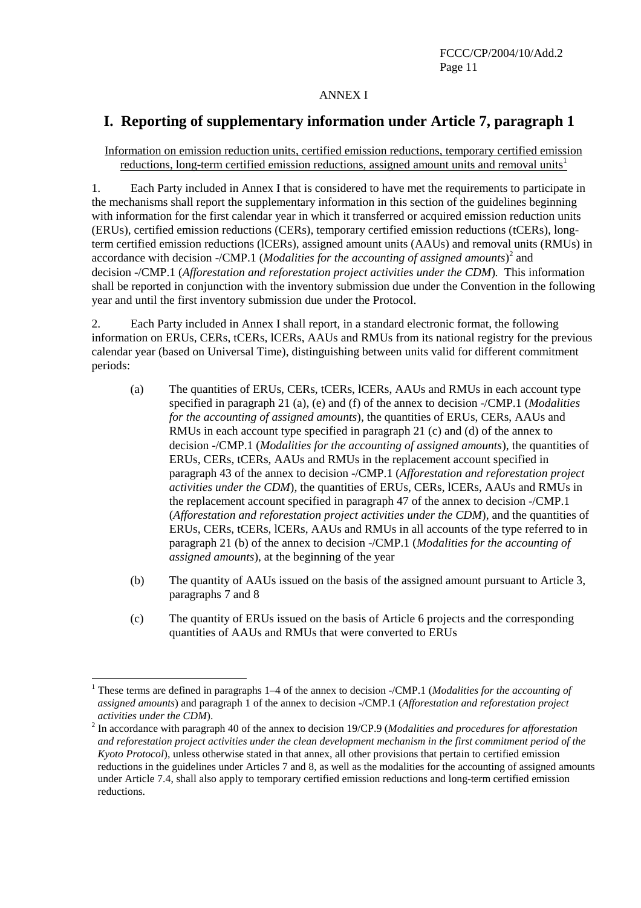ANNEX I

# I. Reporting of supplementary information under Article 7, paragraph 1

Information on emission reduction units, certified emission reductions, temporary certified emission reductions, long-term certified emission reductions, assigned amount units and removal units[1]

1. Each Party included in Annex I that is considered to have met the requirements to participate in the mechanisms shall report the supplementary information in this section of the guidelines beginning with information for the first calendar year in which it transferred or acquired emission reduction units (ERUs), certified emission reductions (CERs), temporary certified emission reductions (tCERs), long-term certified emission reductions (lCERs), assigned amount units (AAUs) and removal units (RMUs) in accordance with decision -/CMP.1 (*Modalities for the accounting of assigned amounts*)[2] and decision -/CMP.1 (*Afforestation and reforestation project activities under the CDM*). This information shall be reported in conjunction with the inventory submission due under the Convention in the following year and until the first inventory submission due under the Protocol.

2. Each Party included in Annex I shall report, in a standard electronic format, the following information on ERUs, CERs, tCERs, lCERs, AAUs and RMUs from its national registry for the previous calendar year (based on Universal Time), distinguishing between units valid for different commitment periods:

(a) The quantities of ERUs, CERs, tCERs, lCERs, AAUs and RMUs in each account type specified in paragraph 21 (a), (e) and (f) of the annex to decision -/CMP.1 (*Modalities for the accounting of assigned amounts*), the quantities of ERUs, CERs, AAUs and RMUs in each account type specified in paragraph 21 (c) and (d) of the annex to decision -/CMP.1 (*Modalities for the accounting of assigned amounts*), the quantities of ERUs, CERs, tCERs, AAUs and RMUs in the replacement account specified in paragraph 43 of the annex to decision -/CMP.1 (*Afforestation and reforestation project activities under the CDM*), the quantities of ERUs, CERs, lCERs, AAUs and RMUs in the replacement account specified in paragraph 47 of the annex to decision -/CMP.1 (*Afforestation and reforestation project activities under the CDM*), and the quantities of ERUs, CERs, tCERs, lCERs, AAUs and RMUs in all accounts of the type referred to in paragraph 21 (b) of the annex to decision -/CMP.1 (*Modalities for the accounting of assigned amounts*), at the beginning of the year

(b) The quantity of AAUs issued on the basis of the assigned amount pursuant to Article 3, paragraphs 7 and 8

(c) The quantity of ERUs issued on the basis of Article 6 projects and the corresponding quantities of AAUs and RMUs that were converted to ERUs

---

[1] These terms are defined in paragraphs 1–4 of the annex to decision -/CMP.1 (*Modalities for the accounting of assigned amounts*) and paragraph 1 of the annex to decision -/CMP.1 (*Afforestation and reforestation project activities under the CDM*).

[2] In accordance with paragraph 40 of the annex to decision 19/CP.9 (*Modalities and procedures for afforestation and reforestation project activities under the clean development mechanism in the first commitment period of the Kyoto Protocol*), unless otherwise stated in that annex, all other provisions that pertain to certified emission reductions in the guidelines under Articles 7 and 8, as well as the modalities for the accounting of assigned amounts under Article 7.4, shall also apply to temporary certified emission reductions and long-term certified emission reductions.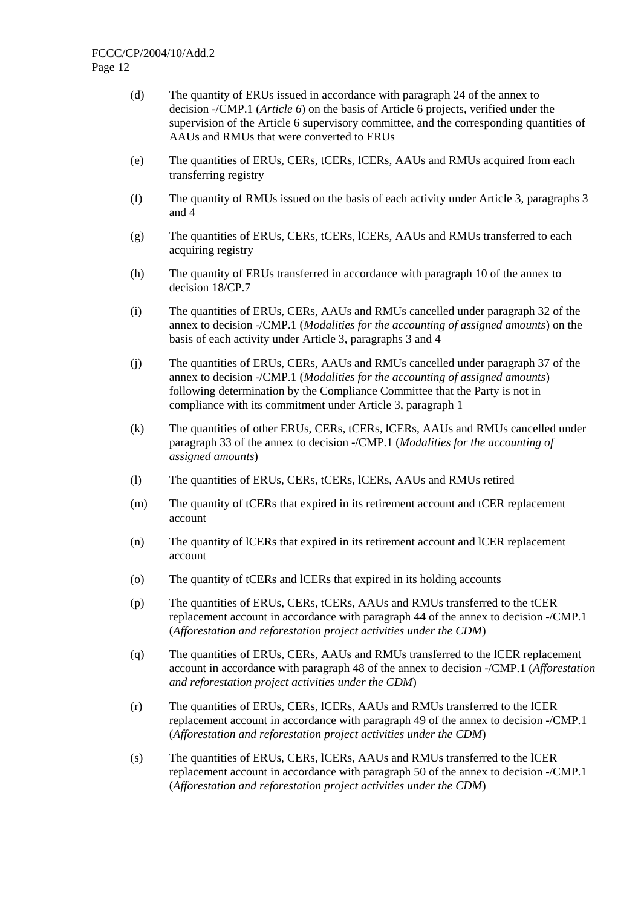(d) The quantity of ERUs issued in accordance with paragraph 24 of the annex to decision -/CMP.1 (*Article 6*) on the basis of Article 6 projects, verified under the supervision of the Article 6 supervisory committee, and the corresponding quantities of AAUs and RMUs that were converted to ERUs

(e) The quantities of ERUs, CERs, tCERs, lCERs, AAUs and RMUs acquired from each transferring registry

(f) The quantity of RMUs issued on the basis of each activity under Article 3, paragraphs 3 and 4

(g) The quantities of ERUs, CERs, tCERs, lCERs, AAUs and RMUs transferred to each acquiring registry

(h) The quantity of ERUs transferred in accordance with paragraph 10 of the annex to decision 18/CP.7

(i) The quantities of ERUs, CERs, AAUs and RMUs cancelled under paragraph 32 of the annex to decision -/CMP.1 (*Modalities for the accounting of assigned amounts*) on the basis of each activity under Article 3, paragraphs 3 and 4

(j) The quantities of ERUs, CERs, AAUs and RMUs cancelled under paragraph 37 of the annex to decision -/CMP.1 (*Modalities for the accounting of assigned amounts*) following determination by the Compliance Committee that the Party is not in compliance with its commitment under Article 3, paragraph 1

(k) The quantities of other ERUs, CERs, tCERs, lCERs, AAUs and RMUs cancelled under paragraph 33 of the annex to decision -/CMP.1 (*Modalities for the accounting of assigned amounts*)

(l) The quantities of ERUs, CERs, tCERs, lCERs, AAUs and RMUs retired

(m) The quantity of tCERs that expired in its retirement account and tCER replacement account

(n) The quantity of lCERs that expired in its retirement account and lCER replacement account

(o) The quantity of tCERs and lCERs that expired in its holding accounts

(p) The quantities of ERUs, CERs, tCERs, AAUs and RMUs transferred to the tCER replacement account in accordance with paragraph 44 of the annex to decision -/CMP.1 (*Afforestation and reforestation project activities under the CDM*)

(q) The quantities of ERUs, CERs, AAUs and RMUs transferred to the lCER replacement account in accordance with paragraph 48 of the annex to decision -/CMP.1 (*Afforestation and reforestation project activities under the CDM*)

(r) The quantities of ERUs, CERs, lCERs, AAUs and RMUs transferred to the lCER replacement account in accordance with paragraph 49 of the annex to decision -/CMP.1 (*Afforestation and reforestation project activities under the CDM*)

(s) The quantities of ERUs, CERs, lCERs, AAUs and RMUs transferred to the lCER replacement account in accordance with paragraph 50 of the annex to decision -/CMP.1 (*Afforestation and reforestation project activities under the CDM*)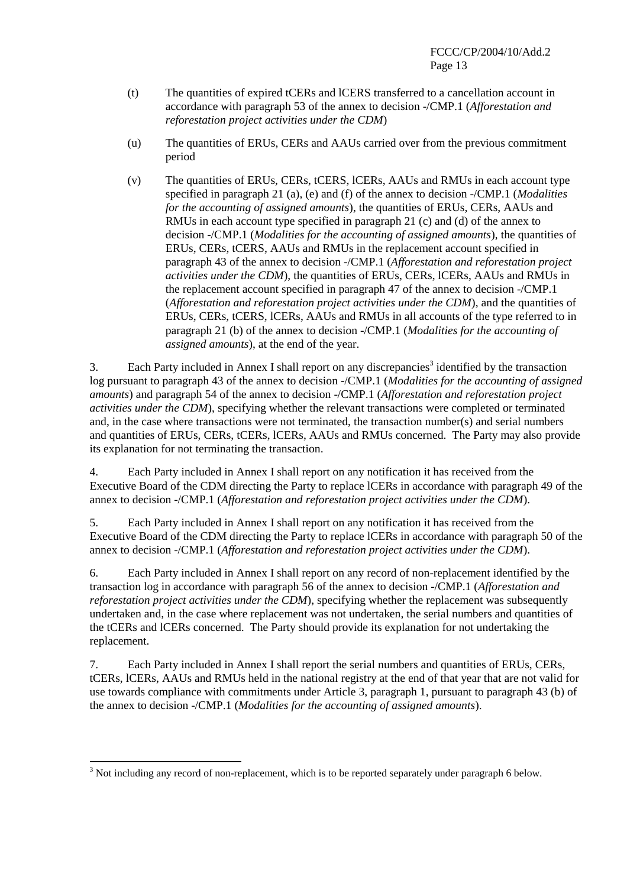(t) The quantities of expired tCERs and lCERS transferred to a cancellation account in accordance with paragraph 53 of the annex to decision -/CMP.1 (*Afforestation and reforestation project activities under the CDM*)

(u) The quantities of ERUs, CERs and AAUs carried over from the previous commitment period

(v) The quantities of ERUs, CERs, tCERS, lCERs, AAUs and RMUs in each account type specified in paragraph 21 (a), (e) and (f) of the annex to decision -/CMP.1 (*Modalities for the accounting of assigned amounts*), the quantities of ERUs, CERs, AAUs and RMUs in each account type specified in paragraph 21 (c) and (d) of the annex to decision -/CMP.1 (*Modalities for the accounting of assigned amounts*), the quantities of ERUs, CERs, tCERS, AAUs and RMUs in the replacement account specified in paragraph 43 of the annex to decision -/CMP.1 (*Afforestation and reforestation project activities under the CDM*), the quantities of ERUs, CERs, lCERs, AAUs and RMUs in the replacement account specified in paragraph 47 of the annex to decision -/CMP.1 (*Afforestation and reforestation project activities under the CDM*), and the quantities of ERUs, CERs, tCERS, lCERs, AAUs and RMUs in all accounts of the type referred to in paragraph 21 (b) of the annex to decision -/CMP.1 (*Modalities for the accounting of assigned amounts*), at the end of the year.

3. Each Party included in Annex I shall report on any discrepancies[3] identified by the transaction log pursuant to paragraph 43 of the annex to decision -/CMP.1 (*Modalities for the accounting of assigned amounts*) and paragraph 54 of the annex to decision -/CMP.1 (*Afforestation and reforestation project activities under the CDM*), specifying whether the relevant transactions were completed or terminated and, in the case where transactions were not terminated, the transaction number(s) and serial numbers and quantities of ERUs, CERs, tCERs, lCERs, AAUs and RMUs concerned. The Party may also provide its explanation for not terminating the transaction.

4. Each Party included in Annex I shall report on any notification it has received from the Executive Board of the CDM directing the Party to replace lCERs in accordance with paragraph 49 of the annex to decision -/CMP.1 (*Afforestation and reforestation project activities under the CDM*).

5. Each Party included in Annex I shall report on any notification it has received from the Executive Board of the CDM directing the Party to replace lCERs in accordance with paragraph 50 of the annex to decision -/CMP.1 (*Afforestation and reforestation project activities under the CDM*).

6. Each Party included in Annex I shall report on any record of non-replacement identified by the transaction log in accordance with paragraph 56 of the annex to decision -/CMP.1 (*Afforestation and reforestation project activities under the CDM*), specifying whether the replacement was subsequently undertaken and, in the case where replacement was not undertaken, the serial numbers and quantities of the tCERs and lCERs concerned. The Party should provide its explanation for not undertaking the replacement.

7. Each Party included in Annex I shall report the serial numbers and quantities of ERUs, CERs, tCERs, lCERs, AAUs and RMUs held in the national registry at the end of that year that are not valid for use towards compliance with commitments under Article 3, paragraph 1, pursuant to paragraph 43 (b) of the annex to decision -/CMP.1 (*Modalities for the accounting of assigned amounts*).

[3] Not including any record of non-replacement, which is to be reported separately under paragraph 6 below.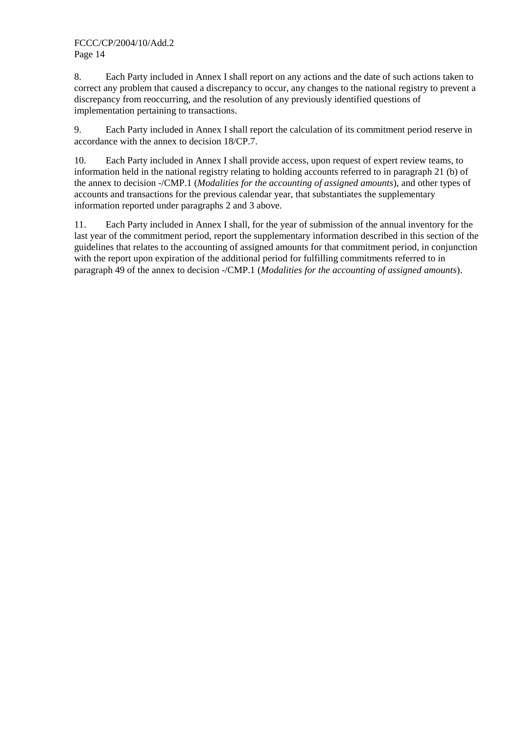8. Each Party included in Annex I shall report on any actions and the date of such actions taken to correct any problem that caused a discrepancy to occur, any changes to the national registry to prevent a discrepancy from reoccurring, and the resolution of any previously identified questions of implementation pertaining to transactions.

9. Each Party included in Annex I shall report the calculation of its commitment period reserve in accordance with the annex to decision 18/CP.7.

10. Each Party included in Annex I shall provide access, upon request of expert review teams, to information held in the national registry relating to holding accounts referred to in paragraph 21 (b) of the annex to decision -/CMP.1 (*Modalities for the accounting of assigned amounts*), and other types of accounts and transactions for the previous calendar year, that substantiates the supplementary information reported under paragraphs 2 and 3 above.

11. Each Party included in Annex I shall, for the year of submission of the annual inventory for the last year of the commitment period, report the supplementary information described in this section of the guidelines that relates to the accounting of assigned amounts for that commitment period, in conjunction with the report upon expiration of the additional period for fulfilling commitments referred to in paragraph 49 of the annex to decision -/CMP.1 (*Modalities for the accounting of assigned amounts*).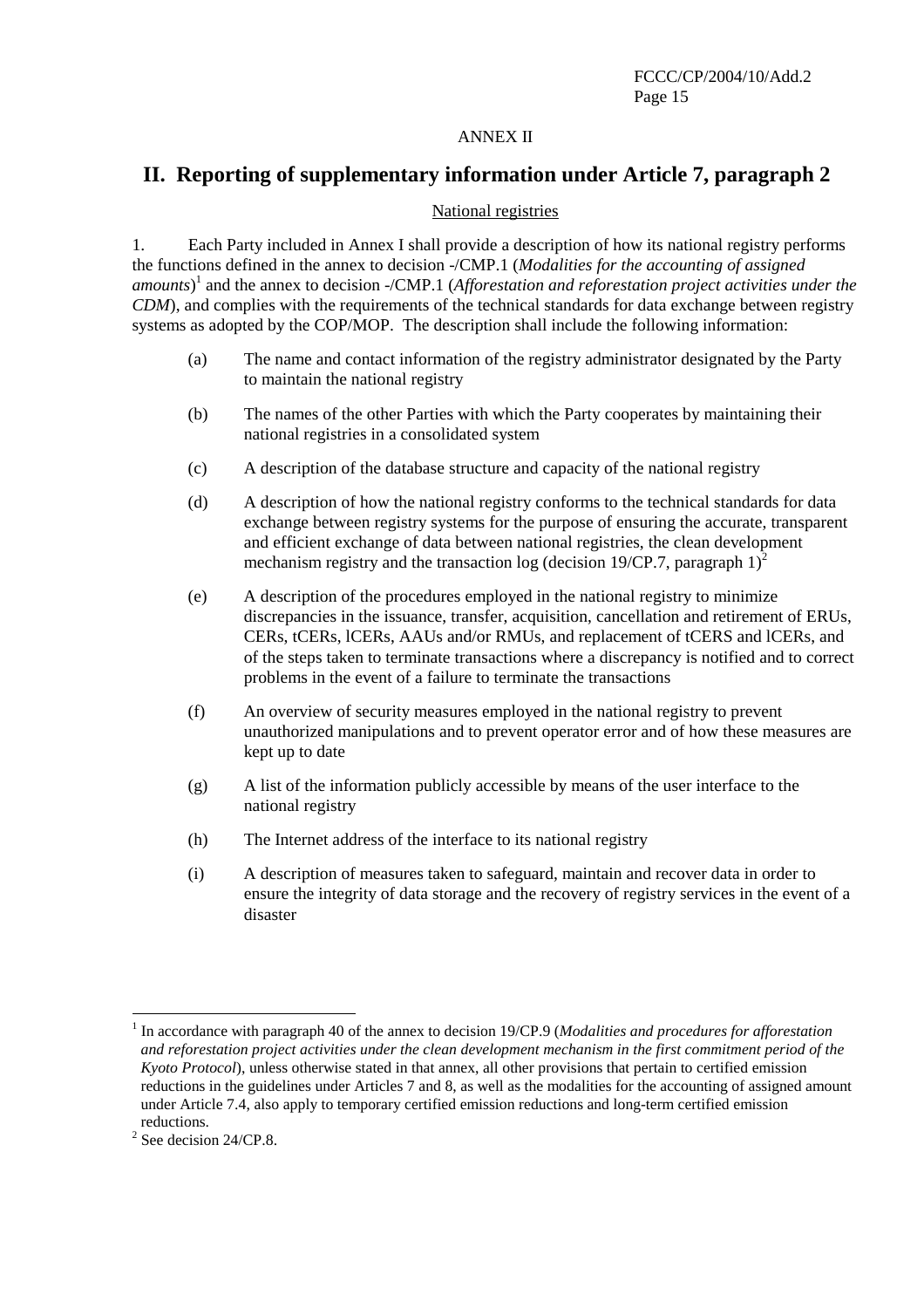ANNEX II

## II. Reporting of supplementary information under Article 7, paragraph 2

National registries

1. Each Party included in Annex I shall provide a description of how its national registry performs the functions defined in the annex to decision -/CMP.1 (*Modalities for the accounting of assigned amounts*)[1] and the annex to decision -/CMP.1 (*Afforestation and reforestation project activities under the CDM*), and complies with the requirements of the technical standards for data exchange between registry systems as adopted by the COP/MOP. The description shall include the following information:

   (a) The name and contact information of the registry administrator designated by the Party to maintain the national registry

   (b) The names of the other Parties with which the Party cooperates by maintaining their national registries in a consolidated system

   (c) A description of the database structure and capacity of the national registry

   (d) A description of how the national registry conforms to the technical standards for data exchange between registry systems for the purpose of ensuring the accurate, transparent and efficient exchange of data between national registries, the clean development mechanism registry and the transaction log (decision 19/CP.7, paragraph 1)[2]

   (e) A description of the procedures employed in the national registry to minimize discrepancies in the issuance, transfer, acquisition, cancellation and retirement of ERUs, CERs, tCERs, lCERs, AAUs and/or RMUs, and replacement of tCERS and lCERs, and of the steps taken to terminate transactions where a discrepancy is notified and to correct problems in the event of a failure to terminate the transactions

   (f) An overview of security measures employed in the national registry to prevent unauthorized manipulations and to prevent operator error and of how these measures are kept up to date

   (g) A list of the information publicly accessible by means of the user interface to the national registry

   (h) The Internet address of the interface to its national registry

   (i) A description of measures taken to safeguard, maintain and recover data in order to ensure the integrity of data storage and the recovery of registry services in the event of a disaster

---

[1] In accordance with paragraph 40 of the annex to decision 19/CP.9 (*Modalities and procedures for afforestation and reforestation project activities under the clean development mechanism in the first commitment period of the Kyoto Protocol*), unless otherwise stated in that annex, all other provisions that pertain to certified emission reductions in the guidelines under Articles 7 and 8, as well as the modalities for the accounting of assigned amount under Article 7.4, also apply to temporary certified emission reductions and long-term certified emission reductions.

[2] See decision 24/CP.8.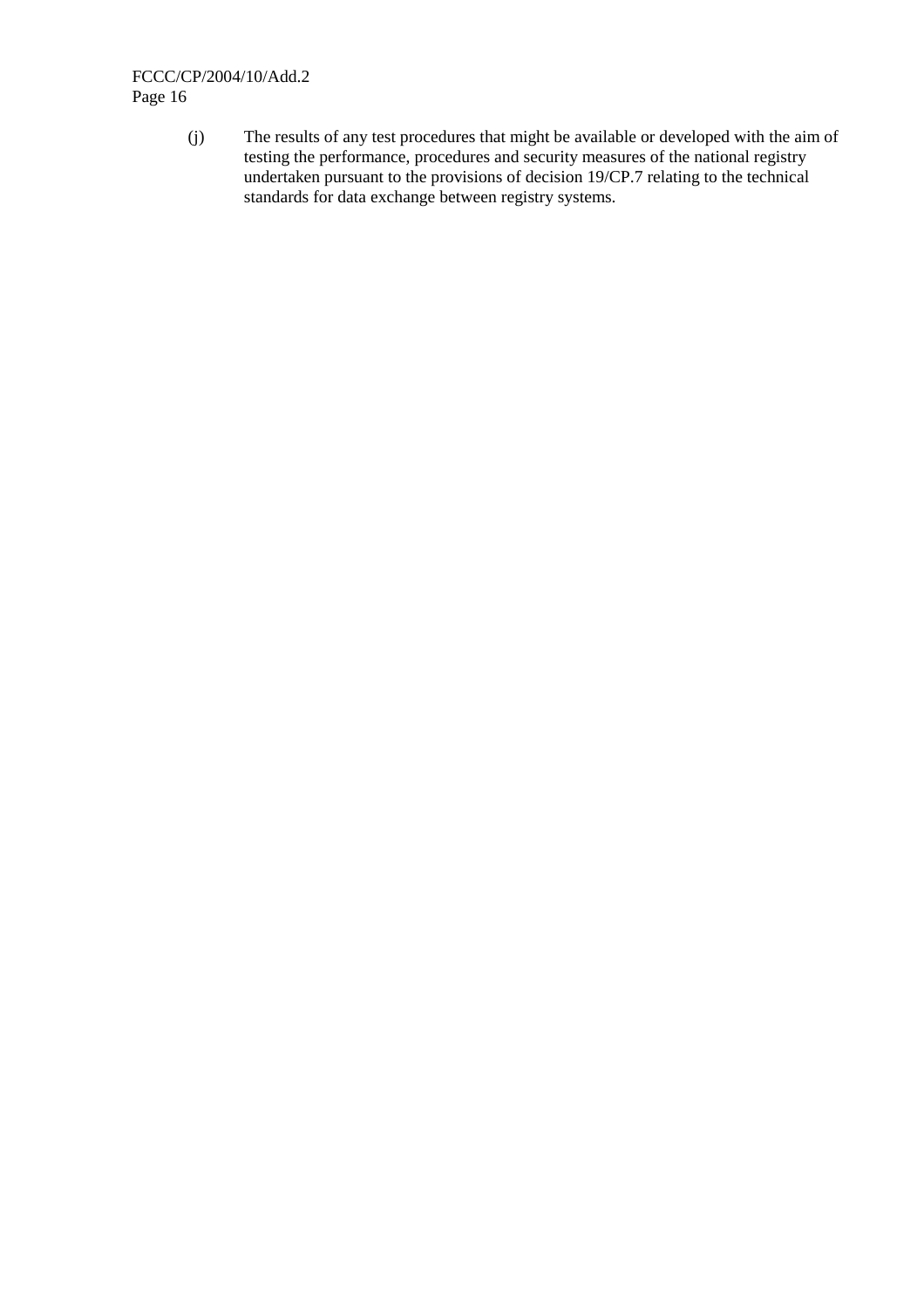(j) The results of any test procedures that might be available or developed with the aim of testing the performance, procedures and security measures of the national registry undertaken pursuant to the provisions of decision 19/CP.7 relating to the technical standards for data exchange between registry systems.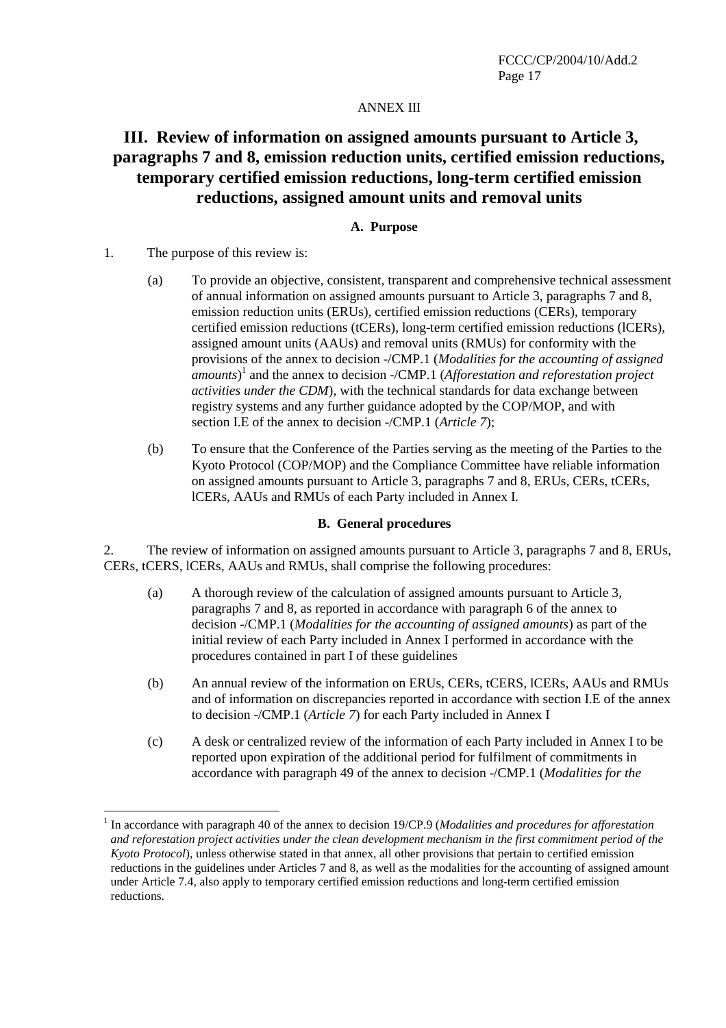ANNEX III

# III. Review of information on assigned amounts pursuant to Article 3, paragraphs 7 and 8, emission reduction units, certified emission reductions, temporary certified emission reductions, long-term certified emission reductions, assigned amount units and removal units

### A. Purpose

1. The purpose of this review is:

   (a) To provide an objective, consistent, transparent and comprehensive technical assessment of annual information on assigned amounts pursuant to Article 3, paragraphs 7 and 8, emission reduction units (ERUs), certified emission reductions (CERs), temporary certified emission reductions (tCERs), long-term certified emission reductions (lCERs), assigned amount units (AAUs) and removal units (RMUs) for conformity with the provisions of the annex to decision -/CMP.1 (*Modalities for the accounting of assigned amounts*)[1] and the annex to decision -/CMP.1 (*Afforestation and reforestation project activities under the CDM*), with the technical standards for data exchange between registry systems and any further guidance adopted by the COP/MOP, and with section I.E of the annex to decision -/CMP.1 (*Article 7*);

   (b) To ensure that the Conference of the Parties serving as the meeting of the Parties to the Kyoto Protocol (COP/MOP) and the Compliance Committee have reliable information on assigned amounts pursuant to Article 3, paragraphs 7 and 8, ERUs, CERs, tCERs, lCERs, AAUs and RMUs of each Party included in Annex I.

### B. General procedures

2. The review of information on assigned amounts pursuant to Article 3, paragraphs 7 and 8, ERUs, CERs, tCERS, lCERs, AAUs and RMUs, shall comprise the following procedures:

   (a) A thorough review of the calculation of assigned amounts pursuant to Article 3, paragraphs 7 and 8, as reported in accordance with paragraph 6 of the annex to decision -/CMP.1 (*Modalities for the accounting of assigned amounts*) as part of the initial review of each Party included in Annex I performed in accordance with the procedures contained in part I of these guidelines

   (b) An annual review of the information on ERUs, CERs, tCERS, lCERs, AAUs and RMUs and of information on discrepancies reported in accordance with section I.E of the annex to decision -/CMP.1 (*Article 7*) for each Party included in Annex I

   (c) A desk or centralized review of the information of each Party included in Annex I to be reported upon expiration of the additional period for fulfilment of commitments in accordance with paragraph 49 of the annex to decision -/CMP.1 (*Modalities for the*

---

[1] In accordance with paragraph 40 of the annex to decision 19/CP.9 (*Modalities and procedures for afforestation and reforestation project activities under the clean development mechanism in the first commitment period of the Kyoto Protocol*), unless otherwise stated in that annex, all other provisions that pertain to certified emission reductions in the guidelines under Articles 7 and 8, as well as the modalities for the accounting of assigned amount under Article 7.4, also apply to temporary certified emission reductions and long-term certified emission reductions.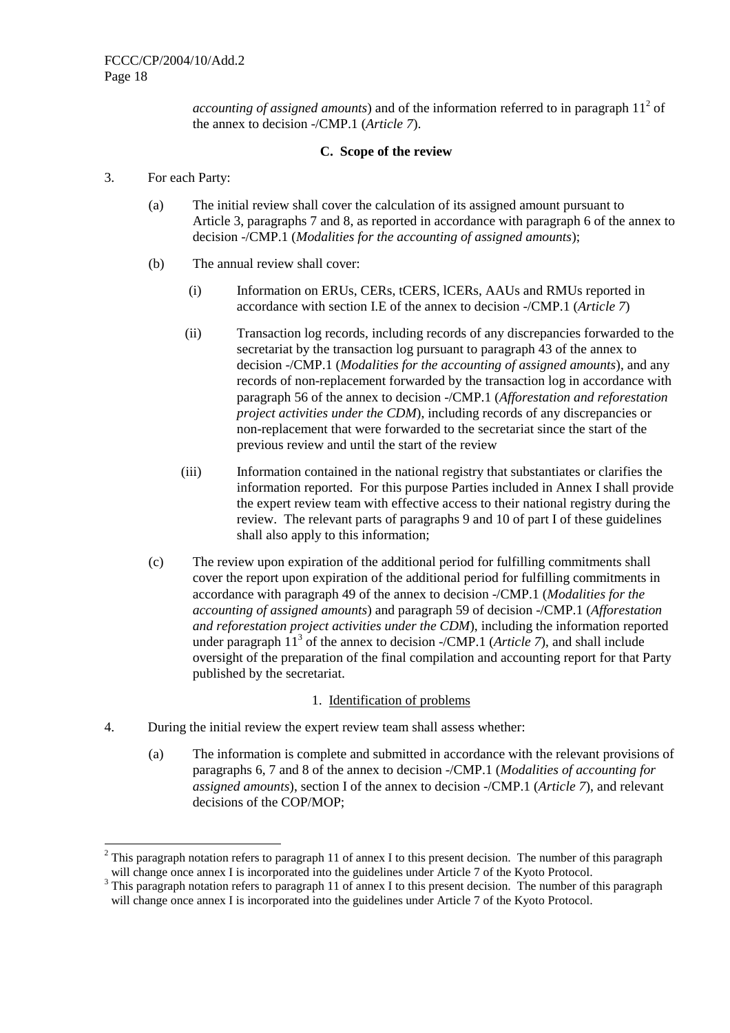*accounting of assigned amounts*) and of the information referred to in paragraph 11[2] of the annex to decision -/CMP.1 (*Article 7*).

### C. Scope of the review

3. For each Party:

(a) The initial review shall cover the calculation of its assigned amount pursuant to Article 3, paragraphs 7 and 8, as reported in accordance with paragraph 6 of the annex to decision -/CMP.1 (*Modalities for the accounting of assigned amounts*);

(b) The annual review shall cover:

(i) Information on ERUs, CERs, tCERS, lCERs, AAUs and RMUs reported in accordance with section I.E of the annex to decision -/CMP.1 (*Article 7*)

(ii) Transaction log records, including records of any discrepancies forwarded to the secretariat by the transaction log pursuant to paragraph 43 of the annex to decision -/CMP.1 (*Modalities for the accounting of assigned amounts*), and any records of non-replacement forwarded by the transaction log in accordance with paragraph 56 of the annex to decision -/CMP.1 (*Afforestation and reforestation project activities under the CDM*), including records of any discrepancies or non-replacement that were forwarded to the secretariat since the start of the previous review and until the start of the review

(iii) Information contained in the national registry that substantiates or clarifies the information reported. For this purpose Parties included in Annex I shall provide the expert review team with effective access to their national registry during the review. The relevant parts of paragraphs 9 and 10 of part I of these guidelines shall also apply to this information;

(c) The review upon expiration of the additional period for fulfilling commitments shall cover the report upon expiration of the additional period for fulfilling commitments in accordance with paragraph 49 of the annex to decision -/CMP.1 (*Modalities for the accounting of assigned amounts*) and paragraph 59 of decision -/CMP.1 (*Afforestation and reforestation project activities under the CDM*), including the information reported under paragraph 11[3] of the annex to decision -/CMP.1 (*Article 7*), and shall include oversight of the preparation of the final compilation and accounting report for that Party published by the secretariat.

#### 1. Identification of problems

4. During the initial review the expert review team shall assess whether:

(a) The information is complete and submitted in accordance with the relevant provisions of paragraphs 6, 7 and 8 of the annex to decision -/CMP.1 (*Modalities of accounting for assigned amounts*), section I of the annex to decision -/CMP.1 (*Article 7*), and relevant decisions of the COP/MOP;

---

[2] This paragraph notation refers to paragraph 11 of annex I to this present decision. The number of this paragraph will change once annex I is incorporated into the guidelines under Article 7 of the Kyoto Protocol.

[3] This paragraph notation refers to paragraph 11 of annex I to this present decision. The number of this paragraph will change once annex I is incorporated into the guidelines under Article 7 of the Kyoto Protocol.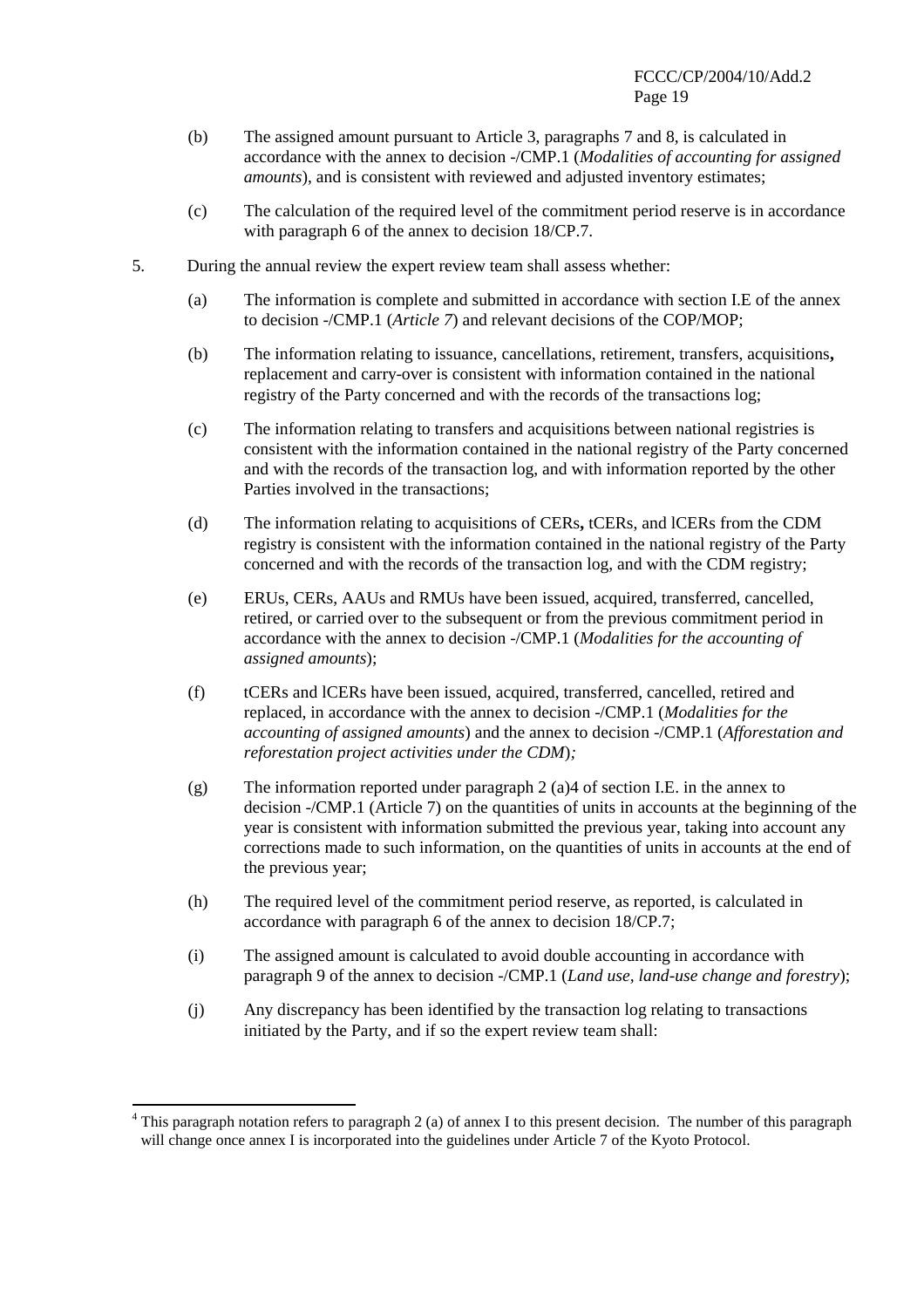(b) The assigned amount pursuant to Article 3, paragraphs 7 and 8, is calculated in accordance with the annex to decision -/CMP.1 (*Modalities of accounting for assigned amounts*), and is consistent with reviewed and adjusted inventory estimates;

(c) The calculation of the required level of the commitment period reserve is in accordance with paragraph 6 of the annex to decision 18/CP.7.

5. During the annual review the expert review team shall assess whether:

(a) The information is complete and submitted in accordance with section I.E of the annex to decision -/CMP.1 (*Article 7*) and relevant decisions of the COP/MOP;

(b) The information relating to issuance, cancellations, retirement, transfers, acquisitions**,** replacement and carry-over is consistent with information contained in the national registry of the Party concerned and with the records of the transactions log;

(c) The information relating to transfers and acquisitions between national registries is consistent with the information contained in the national registry of the Party concerned and with the records of the transaction log, and with information reported by the other Parties involved in the transactions;

(d) The information relating to acquisitions of CERs**,** tCERs, and lCERs from the CDM registry is consistent with the information contained in the national registry of the Party concerned and with the records of the transaction log, and with the CDM registry;

(e) ERUs, CERs, AAUs and RMUs have been issued, acquired, transferred, cancelled, retired, or carried over to the subsequent or from the previous commitment period in accordance with the annex to decision -/CMP.1 (*Modalities for the accounting of assigned amounts*);

(f) tCERs and lCERs have been issued, acquired, transferred, cancelled, retired and replaced, in accordance with the annex to decision -/CMP.1 (*Modalities for the accounting of assigned amounts*) and the annex to decision -/CMP.1 (*Afforestation and reforestation project activities under the CDM*)*;*

(g) The information reported under paragraph 2 (a)[4] of section I.E. in the annex to decision -/CMP.1 (Article 7) on the quantities of units in accounts at the beginning of the year is consistent with information submitted the previous year, taking into account any corrections made to such information, on the quantities of units in accounts at the end of the previous year;

(h) The required level of the commitment period reserve, as reported, is calculated in accordance with paragraph 6 of the annex to decision 18/CP.7;

(i) The assigned amount is calculated to avoid double accounting in accordance with paragraph 9 of the annex to decision -/CMP.1 (*Land use, land-use change and forestry*);

(j) Any discrepancy has been identified by the transaction log relating to transactions initiated by the Party, and if so the expert review team shall:

---

[4] This paragraph notation refers to paragraph 2 (a) of annex I to this present decision. The number of this paragraph will change once annex I is incorporated into the guidelines under Article 7 of the Kyoto Protocol.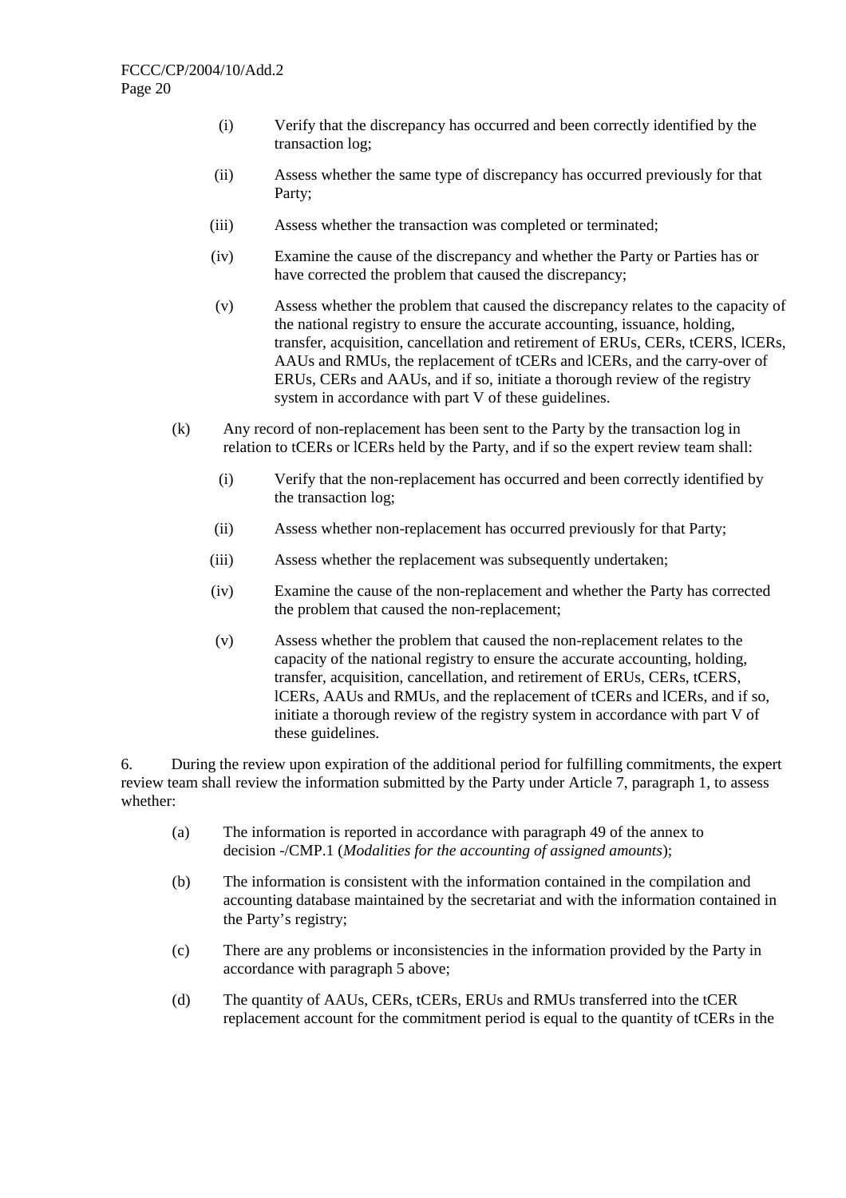(i) Verify that the discrepancy has occurred and been correctly identified by the transaction log;

(ii) Assess whether the same type of discrepancy has occurred previously for that Party;

(iii) Assess whether the transaction was completed or terminated;

(iv) Examine the cause of the discrepancy and whether the Party or Parties has or have corrected the problem that caused the discrepancy;

(v) Assess whether the problem that caused the discrepancy relates to the capacity of the national registry to ensure the accurate accounting, issuance, holding, transfer, acquisition, cancellation and retirement of ERUs, CERs, tCERS, lCERs, AAUs and RMUs, the replacement of tCERs and lCERs, and the carry-over of ERUs, CERs and AAUs, and if so, initiate a thorough review of the registry system in accordance with part V of these guidelines.

(k) Any record of non-replacement has been sent to the Party by the transaction log in relation to tCERs or lCERs held by the Party, and if so the expert review team shall:

(i) Verify that the non-replacement has occurred and been correctly identified by the transaction log;

(ii) Assess whether non-replacement has occurred previously for that Party;

(iii) Assess whether the replacement was subsequently undertaken;

(iv) Examine the cause of the non-replacement and whether the Party has corrected the problem that caused the non-replacement;

(v) Assess whether the problem that caused the non-replacement relates to the capacity of the national registry to ensure the accurate accounting, holding, transfer, acquisition, cancellation, and retirement of ERUs, CERs, tCERS, lCERs, AAUs and RMUs, and the replacement of tCERs and lCERs, and if so, initiate a thorough review of the registry system in accordance with part V of these guidelines.

6. During the review upon expiration of the additional period for fulfilling commitments, the expert review team shall review the information submitted by the Party under Article 7, paragraph 1, to assess whether:

(a) The information is reported in accordance with paragraph 49 of the annex to decision -/CMP.1 (*Modalities for the accounting of assigned amounts*);

(b) The information is consistent with the information contained in the compilation and accounting database maintained by the secretariat and with the information contained in the Party's registry;

(c) There are any problems or inconsistencies in the information provided by the Party in accordance with paragraph 5 above;

(d) The quantity of AAUs, CERs, tCERs, ERUs and RMUs transferred into the tCER replacement account for the commitment period is equal to the quantity of tCERs in the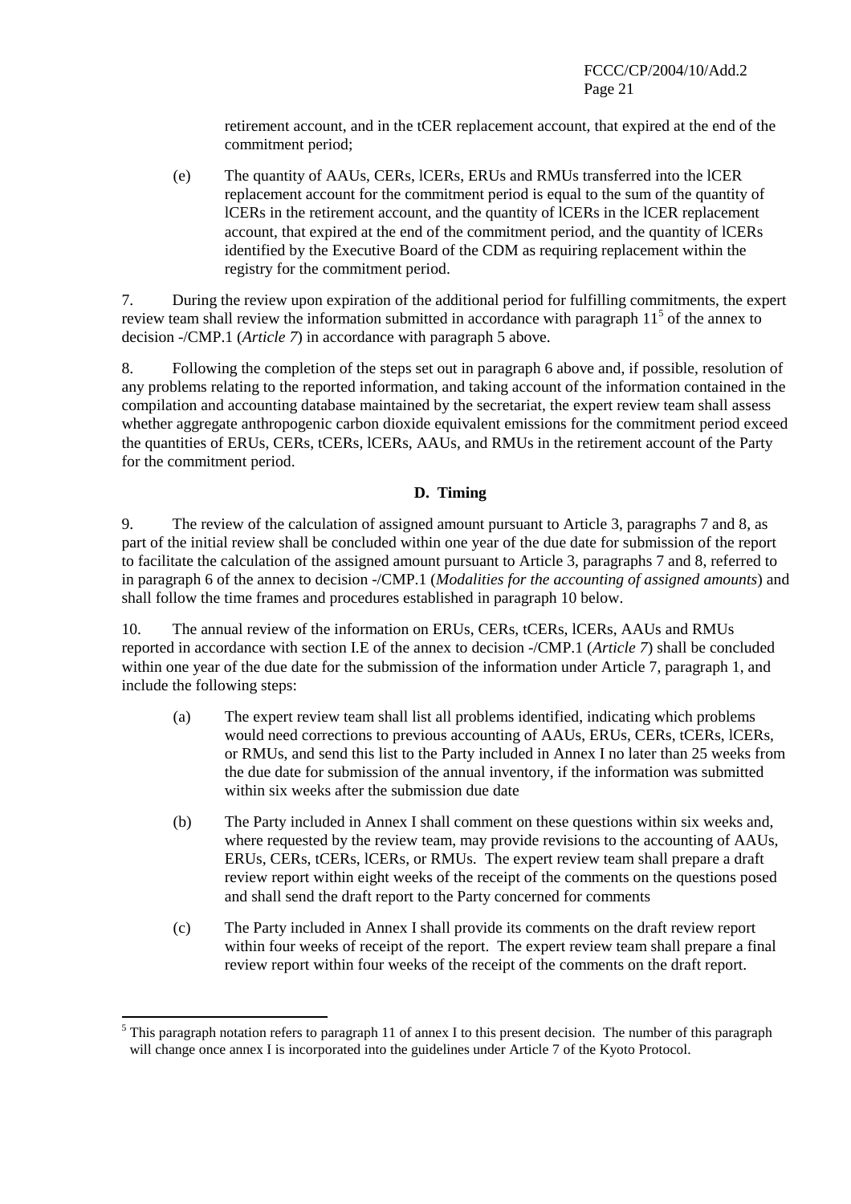retirement account, and in the tCER replacement account, that expired at the end of the commitment period;

(e) The quantity of AAUs, CERs, lCERs, ERUs and RMUs transferred into the lCER replacement account for the commitment period is equal to the sum of the quantity of lCERs in the retirement account, and the quantity of lCERs in the lCER replacement account, that expired at the end of the commitment period, and the quantity of lCERs identified by the Executive Board of the CDM as requiring replacement within the registry for the commitment period.

7. During the review upon expiration of the additional period for fulfilling commitments, the expert review team shall review the information submitted in accordance with paragraph 11[5] of the annex to decision -/CMP.1 (*Article 7*) in accordance with paragraph 5 above.

8. Following the completion of the steps set out in paragraph 6 above and, if possible, resolution of any problems relating to the reported information, and taking account of the information contained in the compilation and accounting database maintained by the secretariat, the expert review team shall assess whether aggregate anthropogenic carbon dioxide equivalent emissions for the commitment period exceed the quantities of ERUs, CERs, tCERs, lCERs, AAUs, and RMUs in the retirement account of the Party for the commitment period.

### D. Timing

9. The review of the calculation of assigned amount pursuant to Article 3, paragraphs 7 and 8, as part of the initial review shall be concluded within one year of the due date for submission of the report to facilitate the calculation of the assigned amount pursuant to Article 3, paragraphs 7 and 8, referred to in paragraph 6 of the annex to decision -/CMP.1 (*Modalities for the accounting of assigned amounts*) and shall follow the time frames and procedures established in paragraph 10 below.

10. The annual review of the information on ERUs, CERs, tCERs, lCERs, AAUs and RMUs reported in accordance with section I.E of the annex to decision -/CMP.1 (*Article 7*) shall be concluded within one year of the due date for the submission of the information under Article 7, paragraph 1, and include the following steps:

(a) The expert review team shall list all problems identified, indicating which problems would need corrections to previous accounting of AAUs, ERUs, CERs, tCERs, lCERs, or RMUs, and send this list to the Party included in Annex I no later than 25 weeks from the due date for submission of the annual inventory, if the information was submitted within six weeks after the submission due date

(b) The Party included in Annex I shall comment on these questions within six weeks and, where requested by the review team, may provide revisions to the accounting of AAUs, ERUs, CERs, tCERs, lCERs, or RMUs. The expert review team shall prepare a draft review report within eight weeks of the receipt of the comments on the questions posed and shall send the draft report to the Party concerned for comments

(c) The Party included in Annex I shall provide its comments on the draft review report within four weeks of receipt of the report. The expert review team shall prepare a final review report within four weeks of the receipt of the comments on the draft report.

---

[5] This paragraph notation refers to paragraph 11 of annex I to this present decision. The number of this paragraph will change once annex I is incorporated into the guidelines under Article 7 of the Kyoto Protocol.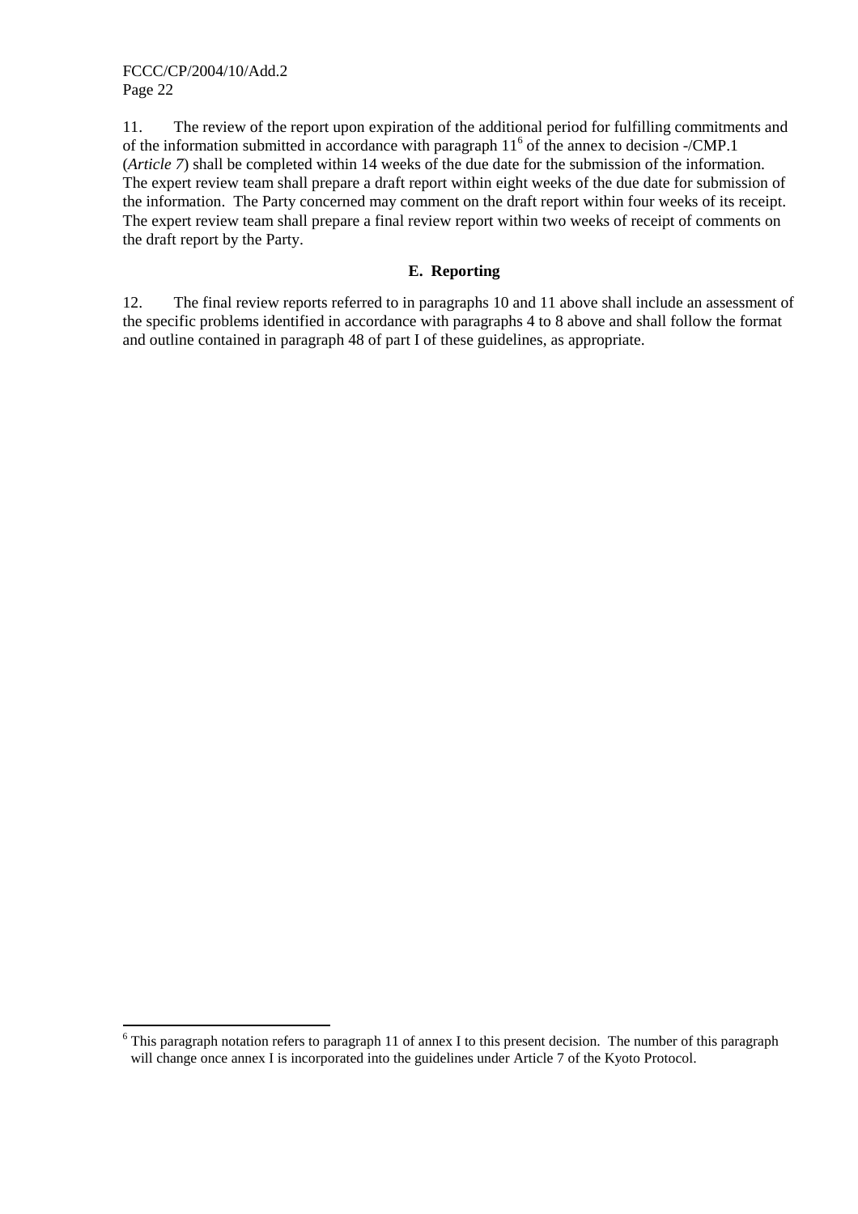11. The review of the report upon expiration of the additional period for fulfilling commitments and of the information submitted in accordance with paragraph 11[6] of the annex to decision -/CMP.1 (*Article 7*) shall be completed within 14 weeks of the due date for the submission of the information. The expert review team shall prepare a draft report within eight weeks of the due date for submission of the information. The Party concerned may comment on the draft report within four weeks of its receipt. The expert review team shall prepare a final review report within two weeks of receipt of comments on the draft report by the Party.

### E. Reporting

12. The final review reports referred to in paragraphs 10 and 11 above shall include an assessment of the specific problems identified in accordance with paragraphs 4 to 8 above and shall follow the format and outline contained in paragraph 48 of part I of these guidelines, as appropriate.

---

[6] This paragraph notation refers to paragraph 11 of annex I to this present decision. The number of this paragraph will change once annex I is incorporated into the guidelines under Article 7 of the Kyoto Protocol.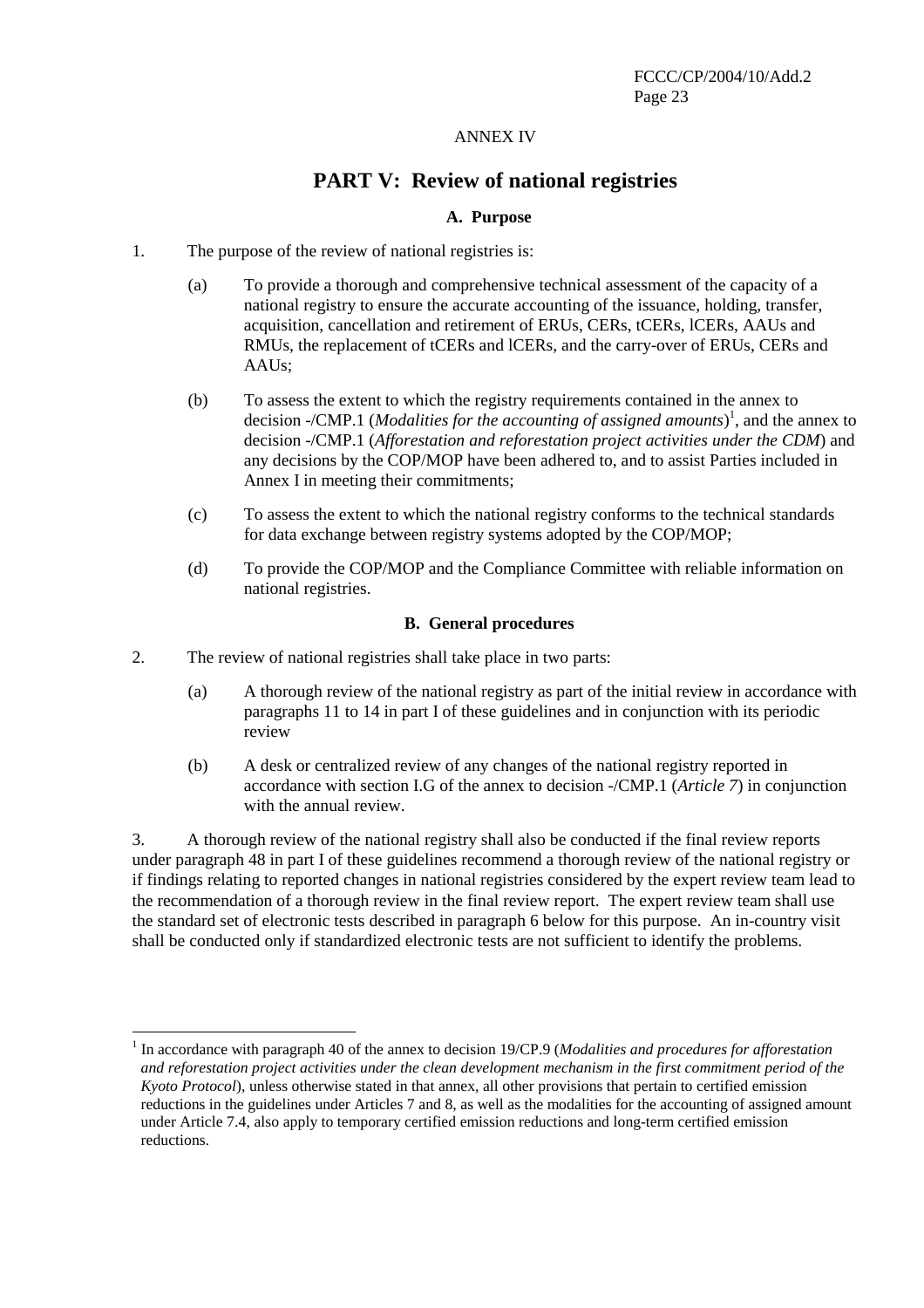ANNEX IV

# PART V: Review of national registries

### A. Purpose

1. The purpose of the review of national registries is:

   (a) To provide a thorough and comprehensive technical assessment of the capacity of a national registry to ensure the accurate accounting of the issuance, holding, transfer, acquisition, cancellation and retirement of ERUs, CERs, tCERs, lCERs, AAUs and RMUs, the replacement of tCERs and lCERs, and the carry-over of ERUs, CERs and AAUs;

   (b) To assess the extent to which the registry requirements contained in the annex to decision -/CMP.1 (*Modalities for the accounting of assigned amounts*)[1], and the annex to decision -/CMP.1 (*Afforestation and reforestation project activities under the CDM*) and any decisions by the COP/MOP have been adhered to, and to assist Parties included in Annex I in meeting their commitments;

   (c) To assess the extent to which the national registry conforms to the technical standards for data exchange between registry systems adopted by the COP/MOP;

   (d) To provide the COP/MOP and the Compliance Committee with reliable information on national registries.

### B. General procedures

2. The review of national registries shall take place in two parts:

   (a) A thorough review of the national registry as part of the initial review in accordance with paragraphs 11 to 14 in part I of these guidelines and in conjunction with its periodic review

   (b) A desk or centralized review of any changes of the national registry reported in accordance with section I.G of the annex to decision -/CMP.1 (*Article 7*) in conjunction with the annual review.

3. A thorough review of the national registry shall also be conducted if the final review reports under paragraph 48 in part I of these guidelines recommend a thorough review of the national registry or if findings relating to reported changes in national registries considered by the expert review team lead to the recommendation of a thorough review in the final review report. The expert review team shall use the standard set of electronic tests described in paragraph 6 below for this purpose. An in-country visit shall be conducted only if standardized electronic tests are not sufficient to identify the problems.

---

[1] In accordance with paragraph 40 of the annex to decision 19/CP.9 (*Modalities and procedures for afforestation and reforestation project activities under the clean development mechanism in the first commitment period of the Kyoto Protocol*), unless otherwise stated in that annex, all other provisions that pertain to certified emission reductions in the guidelines under Articles 7 and 8, as well as the modalities for the accounting of assigned amount under Article 7.4, also apply to temporary certified emission reductions and long-term certified emission reductions.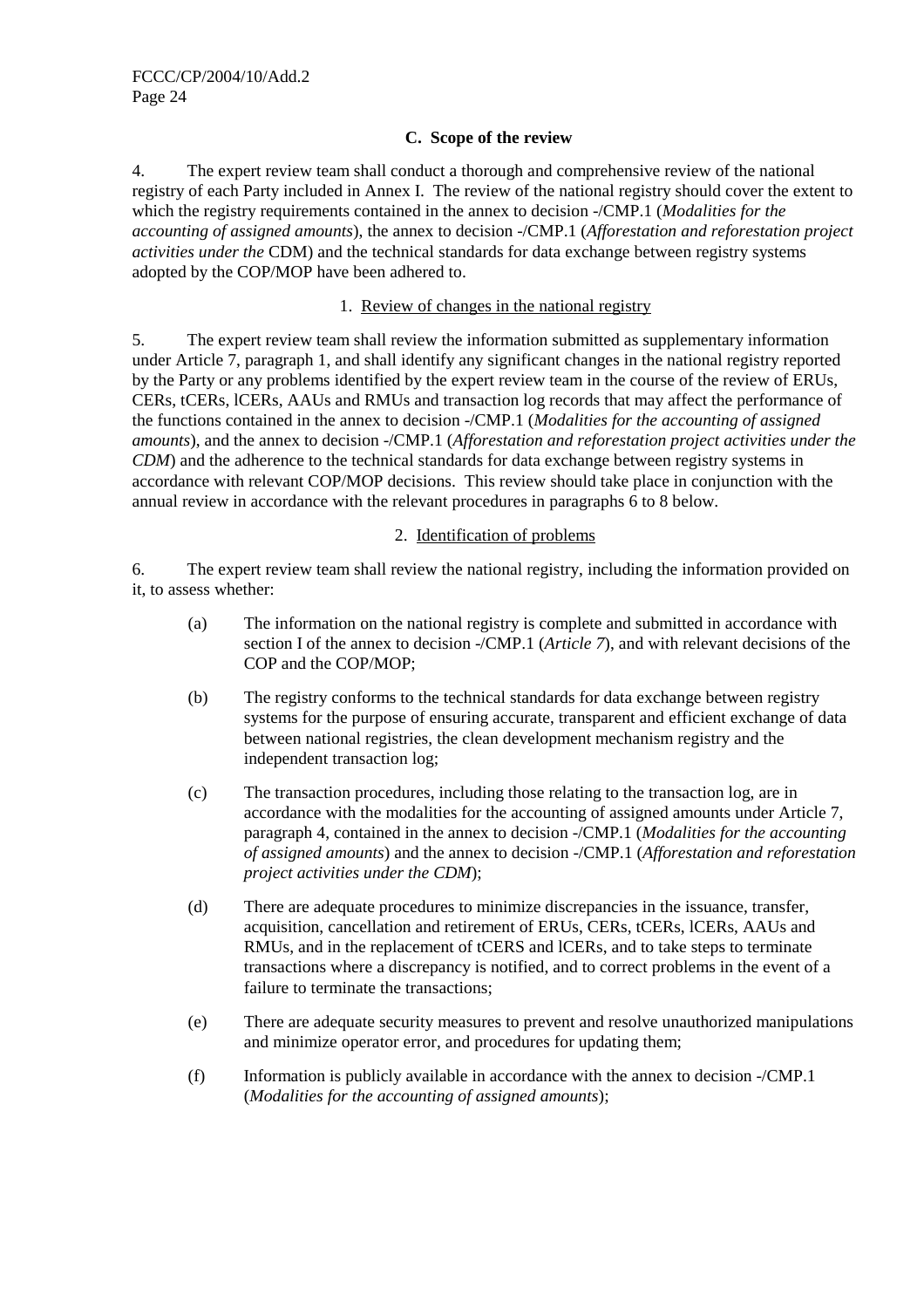### C. Scope of the review

4. The expert review team shall conduct a thorough and comprehensive review of the national registry of each Party included in Annex I. The review of the national registry should cover the extent to which the registry requirements contained in the annex to decision -/CMP.1 (*Modalities for the accounting of assigned amounts*), the annex to decision -/CMP.1 (*Afforestation and reforestation project activities under the* CDM) and the technical standards for data exchange between registry systems adopted by the COP/MOP have been adhered to.

#### 1. Review of changes in the national registry

5. The expert review team shall review the information submitted as supplementary information under Article 7, paragraph 1, and shall identify any significant changes in the national registry reported by the Party or any problems identified by the expert review team in the course of the review of ERUs, CERs, tCERs, lCERs, AAUs and RMUs and transaction log records that may affect the performance of the functions contained in the annex to decision -/CMP.1 (*Modalities for the accounting of assigned amounts*), and the annex to decision -/CMP.1 (*Afforestation and reforestation project activities under the CDM*) and the adherence to the technical standards for data exchange between registry systems in accordance with relevant COP/MOP decisions. This review should take place in conjunction with the annual review in accordance with the relevant procedures in paragraphs 6 to 8 below.

#### 2. Identification of problems

6. The expert review team shall review the national registry, including the information provided on it, to assess whether:

(a) The information on the national registry is complete and submitted in accordance with section I of the annex to decision -/CMP.1 (*Article 7*), and with relevant decisions of the COP and the COP/MOP;

(b) The registry conforms to the technical standards for data exchange between registry systems for the purpose of ensuring accurate, transparent and efficient exchange of data between national registries, the clean development mechanism registry and the independent transaction log;

(c) The transaction procedures, including those relating to the transaction log, are in accordance with the modalities for the accounting of assigned amounts under Article 7, paragraph 4, contained in the annex to decision -/CMP.1 (*Modalities for the accounting of assigned amounts*) and the annex to decision -/CMP.1 (*Afforestation and reforestation project activities under the CDM*);

(d) There are adequate procedures to minimize discrepancies in the issuance, transfer, acquisition, cancellation and retirement of ERUs, CERs, tCERs, lCERs, AAUs and RMUs, and in the replacement of tCERS and lCERs, and to take steps to terminate transactions where a discrepancy is notified, and to correct problems in the event of a failure to terminate the transactions;

(e) There are adequate security measures to prevent and resolve unauthorized manipulations and minimize operator error, and procedures for updating them;

(f) Information is publicly available in accordance with the annex to decision -/CMP.1 (*Modalities for the accounting of assigned amounts*);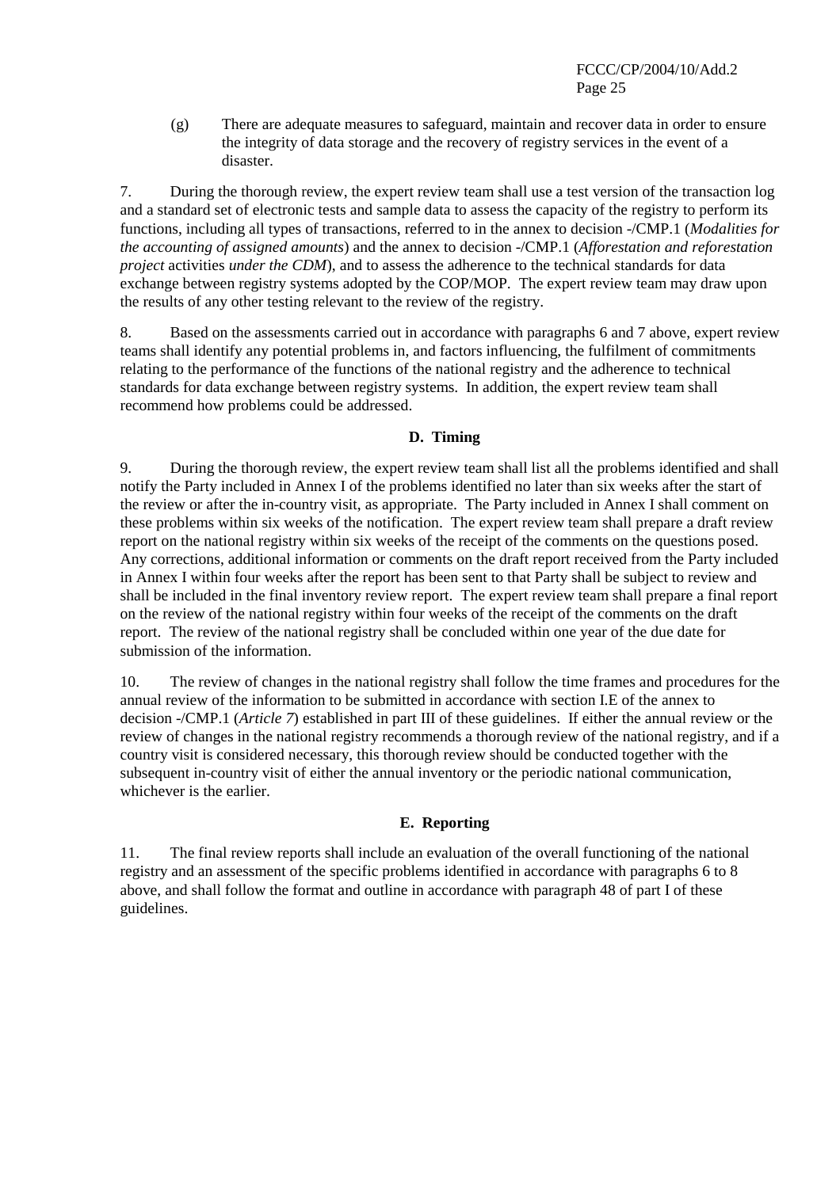(g) There are adequate measures to safeguard, maintain and recover data in order to ensure the integrity of data storage and the recovery of registry services in the event of a disaster.

7. During the thorough review, the expert review team shall use a test version of the transaction log and a standard set of electronic tests and sample data to assess the capacity of the registry to perform its functions, including all types of transactions, referred to in the annex to decision -/CMP.1 (*Modalities for the accounting of assigned amounts*) and the annex to decision -/CMP.1 (*Afforestation and reforestation project* activities *under the CDM*), and to assess the adherence to the technical standards for data exchange between registry systems adopted by the COP/MOP. The expert review team may draw upon the results of any other testing relevant to the review of the registry.

8. Based on the assessments carried out in accordance with paragraphs 6 and 7 above, expert review teams shall identify any potential problems in, and factors influencing, the fulfilment of commitments relating to the performance of the functions of the national registry and the adherence to technical standards for data exchange between registry systems. In addition, the expert review team shall recommend how problems could be addressed.

### D. Timing

9. During the thorough review, the expert review team shall list all the problems identified and shall notify the Party included in Annex I of the problems identified no later than six weeks after the start of the review or after the in-country visit, as appropriate. The Party included in Annex I shall comment on these problems within six weeks of the notification. The expert review team shall prepare a draft review report on the national registry within six weeks of the receipt of the comments on the questions posed. Any corrections, additional information or comments on the draft report received from the Party included in Annex I within four weeks after the report has been sent to that Party shall be subject to review and shall be included in the final inventory review report. The expert review team shall prepare a final report on the review of the national registry within four weeks of the receipt of the comments on the draft report. The review of the national registry shall be concluded within one year of the due date for submission of the information.

10. The review of changes in the national registry shall follow the time frames and procedures for the annual review of the information to be submitted in accordance with section I.E of the annex to decision -/CMP.1 (*Article 7*) established in part III of these guidelines. If either the annual review or the review of changes in the national registry recommends a thorough review of the national registry, and if a country visit is considered necessary, this thorough review should be conducted together with the subsequent in-country visit of either the annual inventory or the periodic national communication, whichever is the earlier.

### E. Reporting

11. The final review reports shall include an evaluation of the overall functioning of the national registry and an assessment of the specific problems identified in accordance with paragraphs 6 to 8 above, and shall follow the format and outline in accordance with paragraph 48 of part I of these guidelines.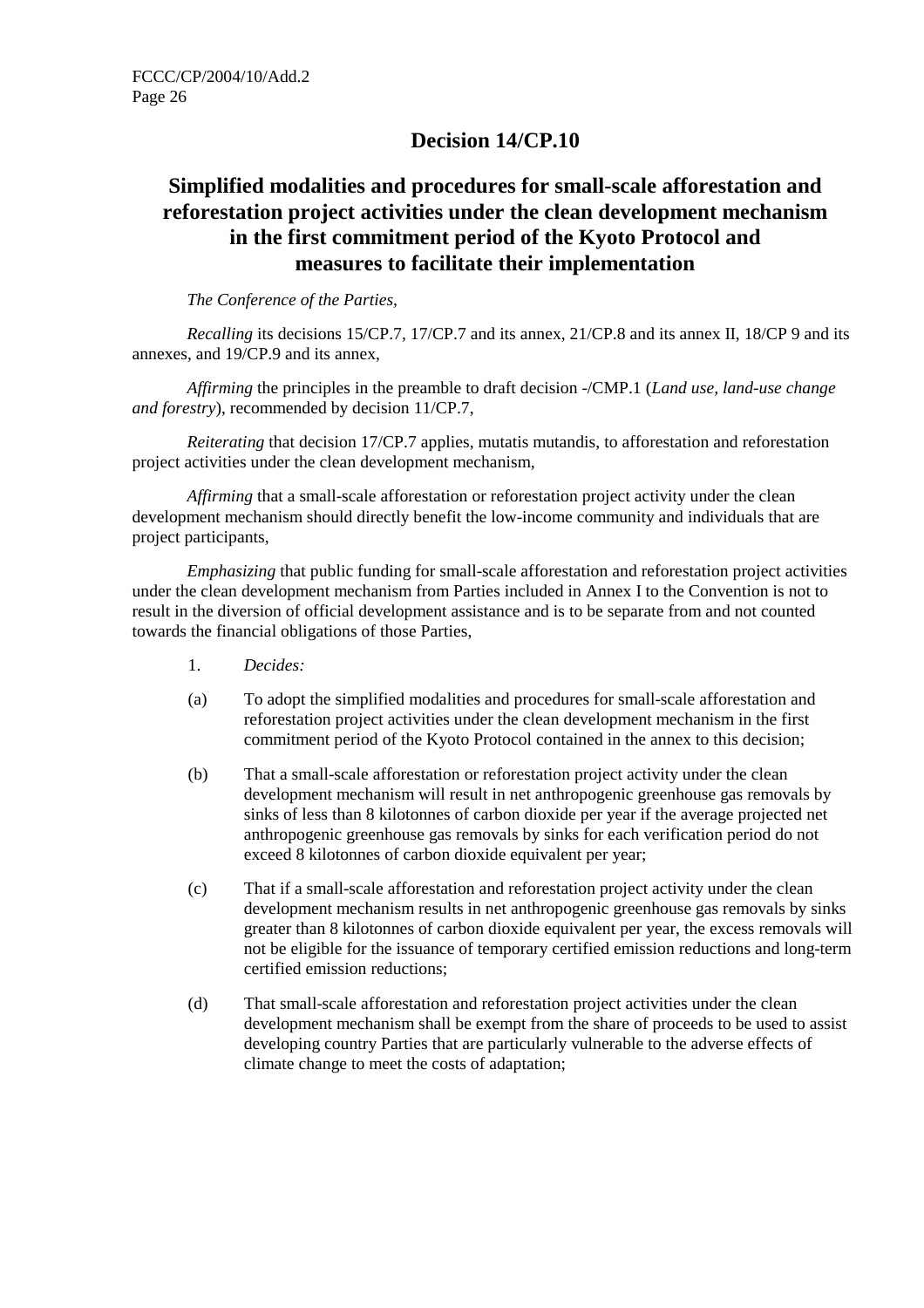# Decision 14/CP.10

## Simplified modalities and procedures for small-scale afforestation and reforestation project activities under the clean development mechanism in the first commitment period of the Kyoto Protocol and measures to facilitate their implementation

*The Conference of the Parties,*

*Recalling* its decisions 15/CP.7, 17/CP.7 and its annex, 21/CP.8 and its annex II, 18/CP 9 and its annexes, and 19/CP.9 and its annex,

*Affirming* the principles in the preamble to draft decision -/CMP.1 (*Land use, land-use change and forestry*), recommended by decision 11/CP.7,

*Reiterating* that decision 17/CP.7 applies, mutatis mutandis, to afforestation and reforestation project activities under the clean development mechanism,

*Affirming* that a small-scale afforestation or reforestation project activity under the clean development mechanism should directly benefit the low-income community and individuals that are project participants,

*Emphasizing* that public funding for small-scale afforestation and reforestation project activities under the clean development mechanism from Parties included in Annex I to the Convention is not to result in the diversion of official development assistance and is to be separate from and not counted towards the financial obligations of those Parties,

1. *Decides:*

(a) To adopt the simplified modalities and procedures for small-scale afforestation and reforestation project activities under the clean development mechanism in the first commitment period of the Kyoto Protocol contained in the annex to this decision;

(b) That a small-scale afforestation or reforestation project activity under the clean development mechanism will result in net anthropogenic greenhouse gas removals by sinks of less than 8 kilotonnes of carbon dioxide per year if the average projected net anthropogenic greenhouse gas removals by sinks for each verification period do not exceed 8 kilotonnes of carbon dioxide equivalent per year;

(c) That if a small-scale afforestation and reforestation project activity under the clean development mechanism results in net anthropogenic greenhouse gas removals by sinks greater than 8 kilotonnes of carbon dioxide equivalent per year, the excess removals will not be eligible for the issuance of temporary certified emission reductions and long-term certified emission reductions;

(d) That small-scale afforestation and reforestation project activities under the clean development mechanism shall be exempt from the share of proceeds to be used to assist developing country Parties that are particularly vulnerable to the adverse effects of climate change to meet the costs of adaptation;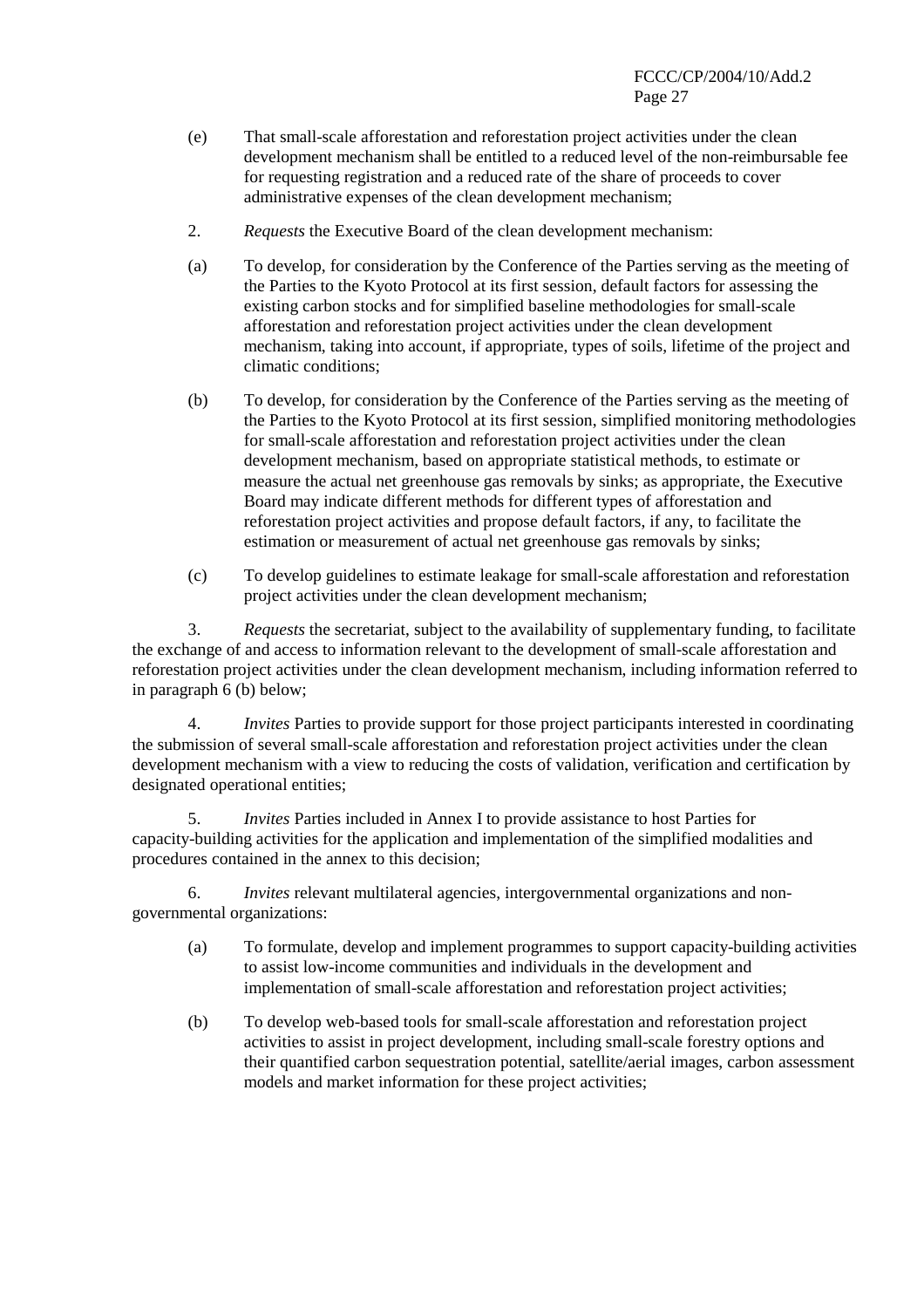(e) That small-scale afforestation and reforestation project activities under the clean development mechanism shall be entitled to a reduced level of the non-reimbursable fee for requesting registration and a reduced rate of the share of proceeds to cover administrative expenses of the clean development mechanism;

2. *Requests* the Executive Board of the clean development mechanism:

(a) To develop, for consideration by the Conference of the Parties serving as the meeting of the Parties to the Kyoto Protocol at its first session, default factors for assessing the existing carbon stocks and for simplified baseline methodologies for small-scale afforestation and reforestation project activities under the clean development mechanism, taking into account, if appropriate, types of soils, lifetime of the project and climatic conditions;

(b) To develop, for consideration by the Conference of the Parties serving as the meeting of the Parties to the Kyoto Protocol at its first session, simplified monitoring methodologies for small-scale afforestation and reforestation project activities under the clean development mechanism, based on appropriate statistical methods, to estimate or measure the actual net greenhouse gas removals by sinks; as appropriate, the Executive Board may indicate different methods for different types of afforestation and reforestation project activities and propose default factors, if any, to facilitate the estimation or measurement of actual net greenhouse gas removals by sinks;

(c) To develop guidelines to estimate leakage for small-scale afforestation and reforestation project activities under the clean development mechanism;

3. *Requests* the secretariat, subject to the availability of supplementary funding, to facilitate the exchange of and access to information relevant to the development of small-scale afforestation and reforestation project activities under the clean development mechanism, including information referred to in paragraph 6 (b) below;

4. *Invites* Parties to provide support for those project participants interested in coordinating the submission of several small-scale afforestation and reforestation project activities under the clean development mechanism with a view to reducing the costs of validation, verification and certification by designated operational entities;

5. *Invites* Parties included in Annex I to provide assistance to host Parties for capacity-building activities for the application and implementation of the simplified modalities and procedures contained in the annex to this decision;

6. *Invites* relevant multilateral agencies, intergovernmental organizations and non-governmental organizations:

(a) To formulate, develop and implement programmes to support capacity-building activities to assist low-income communities and individuals in the development and implementation of small-scale afforestation and reforestation project activities;

(b) To develop web-based tools for small-scale afforestation and reforestation project activities to assist in project development, including small-scale forestry options and their quantified carbon sequestration potential, satellite/aerial images, carbon assessment models and market information for these project activities;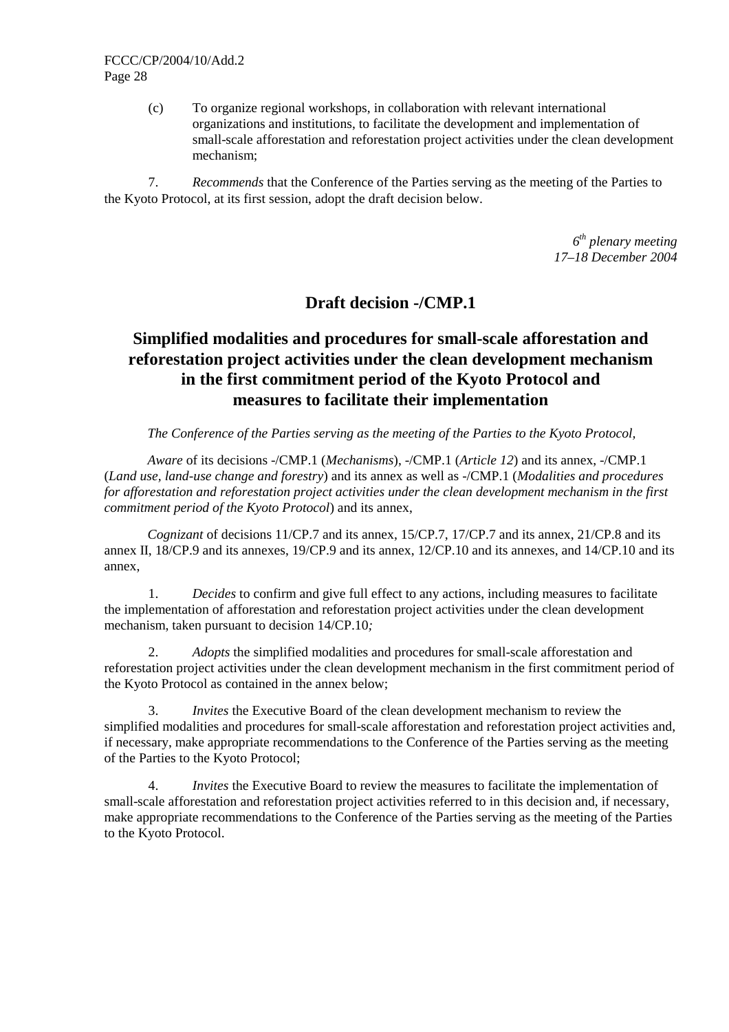(c) To organize regional workshops, in collaboration with relevant international organizations and institutions, to facilitate the development and implementation of small-scale afforestation and reforestation project activities under the clean development mechanism;

7. *Recommends* that the Conference of the Parties serving as the meeting of the Parties to the Kyoto Protocol, at its first session, adopt the draft decision below.

*6th plenary meeting*
*17–18 December 2004*

## Draft decision -/CMP.1

## Simplified modalities and procedures for small-scale afforestation and reforestation project activities under the clean development mechanism in the first commitment period of the Kyoto Protocol and measures to facilitate their implementation

*The Conference of the Parties serving as the meeting of the Parties to the Kyoto Protocol,*

*Aware* of its decisions -/CMP.1 (*Mechanisms*), -/CMP.1 (*Article 12*) and its annex, -/CMP.1 (*Land use, land-use change and forestry*) and its annex as well as -/CMP.1 (*Modalities and procedures for afforestation and reforestation project activities under the clean development mechanism in the first commitment period of the Kyoto Protocol*) and its annex,

*Cognizant* of decisions 11/CP.7 and its annex, 15/CP.7, 17/CP.7 and its annex, 21/CP.8 and its annex II, 18/CP.9 and its annexes, 19/CP.9 and its annex, 12/CP.10 and its annexes, and 14/CP.10 and its annex,

1. *Decides* to confirm and give full effect to any actions, including measures to facilitate the implementation of afforestation and reforestation project activities under the clean development mechanism, taken pursuant to decision 14/CP.10;

2. *Adopts* the simplified modalities and procedures for small-scale afforestation and reforestation project activities under the clean development mechanism in the first commitment period of the Kyoto Protocol as contained in the annex below;

3. *Invites* the Executive Board of the clean development mechanism to review the simplified modalities and procedures for small-scale afforestation and reforestation project activities and, if necessary, make appropriate recommendations to the Conference of the Parties serving as the meeting of the Parties to the Kyoto Protocol;

4. *Invites* the Executive Board to review the measures to facilitate the implementation of small-scale afforestation and reforestation project activities referred to in this decision and, if necessary, make appropriate recommendations to the Conference of the Parties serving as the meeting of the Parties to the Kyoto Protocol.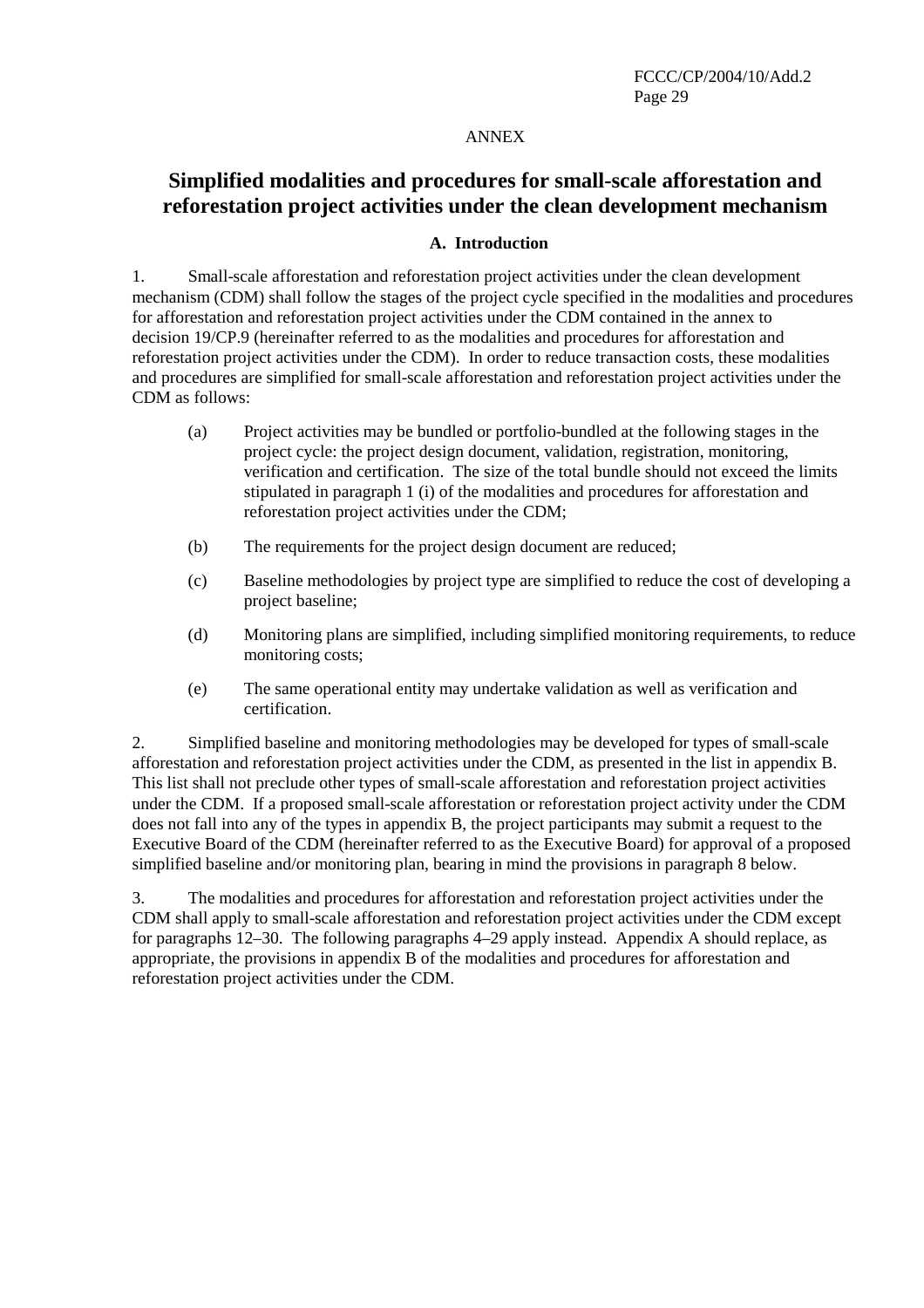ANNEX

# Simplified modalities and procedures for small-scale afforestation and reforestation project activities under the clean development mechanism

### A. Introduction

1. Small-scale afforestation and reforestation project activities under the clean development mechanism (CDM) shall follow the stages of the project cycle specified in the modalities and procedures for afforestation and reforestation project activities under the CDM contained in the annex to decision 19/CP.9 (hereinafter referred to as the modalities and procedures for afforestation and reforestation project activities under the CDM). In order to reduce transaction costs, these modalities and procedures are simplified for small-scale afforestation and reforestation project activities under the CDM as follows:

   (a) Project activities may be bundled or portfolio-bundled at the following stages in the project cycle: the project design document, validation, registration, monitoring, verification and certification. The size of the total bundle should not exceed the limits stipulated in paragraph 1 (i) of the modalities and procedures for afforestation and reforestation project activities under the CDM;

   (b) The requirements for the project design document are reduced;

   (c) Baseline methodologies by project type are simplified to reduce the cost of developing a project baseline;

   (d) Monitoring plans are simplified, including simplified monitoring requirements, to reduce monitoring costs;

   (e) The same operational entity may undertake validation as well as verification and certification.

2. Simplified baseline and monitoring methodologies may be developed for types of small-scale afforestation and reforestation project activities under the CDM, as presented in the list in appendix B. This list shall not preclude other types of small-scale afforestation and reforestation project activities under the CDM. If a proposed small-scale afforestation or reforestation project activity under the CDM does not fall into any of the types in appendix B, the project participants may submit a request to the Executive Board of the CDM (hereinafter referred to as the Executive Board) for approval of a proposed simplified baseline and/or monitoring plan, bearing in mind the provisions in paragraph 8 below.

3. The modalities and procedures for afforestation and reforestation project activities under the CDM shall apply to small-scale afforestation and reforestation project activities under the CDM except for paragraphs 12–30. The following paragraphs 4–29 apply instead. Appendix A should replace, as appropriate, the provisions in appendix B of the modalities and procedures for afforestation and reforestation project activities under the CDM.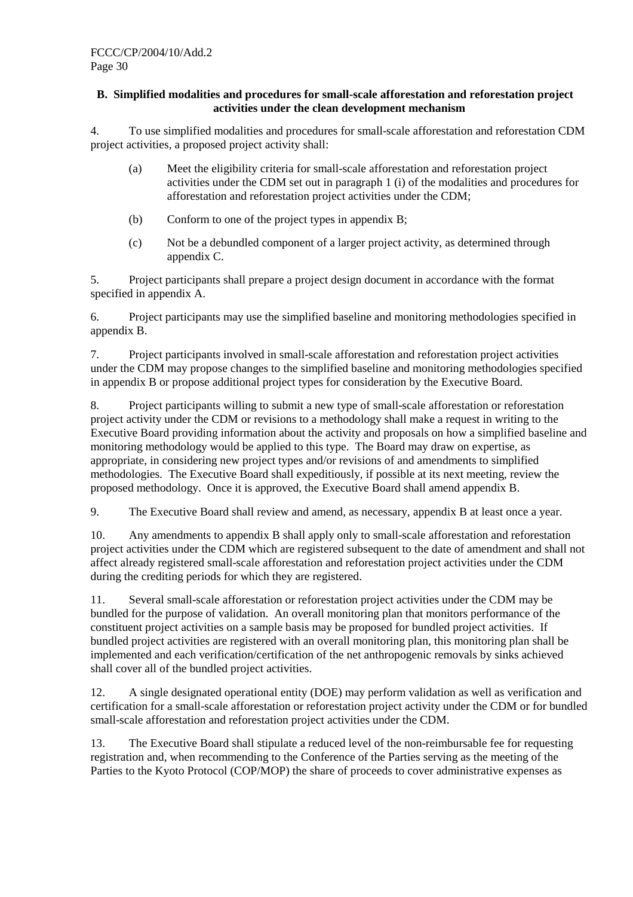### B. Simplified modalities and procedures for small-scale afforestation and reforestation project activities under the clean development mechanism

4. To use simplified modalities and procedures for small-scale afforestation and reforestation CDM project activities, a proposed project activity shall:

   (a) Meet the eligibility criteria for small-scale afforestation and reforestation project activities under the CDM set out in paragraph 1 (i) of the modalities and procedures for afforestation and reforestation project activities under the CDM;

   (b) Conform to one of the project types in appendix B;

   (c) Not be a debundled component of a larger project activity, as determined through appendix C.

5. Project participants shall prepare a project design document in accordance with the format specified in appendix A.

6. Project participants may use the simplified baseline and monitoring methodologies specified in appendix B.

7. Project participants involved in small-scale afforestation and reforestation project activities under the CDM may propose changes to the simplified baseline and monitoring methodologies specified in appendix B or propose additional project types for consideration by the Executive Board.

8. Project participants willing to submit a new type of small-scale afforestation or reforestation project activity under the CDM or revisions to a methodology shall make a request in writing to the Executive Board providing information about the activity and proposals on how a simplified baseline and monitoring methodology would be applied to this type. The Board may draw on expertise, as appropriate, in considering new project types and/or revisions of and amendments to simplified methodologies. The Executive Board shall expeditiously, if possible at its next meeting, review the proposed methodology. Once it is approved, the Executive Board shall amend appendix B.

9. The Executive Board shall review and amend, as necessary, appendix B at least once a year.

10. Any amendments to appendix B shall apply only to small-scale afforestation and reforestation project activities under the CDM which are registered subsequent to the date of amendment and shall not affect already registered small-scale afforestation and reforestation project activities under the CDM during the crediting periods for which they are registered.

11. Several small-scale afforestation or reforestation project activities under the CDM may be bundled for the purpose of validation. An overall monitoring plan that monitors performance of the constituent project activities on a sample basis may be proposed for bundled project activities. If bundled project activities are registered with an overall monitoring plan, this monitoring plan shall be implemented and each verification/certification of the net anthropogenic removals by sinks achieved shall cover all of the bundled project activities.

12. A single designated operational entity (DOE) may perform validation as well as verification and certification for a small-scale afforestation or reforestation project activity under the CDM or for bundled small-scale afforestation and reforestation project activities under the CDM.

13. The Executive Board shall stipulate a reduced level of the non-reimbursable fee for requesting registration and, when recommending to the Conference of the Parties serving as the meeting of the Parties to the Kyoto Protocol (COP/MOP) the share of proceeds to cover administrative expenses as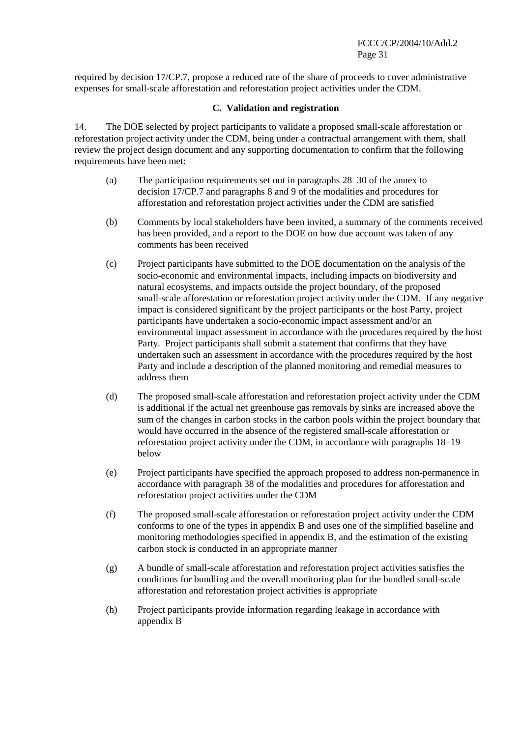required by decision 17/CP.7, propose a reduced rate of the share of proceeds to cover administrative expenses for small-scale afforestation and reforestation project activities under the CDM.

### C. Validation and registration

14. The DOE selected by project participants to validate a proposed small-scale afforestation or reforestation project activity under the CDM, being under a contractual arrangement with them, shall review the project design document and any supporting documentation to confirm that the following requirements have been met:

(a) The participation requirements set out in paragraphs 28–30 of the annex to decision 17/CP.7 and paragraphs 8 and 9 of the modalities and procedures for afforestation and reforestation project activities under the CDM are satisfied

(b) Comments by local stakeholders have been invited, a summary of the comments received has been provided, and a report to the DOE on how due account was taken of any comments has been received

(c) Project participants have submitted to the DOE documentation on the analysis of the socio-economic and environmental impacts, including impacts on biodiversity and natural ecosystems, and impacts outside the project boundary, of the proposed small-scale afforestation or reforestation project activity under the CDM. If any negative impact is considered significant by the project participants or the host Party, project participants have undertaken a socio-economic impact assessment and/or an environmental impact assessment in accordance with the procedures required by the host Party. Project participants shall submit a statement that confirms that they have undertaken such an assessment in accordance with the procedures required by the host Party and include a description of the planned monitoring and remedial measures to address them

(d) The proposed small-scale afforestation and reforestation project activity under the CDM is additional if the actual net greenhouse gas removals by sinks are increased above the sum of the changes in carbon stocks in the carbon pools within the project boundary that would have occurred in the absence of the registered small-scale afforestation or reforestation project activity under the CDM, in accordance with paragraphs 18–19 below

(e) Project participants have specified the approach proposed to address non-permanence in accordance with paragraph 38 of the modalities and procedures for afforestation and reforestation project activities under the CDM

(f) The proposed small-scale afforestation or reforestation project activity under the CDM conforms to one of the types in appendix B and uses one of the simplified baseline and monitoring methodologies specified in appendix B, and the estimation of the existing carbon stock is conducted in an appropriate manner

(g) A bundle of small-scale afforestation and reforestation project activities satisfies the conditions for bundling and the overall monitoring plan for the bundled small-scale afforestation and reforestation project activities is appropriate

(h) Project participants provide information regarding leakage in accordance with appendix B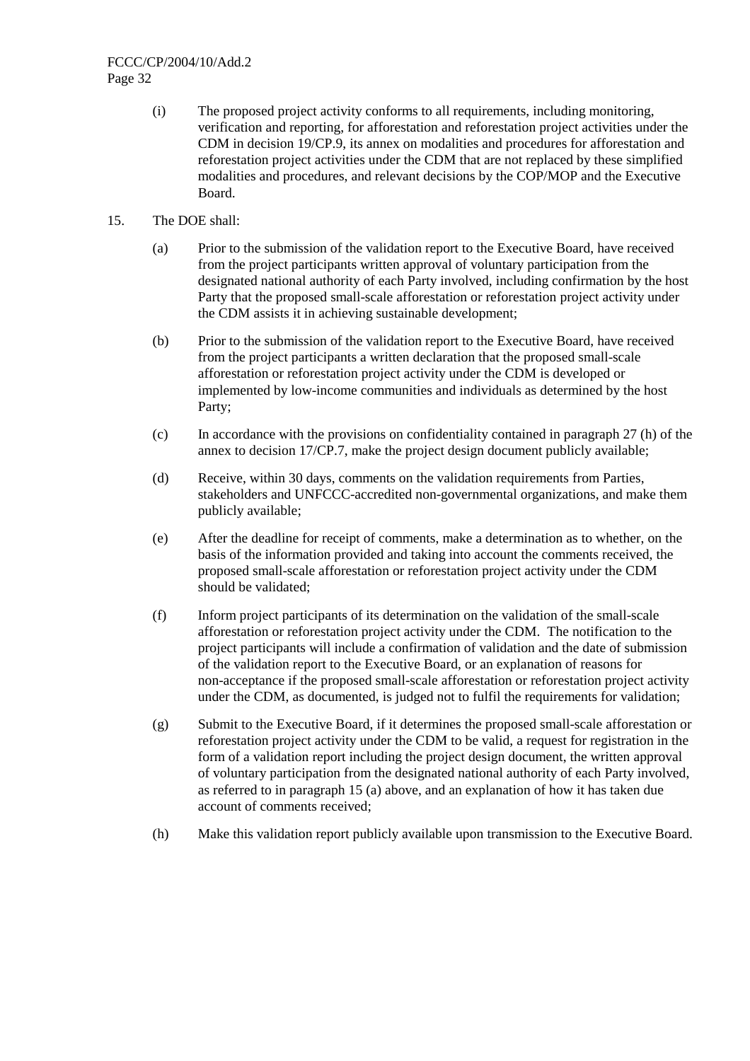(i) The proposed project activity conforms to all requirements, including monitoring, verification and reporting, for afforestation and reforestation project activities under the CDM in decision 19/CP.9, its annex on modalities and procedures for afforestation and reforestation project activities under the CDM that are not replaced by these simplified modalities and procedures, and relevant decisions by the COP/MOP and the Executive Board.

15. The DOE shall:

(a) Prior to the submission of the validation report to the Executive Board, have received from the project participants written approval of voluntary participation from the designated national authority of each Party involved, including confirmation by the host Party that the proposed small-scale afforestation or reforestation project activity under the CDM assists it in achieving sustainable development;

(b) Prior to the submission of the validation report to the Executive Board, have received from the project participants a written declaration that the proposed small-scale afforestation or reforestation project activity under the CDM is developed or implemented by low-income communities and individuals as determined by the host Party;

(c) In accordance with the provisions on confidentiality contained in paragraph 27 (h) of the annex to decision 17/CP.7, make the project design document publicly available;

(d) Receive, within 30 days, comments on the validation requirements from Parties, stakeholders and UNFCCC-accredited non-governmental organizations, and make them publicly available;

(e) After the deadline for receipt of comments, make a determination as to whether, on the basis of the information provided and taking into account the comments received, the proposed small-scale afforestation or reforestation project activity under the CDM should be validated;

(f) Inform project participants of its determination on the validation of the small-scale afforestation or reforestation project activity under the CDM. The notification to the project participants will include a confirmation of validation and the date of submission of the validation report to the Executive Board, or an explanation of reasons for non-acceptance if the proposed small-scale afforestation or reforestation project activity under the CDM, as documented, is judged not to fulfil the requirements for validation;

(g) Submit to the Executive Board, if it determines the proposed small-scale afforestation or reforestation project activity under the CDM to be valid, a request for registration in the form of a validation report including the project design document, the written approval of voluntary participation from the designated national authority of each Party involved, as referred to in paragraph 15 (a) above, and an explanation of how it has taken due account of comments received;

(h) Make this validation report publicly available upon transmission to the Executive Board.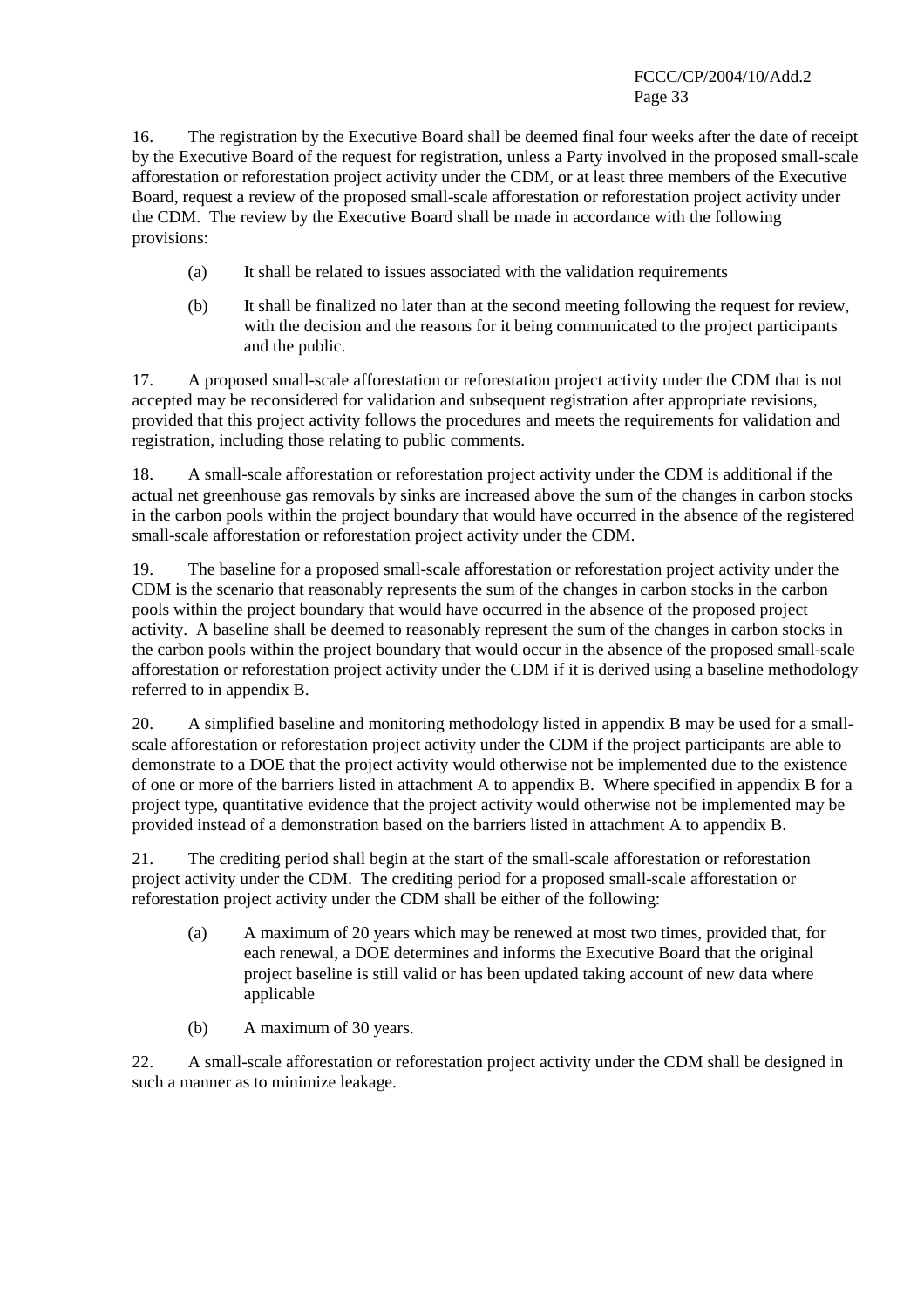16. The registration by the Executive Board shall be deemed final four weeks after the date of receipt by the Executive Board of the request for registration, unless a Party involved in the proposed small-scale afforestation or reforestation project activity under the CDM, or at least three members of the Executive Board, request a review of the proposed small-scale afforestation or reforestation project activity under the CDM. The review by the Executive Board shall be made in accordance with the following provisions:

(a) It shall be related to issues associated with the validation requirements

(b) It shall be finalized no later than at the second meeting following the request for review, with the decision and the reasons for it being communicated to the project participants and the public.

17. A proposed small-scale afforestation or reforestation project activity under the CDM that is not accepted may be reconsidered for validation and subsequent registration after appropriate revisions, provided that this project activity follows the procedures and meets the requirements for validation and registration, including those relating to public comments.

18. A small-scale afforestation or reforestation project activity under the CDM is additional if the actual net greenhouse gas removals by sinks are increased above the sum of the changes in carbon stocks in the carbon pools within the project boundary that would have occurred in the absence of the registered small-scale afforestation or reforestation project activity under the CDM.

19. The baseline for a proposed small-scale afforestation or reforestation project activity under the CDM is the scenario that reasonably represents the sum of the changes in carbon stocks in the carbon pools within the project boundary that would have occurred in the absence of the proposed project activity. A baseline shall be deemed to reasonably represent the sum of the changes in carbon stocks in the carbon pools within the project boundary that would occur in the absence of the proposed small-scale afforestation or reforestation project activity under the CDM if it is derived using a baseline methodology referred to in appendix B.

20. A simplified baseline and monitoring methodology listed in appendix B may be used for a small-scale afforestation or reforestation project activity under the CDM if the project participants are able to demonstrate to a DOE that the project activity would otherwise not be implemented due to the existence of one or more of the barriers listed in attachment A to appendix B. Where specified in appendix B for a project type, quantitative evidence that the project activity would otherwise not be implemented may be provided instead of a demonstration based on the barriers listed in attachment A to appendix B.

21. The crediting period shall begin at the start of the small-scale afforestation or reforestation project activity under the CDM. The crediting period for a proposed small-scale afforestation or reforestation project activity under the CDM shall be either of the following:

(a) A maximum of 20 years which may be renewed at most two times, provided that, for each renewal, a DOE determines and informs the Executive Board that the original project baseline is still valid or has been updated taking account of new data where applicable

(b) A maximum of 30 years.

22. A small-scale afforestation or reforestation project activity under the CDM shall be designed in such a manner as to minimize leakage.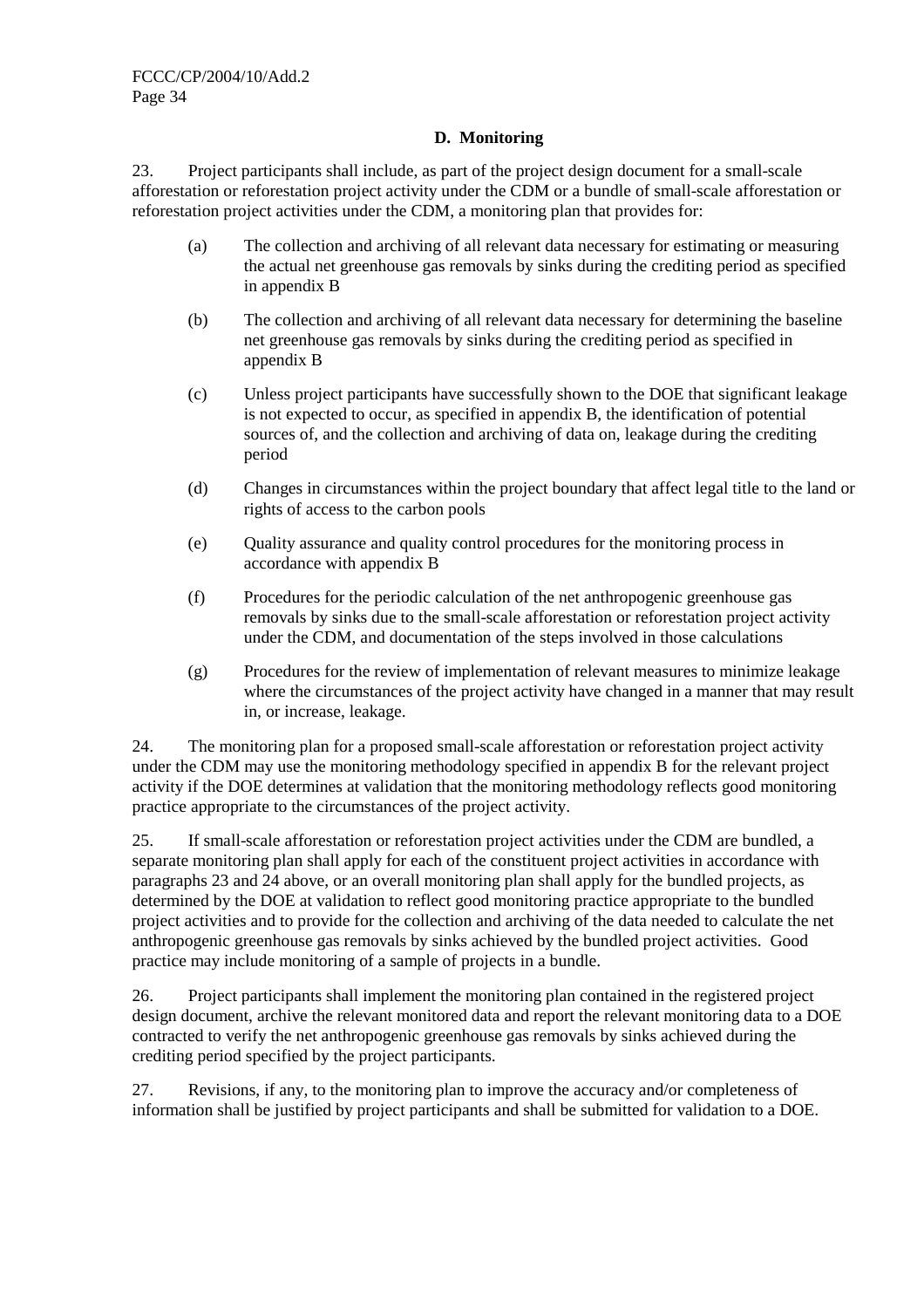### D. Monitoring

23. Project participants shall include, as part of the project design document for a small-scale afforestation or reforestation project activity under the CDM or a bundle of small-scale afforestation or reforestation project activities under the CDM, a monitoring plan that provides for:

(a) The collection and archiving of all relevant data necessary for estimating or measuring the actual net greenhouse gas removals by sinks during the crediting period as specified in appendix B

(b) The collection and archiving of all relevant data necessary for determining the baseline net greenhouse gas removals by sinks during the crediting period as specified in appendix B

(c) Unless project participants have successfully shown to the DOE that significant leakage is not expected to occur, as specified in appendix B, the identification of potential sources of, and the collection and archiving of data on, leakage during the crediting period

(d) Changes in circumstances within the project boundary that affect legal title to the land or rights of access to the carbon pools

(e) Quality assurance and quality control procedures for the monitoring process in accordance with appendix B

(f) Procedures for the periodic calculation of the net anthropogenic greenhouse gas removals by sinks due to the small-scale afforestation or reforestation project activity under the CDM, and documentation of the steps involved in those calculations

(g) Procedures for the review of implementation of relevant measures to minimize leakage where the circumstances of the project activity have changed in a manner that may result in, or increase, leakage.

24. The monitoring plan for a proposed small-scale afforestation or reforestation project activity under the CDM may use the monitoring methodology specified in appendix B for the relevant project activity if the DOE determines at validation that the monitoring methodology reflects good monitoring practice appropriate to the circumstances of the project activity.

25. If small-scale afforestation or reforestation project activities under the CDM are bundled, a separate monitoring plan shall apply for each of the constituent project activities in accordance with paragraphs 23 and 24 above, or an overall monitoring plan shall apply for the bundled projects, as determined by the DOE at validation to reflect good monitoring practice appropriate to the bundled project activities and to provide for the collection and archiving of the data needed to calculate the net anthropogenic greenhouse gas removals by sinks achieved by the bundled project activities. Good practice may include monitoring of a sample of projects in a bundle.

26. Project participants shall implement the monitoring plan contained in the registered project design document, archive the relevant monitored data and report the relevant monitoring data to a DOE contracted to verify the net anthropogenic greenhouse gas removals by sinks achieved during the crediting period specified by the project participants.

27. Revisions, if any, to the monitoring plan to improve the accuracy and/or completeness of information shall be justified by project participants and shall be submitted for validation to a DOE.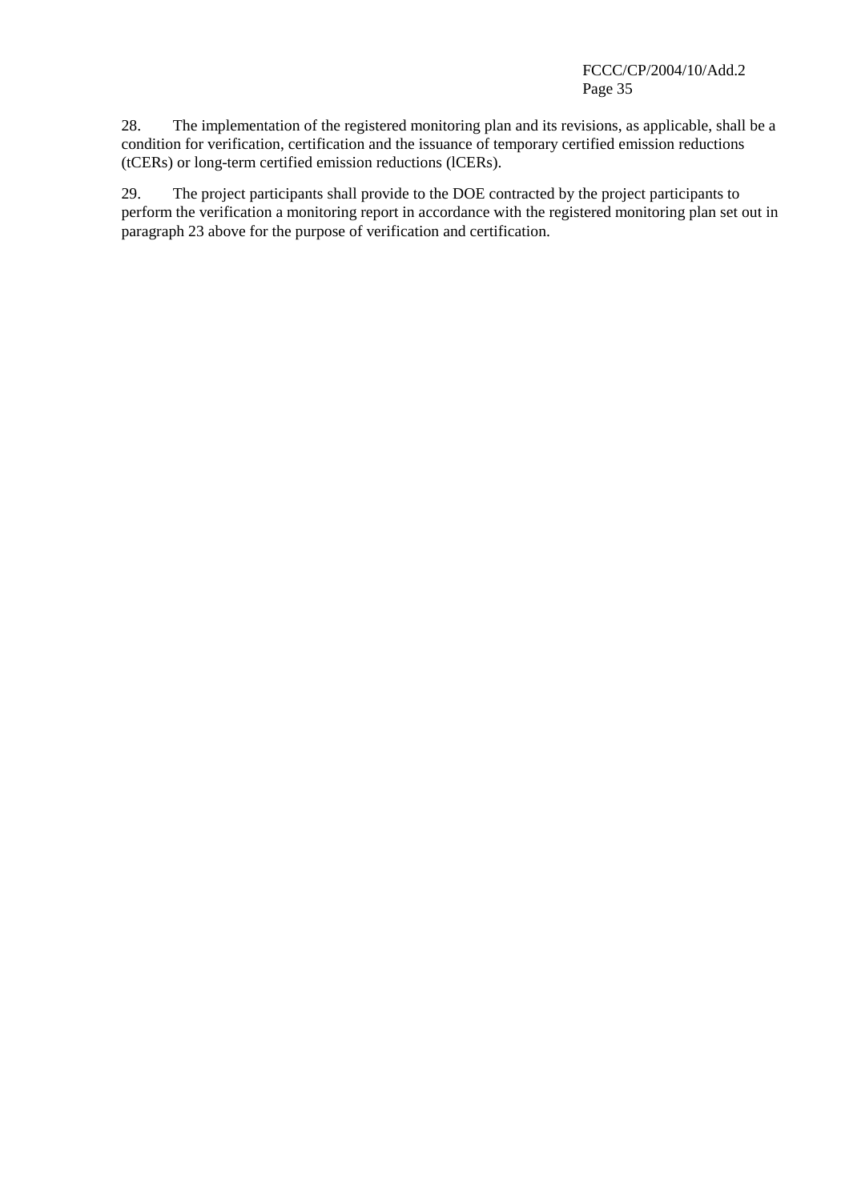28. The implementation of the registered monitoring plan and its revisions, as applicable, shall be a condition for verification, certification and the issuance of temporary certified emission reductions (tCERs) or long-term certified emission reductions (lCERs).

29. The project participants shall provide to the DOE contracted by the project participants to perform the verification a monitoring report in accordance with the registered monitoring plan set out in paragraph 23 above for the purpose of verification and certification.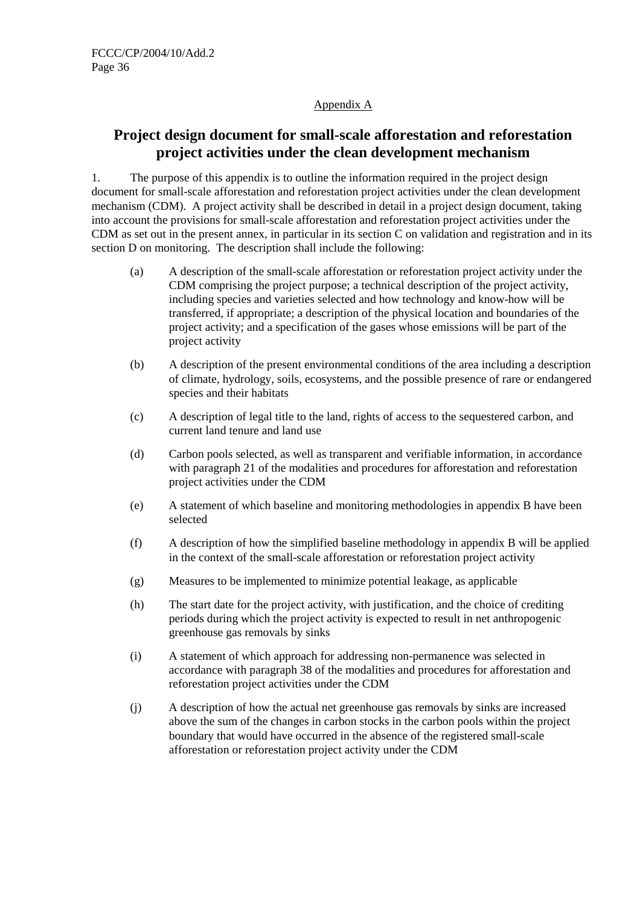Appendix A

## Project design document for small-scale afforestation and reforestation project activities under the clean development mechanism

1. The purpose of this appendix is to outline the information required in the project design document for small-scale afforestation and reforestation project activities under the clean development mechanism (CDM). A project activity shall be described in detail in a project design document, taking into account the provisions for small-scale afforestation and reforestation project activities under the CDM as set out in the present annex, in particular in its section C on validation and registration and in its section D on monitoring. The description shall include the following:

(a) A description of the small-scale afforestation or reforestation project activity under the CDM comprising the project purpose; a technical description of the project activity, including species and varieties selected and how technology and know-how will be transferred, if appropriate; a description of the physical location and boundaries of the project activity; and a specification of the gases whose emissions will be part of the project activity

(b) A description of the present environmental conditions of the area including a description of climate, hydrology, soils, ecosystems, and the possible presence of rare or endangered species and their habitats

(c) A description of legal title to the land, rights of access to the sequestered carbon, and current land tenure and land use

(d) Carbon pools selected, as well as transparent and verifiable information, in accordance with paragraph 21 of the modalities and procedures for afforestation and reforestation project activities under the CDM

(e) A statement of which baseline and monitoring methodologies in appendix B have been selected

(f) A description of how the simplified baseline methodology in appendix B will be applied in the context of the small-scale afforestation or reforestation project activity

(g) Measures to be implemented to minimize potential leakage, as applicable

(h) The start date for the project activity, with justification, and the choice of crediting periods during which the project activity is expected to result in net anthropogenic greenhouse gas removals by sinks

(i) A statement of which approach for addressing non-permanence was selected in accordance with paragraph 38 of the modalities and procedures for afforestation and reforestation project activities under the CDM

(j) A description of how the actual net greenhouse gas removals by sinks are increased above the sum of the changes in carbon stocks in the carbon pools within the project boundary that would have occurred in the absence of the registered small-scale afforestation or reforestation project activity under the CDM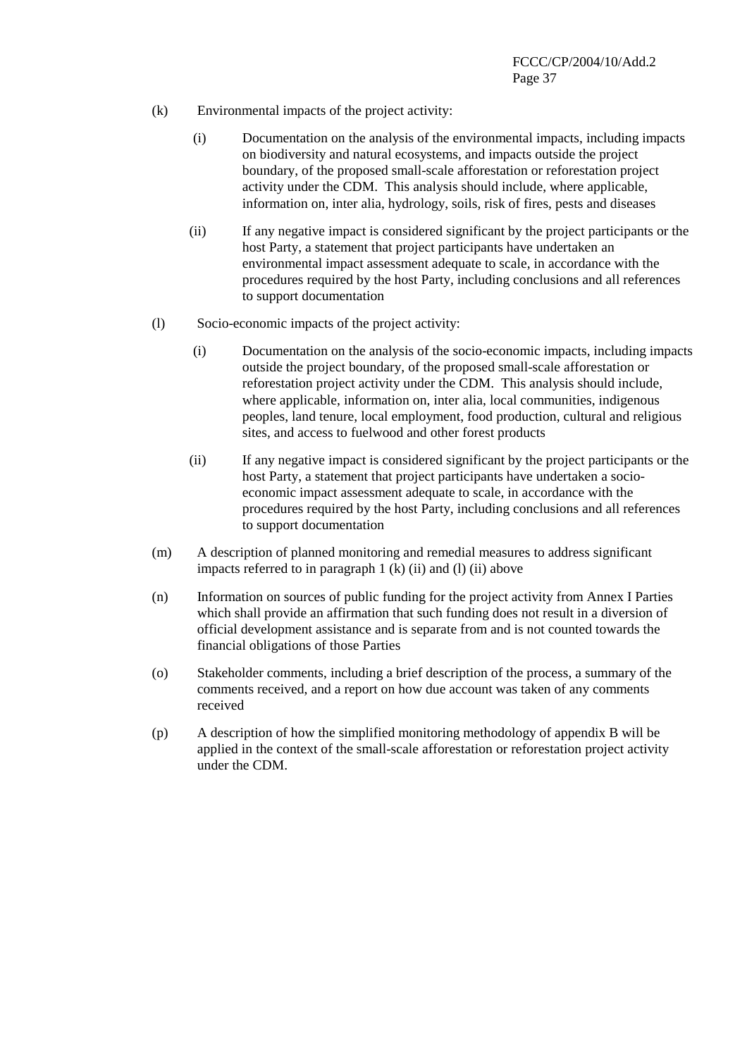(k) Environmental impacts of the project activity:

(i) Documentation on the analysis of the environmental impacts, including impacts on biodiversity and natural ecosystems, and impacts outside the project boundary, of the proposed small-scale afforestation or reforestation project activity under the CDM. This analysis should include, where applicable, information on, inter alia, hydrology, soils, risk of fires, pests and diseases

(ii) If any negative impact is considered significant by the project participants or the host Party, a statement that project participants have undertaken an environmental impact assessment adequate to scale, in accordance with the procedures required by the host Party, including conclusions and all references to support documentation

(l) Socio-economic impacts of the project activity:

(i) Documentation on the analysis of the socio-economic impacts, including impacts outside the project boundary, of the proposed small-scale afforestation or reforestation project activity under the CDM. This analysis should include, where applicable, information on, inter alia, local communities, indigenous peoples, land tenure, local employment, food production, cultural and religious sites, and access to fuelwood and other forest products

(ii) If any negative impact is considered significant by the project participants or the host Party, a statement that project participants have undertaken a socio-economic impact assessment adequate to scale, in accordance with the procedures required by the host Party, including conclusions and all references to support documentation

(m) A description of planned monitoring and remedial measures to address significant impacts referred to in paragraph 1 (k) (ii) and (l) (ii) above

(n) Information on sources of public funding for the project activity from Annex I Parties which shall provide an affirmation that such funding does not result in a diversion of official development assistance and is separate from and is not counted towards the financial obligations of those Parties

(o) Stakeholder comments, including a brief description of the process, a summary of the comments received, and a report on how due account was taken of any comments received

(p) A description of how the simplified monitoring methodology of appendix B will be applied in the context of the small-scale afforestation or reforestation project activity under the CDM.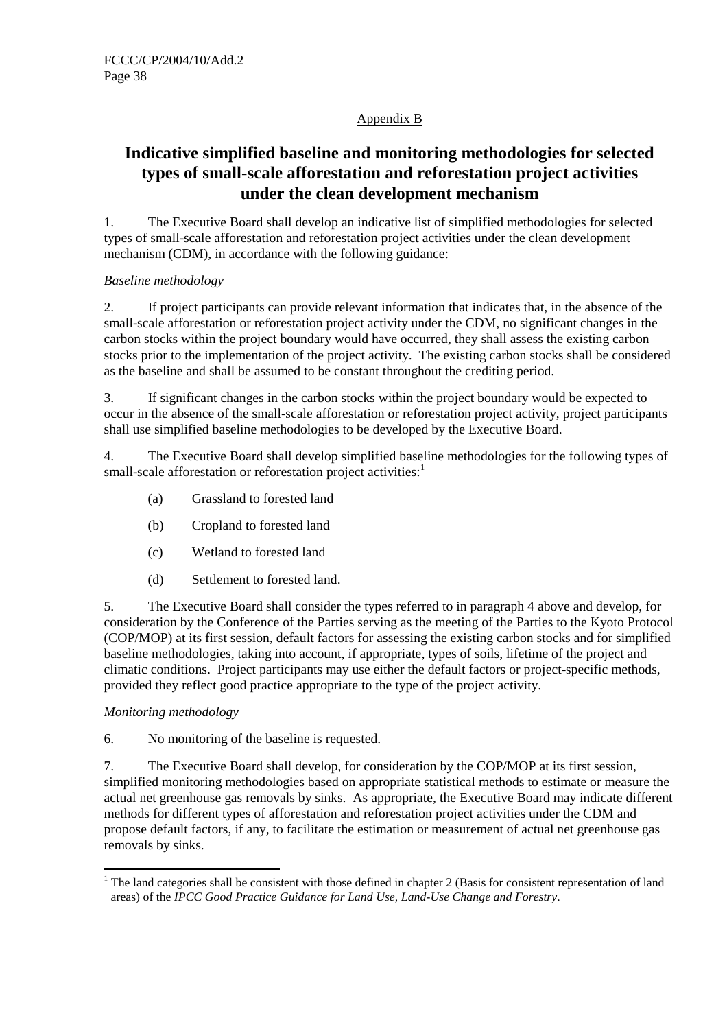Appendix B

# Indicative simplified baseline and monitoring methodologies for selected types of small-scale afforestation and reforestation project activities under the clean development mechanism

1. The Executive Board shall develop an indicative list of simplified methodologies for selected types of small-scale afforestation and reforestation project activities under the clean development mechanism (CDM), in accordance with the following guidance:

*Baseline methodology*

2. If project participants can provide relevant information that indicates that, in the absence of the small-scale afforestation or reforestation project activity under the CDM, no significant changes in the carbon stocks within the project boundary would have occurred, they shall assess the existing carbon stocks prior to the implementation of the project activity. The existing carbon stocks shall be considered as the baseline and shall be assumed to be constant throughout the crediting period.

3. If significant changes in the carbon stocks within the project boundary would be expected to occur in the absence of the small-scale afforestation or reforestation project activity, project participants shall use simplified baseline methodologies to be developed by the Executive Board.

4. The Executive Board shall develop simplified baseline methodologies for the following types of small-scale afforestation or reforestation project activities:[1]

(a) Grassland to forested land

(b) Cropland to forested land

(c) Wetland to forested land

(d) Settlement to forested land.

5. The Executive Board shall consider the types referred to in paragraph 4 above and develop, for consideration by the Conference of the Parties serving as the meeting of the Parties to the Kyoto Protocol (COP/MOP) at its first session, default factors for assessing the existing carbon stocks and for simplified baseline methodologies, taking into account, if appropriate, types of soils, lifetime of the project and climatic conditions. Project participants may use either the default factors or project-specific methods, provided they reflect good practice appropriate to the type of the project activity.

*Monitoring methodology*

6. No monitoring of the baseline is requested.

7. The Executive Board shall develop, for consideration by the COP/MOP at its first session, simplified monitoring methodologies based on appropriate statistical methods to estimate or measure the actual net greenhouse gas removals by sinks. As appropriate, the Executive Board may indicate different methods for different types of afforestation and reforestation project activities under the CDM and propose default factors, if any, to facilitate the estimation or measurement of actual net greenhouse gas removals by sinks.

---

[1] The land categories shall be consistent with those defined in chapter 2 (Basis for consistent representation of land areas) of the *IPCC Good Practice Guidance for Land Use, Land-Use Change and Forestry*.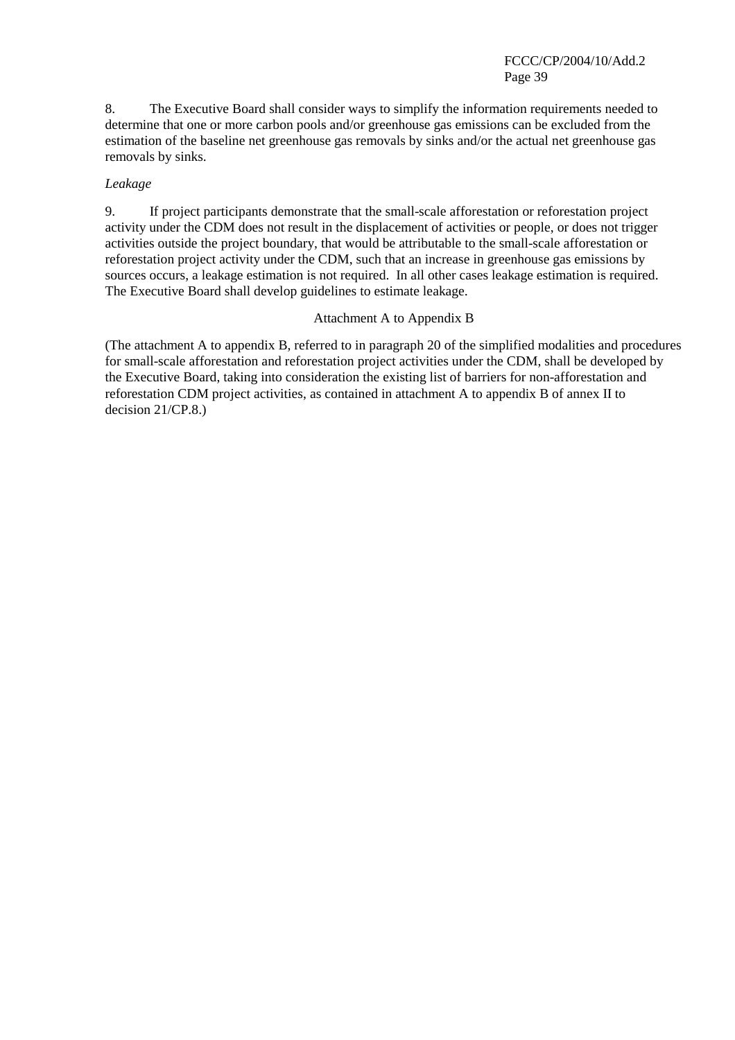8. The Executive Board shall consider ways to simplify the information requirements needed to determine that one or more carbon pools and/or greenhouse gas emissions can be excluded from the estimation of the baseline net greenhouse gas removals by sinks and/or the actual net greenhouse gas removals by sinks.

*Leakage*

9. If project participants demonstrate that the small-scale afforestation or reforestation project activity under the CDM does not result in the displacement of activities or people, or does not trigger activities outside the project boundary, that would be attributable to the small-scale afforestation or reforestation project activity under the CDM, such that an increase in greenhouse gas emissions by sources occurs, a leakage estimation is not required. In all other cases leakage estimation is required. The Executive Board shall develop guidelines to estimate leakage.

Attachment A to Appendix B

(The attachment A to appendix B, referred to in paragraph 20 of the simplified modalities and procedures for small-scale afforestation and reforestation project activities under the CDM, shall be developed by the Executive Board, taking into consideration the existing list of barriers for non-afforestation and reforestation CDM project activities, as contained in attachment A to appendix B of annex II to decision 21/CP.8.)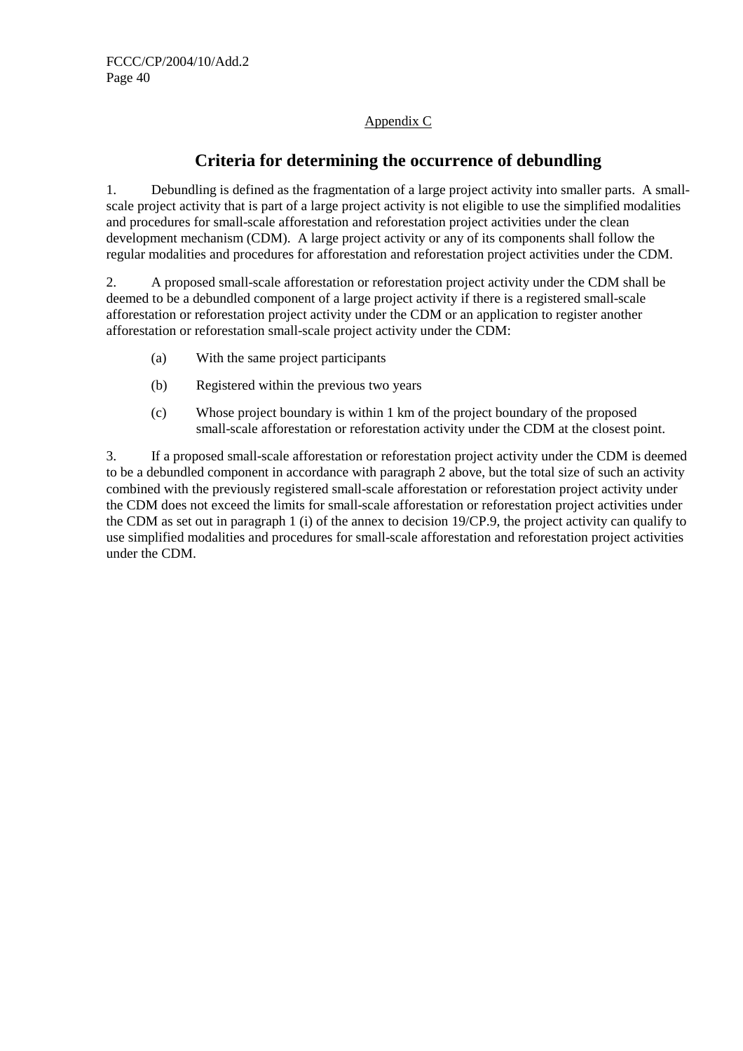Appendix C

# Criteria for determining the occurrence of debundling

1. Debundling is defined as the fragmentation of a large project activity into smaller parts. A small-scale project activity that is part of a large project activity is not eligible to use the simplified modalities and procedures for small-scale afforestation and reforestation project activities under the clean development mechanism (CDM). A large project activity or any of its components shall follow the regular modalities and procedures for afforestation and reforestation project activities under the CDM.

2. A proposed small-scale afforestation or reforestation project activity under the CDM shall be deemed to be a debundled component of a large project activity if there is a registered small-scale afforestation or reforestation project activity under the CDM or an application to register another afforestation or reforestation small-scale project activity under the CDM:

   (a) With the same project participants

   (b) Registered within the previous two years

   (c) Whose project boundary is within 1 km of the project boundary of the proposed small-scale afforestation or reforestation activity under the CDM at the closest point.

3. If a proposed small-scale afforestation or reforestation project activity under the CDM is deemed to be a debundled component in accordance with paragraph 2 above, but the total size of such an activity combined with the previously registered small-scale afforestation or reforestation project activity under the CDM does not exceed the limits for small-scale afforestation or reforestation project activities under the CDM as set out in paragraph 1 (i) of the annex to decision 19/CP.9, the project activity can qualify to use simplified modalities and procedures for small-scale afforestation and reforestation project activities under the CDM.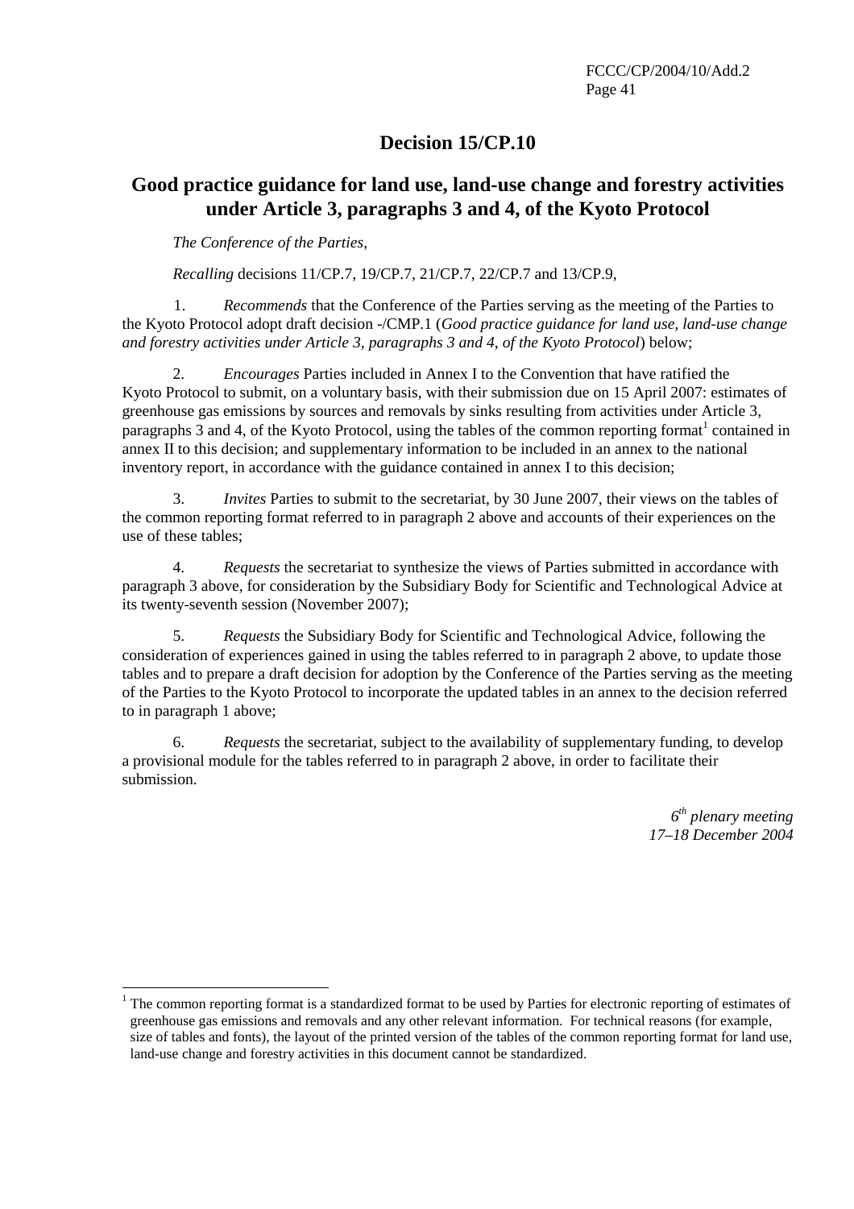# Decision 15/CP.10

## Good practice guidance for land use, land-use change and forestry activities under Article 3, paragraphs 3 and 4, of the Kyoto Protocol

*The Conference of the Parties*,

*Recalling* decisions 11/CP.7, 19/CP.7, 21/CP.7, 22/CP.7 and 13/CP.9,

1. *Recommends* that the Conference of the Parties serving as the meeting of the Parties to the Kyoto Protocol adopt draft decision -/CMP.1 (*Good practice guidance for land use, land-use change and forestry activities under Article 3, paragraphs 3 and 4, of the Kyoto Protocol*) below;

2. *Encourages* Parties included in Annex I to the Convention that have ratified the Kyoto Protocol to submit, on a voluntary basis, with their submission due on 15 April 2007: estimates of greenhouse gas emissions by sources and removals by sinks resulting from activities under Article 3, paragraphs 3 and 4, of the Kyoto Protocol, using the tables of the common reporting format[1] contained in annex II to this decision; and supplementary information to be included in an annex to the national inventory report, in accordance with the guidance contained in annex I to this decision;

3. *Invites* Parties to submit to the secretariat, by 30 June 2007, their views on the tables of the common reporting format referred to in paragraph 2 above and accounts of their experiences on the use of these tables;

4. *Requests* the secretariat to synthesize the views of Parties submitted in accordance with paragraph 3 above, for consideration by the Subsidiary Body for Scientific and Technological Advice at its twenty-seventh session (November 2007);

5. *Requests* the Subsidiary Body for Scientific and Technological Advice, following the consideration of experiences gained in using the tables referred to in paragraph 2 above, to update those tables and to prepare a draft decision for adoption by the Conference of the Parties serving as the meeting of the Parties to the Kyoto Protocol to incorporate the updated tables in an annex to the decision referred to in paragraph 1 above;

6. *Requests* the secretariat, subject to the availability of supplementary funding, to develop a provisional module for the tables referred to in paragraph 2 above, in order to facilitate their submission.

*6th plenary meeting*
*17–18 December 2004*

---

[1] The common reporting format is a standardized format to be used by Parties for electronic reporting of estimates of greenhouse gas emissions and removals and any other relevant information. For technical reasons (for example, size of tables and fonts), the layout of the printed version of the tables of the common reporting format for land use, land-use change and forestry activities in this document cannot be standardized.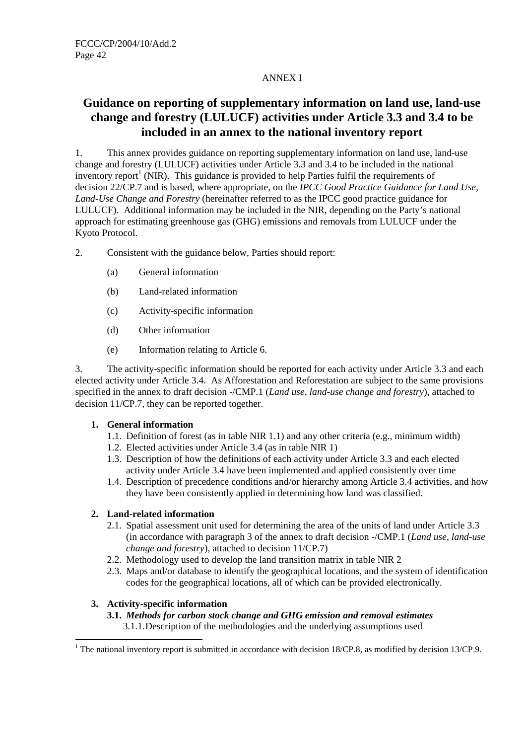ANNEX I

# Guidance on reporting of supplementary information on land use, land-use change and forestry (LULUCF) activities under Article 3.3 and 3.4 to be included in an annex to the national inventory report

1. This annex provides guidance on reporting supplementary information on land use, land-use change and forestry (LULUCF) activities under Article 3.3 and 3.4 to be included in the national inventory report[1] (NIR). This guidance is provided to help Parties fulfil the requirements of decision 22/CP.7 and is based, where appropriate, on the *IPCC Good Practice Guidance for Land Use, Land-Use Change and Forestry* (hereinafter referred to as the IPCC good practice guidance for LULUCF). Additional information may be included in the NIR, depending on the Party's national approach for estimating greenhouse gas (GHG) emissions and removals from LULUCF under the Kyoto Protocol.

2. Consistent with the guidance below, Parties should report:

(a) General information

(b) Land-related information

(c) Activity-specific information

(d) Other information

(e) Information relating to Article 6.

3. The activity-specific information should be reported for each activity under Article 3.3 and each elected activity under Article 3.4. As Afforestation and Reforestation are subject to the same provisions specified in the annex to draft decision -/CMP.1 (*Land use, land-use change and forestry*), attached to decision 11/CP.7, they can be reported together.

**1. General information**

1.1. Definition of forest (as in table NIR 1.1) and any other criteria (e.g., minimum width)

1.2. Elected activities under Article 3.4 (as in table NIR 1)

1.3. Description of how the definitions of each activity under Article 3.3 and each elected activity under Article 3.4 have been implemented and applied consistently over time

1.4. Description of precedence conditions and/or hierarchy among Article 3.4 activities, and how they have been consistently applied in determining how land was classified.

**2. Land-related information**

2.1. Spatial assessment unit used for determining the area of the units of land under Article 3.3 (in accordance with paragraph 3 of the annex to draft decision -/CMP.1 (*Land use, land-use change and forestry*), attached to decision 11/CP.7)

2.2. Methodology used to develop the land transition matrix in table NIR 2

2.3. Maps and/or database to identify the geographical locations, and the system of identification codes for the geographical locations, all of which can be provided electronically.

**3. Activity-specific information**

**3.1. *Methods for carbon stock change and GHG emission and removal estimates***

3.1.1. Description of the methodologies and the underlying assumptions used

[1] The national inventory report is submitted in accordance with decision 18/CP.8, as modified by decision 13/CP.9.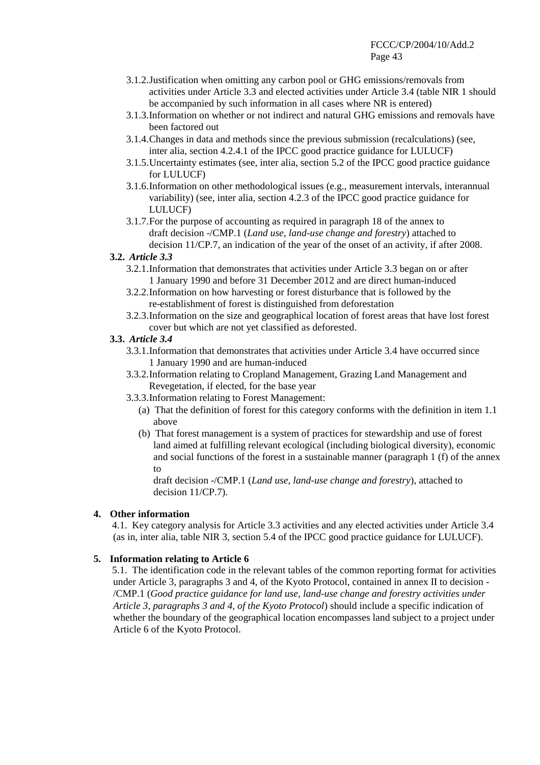3.1.2. Justification when omitting any carbon pool or GHG emissions/removals from activities under Article 3.3 and elected activities under Article 3.4 (table NIR 1 should be accompanied by such information in all cases where NR is entered)

3.1.3. Information on whether or not indirect and natural GHG emissions and removals have been factored out

3.1.4. Changes in data and methods since the previous submission (recalculations) (see, inter alia, section 4.2.4.1 of the IPCC good practice guidance for LULUCF)

3.1.5. Uncertainty estimates (see, inter alia, section 5.2 of the IPCC good practice guidance for LULUCF)

3.1.6. Information on other methodological issues (e.g., measurement intervals, interannual variability) (see, inter alia, section 4.2.3 of the IPCC good practice guidance for LULUCF)

3.1.7. For the purpose of accounting as required in paragraph 18 of the annex to draft decision -/CMP.1 (*Land use, land-use change and forestry*) attached to decision 11/CP.7, an indication of the year of the onset of an activity, if after 2008.

**3.2. *Article 3.3***

3.2.1. Information that demonstrates that activities under Article 3.3 began on or after 1 January 1990 and before 31 December 2012 and are direct human-induced

3.2.2. Information on how harvesting or forest disturbance that is followed by the re-establishment of forest is distinguished from deforestation

3.2.3. Information on the size and geographical location of forest areas that have lost forest cover but which are not yet classified as deforested.

**3.3. *Article 3.4***

3.3.1. Information that demonstrates that activities under Article 3.4 have occurred since 1 January 1990 and are human-induced

3.3.2. Information relating to Cropland Management, Grazing Land Management and Revegetation, if elected, for the base year

3.3.3. Information relating to Forest Management:

(a) That the definition of forest for this category conforms with the definition in item 1.1 above

(b) That forest management is a system of practices for stewardship and use of forest land aimed at fulfilling relevant ecological (including biological diversity), economic and social functions of the forest in a sustainable manner (paragraph 1 (f) of the annex to draft decision -/CMP.1 (*Land use, land-use change and forestry*), attached to decision 11/CP.7).

**4. Other information**

4.1. Key category analysis for Article 3.3 activities and any elected activities under Article 3.4 (as in, inter alia, table NIR 3, section 5.4 of the IPCC good practice guidance for LULUCF).

**5. Information relating to Article 6**

5.1. The identification code in the relevant tables of the common reporting format for activities under Article 3, paragraphs 3 and 4, of the Kyoto Protocol, contained in annex II to decision -/CMP.1 (*Good practice guidance for land use, land-use change and forestry activities under Article 3, paragraphs 3 and 4, of the Kyoto Protocol*) should include a specific indication of whether the boundary of the geographical location encompasses land subject to a project under Article 6 of the Kyoto Protocol.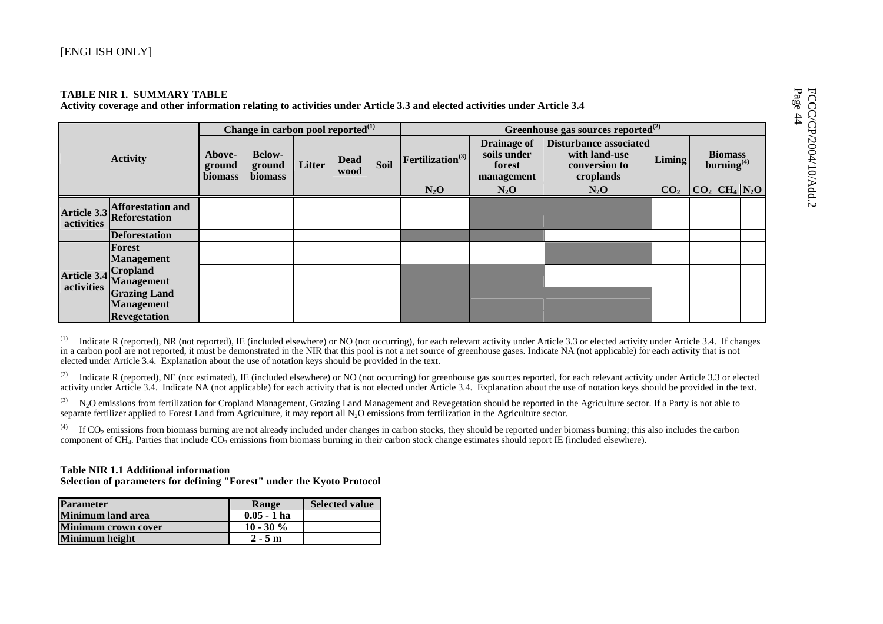[ENGLISH ONLY]

**TABLE NIR 1. SUMMARY TABLE**
**Activity coverage and other information relating to activities under Article 3.3 and elected activities under Article 3.4**

| Activity | | Change in carbon pool reported(1) | | | | | Greenhouse gas sources reported(2) | | | | | | |
|---|---|---|---|---|---|---|---|---|---|---|---|---|---|
| | | Above-ground biomass | Below-ground biomass | Litter | Dead wood | Soil | Fertilization(3) | Drainage of soils under forest management | Disturbance associated with land-use conversion to croplands | Liming | Biomass burning(4) | | |
| | | | | | | | $N_2O$ | $N_2O$ | $N_2O$ | $CO_2$ | $CO_2$ | $CH_4$ | $N_2O$ |
| Article 3.3 activities | Afforestation and Reforestation | | | | | | | | | | | | |
| | Deforestation | | | | | | | | | | | | |
| Article 3.4 activities | Forest Management | | | | | | | | | | | | |
| | Cropland Management | | | | | | | | | | | | |
| | Grazing Land Management | | | | | | | | | | | | |
| | Revegetation | | | | | | | | | | | | |

(1) Indicate R (reported), NR (not reported), IE (included elsewhere) or NO (not occurring), for each relevant activity under Article 3.3 or elected activity under Article 3.4. If changes in a carbon pool are not reported, it must be demonstrated in the NIR that this pool is not a net source of greenhouse gases. Indicate NA (not applicable) for each activity that is not elected under Article 3.4. Explanation about the use of notation keys should be provided in the text.

(2) Indicate R (reported), NE (not estimated), IE (included elsewhere) or NO (not occurring) for greenhouse gas sources reported, for each relevant activity under Article 3.3 or elected activity under Article 3.4. Indicate NA (not applicable) for each activity that is not elected under Article 3.4. Explanation about the use of notation keys should be provided in the text.

(3) $N_2O$ emissions from fertilization for Cropland Management, Grazing Land Management and Revegetation should be reported in the Agriculture sector. If a Party is not able to separate fertilizer applied to Forest Land from Agriculture, it may report all $N_2O$ emissions from fertilization in the Agriculture sector.

(4) If $CO_2$ emissions from biomass burning are not already included under changes in carbon stocks, they should be reported under biomass burning; this also includes the carbon component of $CH_4$. Parties that include $CO_2$ emissions from biomass burning in their carbon stock change estimates should report IE (included elsewhere).

**Table NIR 1.1 Additional information**
**Selection of parameters for defining "Forest" under the Kyoto Protocol**

| Parameter | Range | Selected value |
|---|---|---|
| Minimum land area | 0.05 - 1 ha | |
| Minimum crown cover | 10 - 30 % | |
| Minimum height | 2 - 5 m | |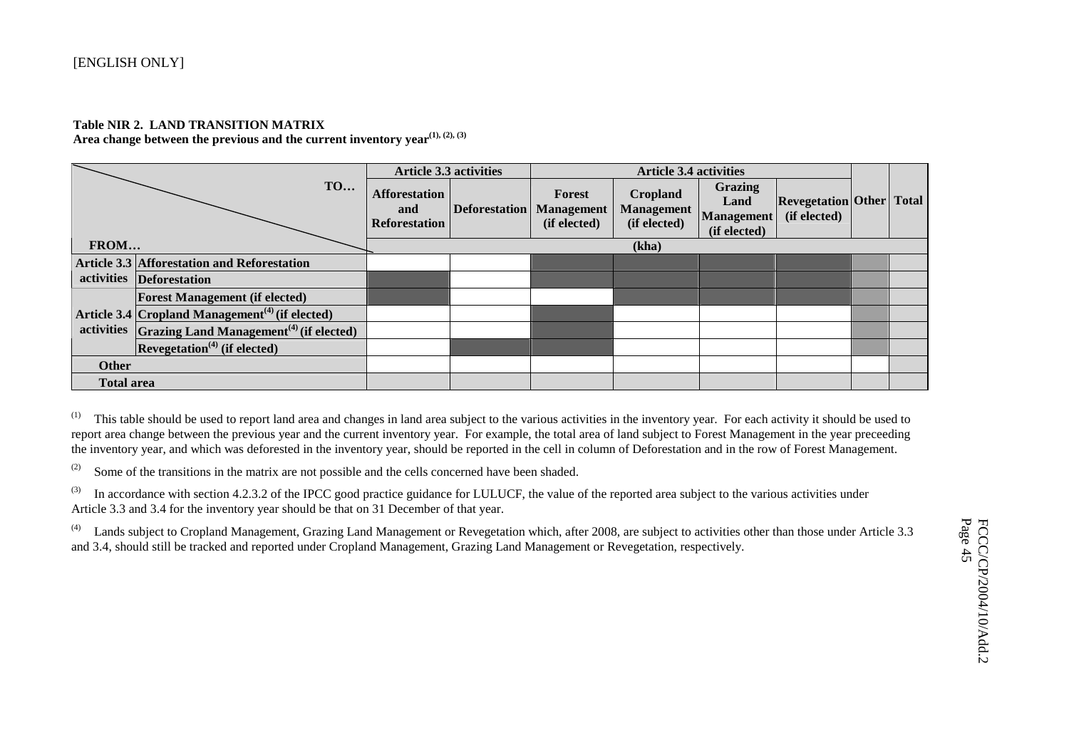[ENGLISH ONLY]

**Table NIR 2. LAND TRANSITION MATRIX**
**Area change between the previous and the current inventory year(1), (2), (3)**

| TO… / FROM… | | Article 3.3 activities | | Article 3.4 activities | | | | | |
|---|---|---|---|---|---|---|---|---|---|
| | | Afforestation and Reforestation | Deforestation | Forest Management (if elected) | Cropland Management (if elected) | Grazing Land Management (if elected) | Revegetation (if elected) | Other | Total |
| | | (kha) | | | | | | | |
| Article 3.3 activities | Afforestation and Reforestation | | | | | | | | |
| | Deforestation | | | | | | | | |
| Article 3.4 activities | Forest Management (if elected) | | | | | | | | |
| | Cropland Management(4) (if elected) | | | | | | | | |
| | Grazing Land Management(4) (if elected) | | | | | | | | |
| | Revegetation(4) (if elected) | | | | | | | | |
| Other | | | | | | | | | |
| Total area | | | | | | | | | |

(1) This table should be used to report land area and changes in land area subject to the various activities in the inventory year. For each activity it should be used to report area change between the previous year and the current inventory year. For example, the total area of land subject to Forest Management in the year preceeding the inventory year, and which was deforested in the inventory year, should be reported in the cell in column of Deforestation and in the row of Forest Management.

(2) Some of the transitions in the matrix are not possible and the cells concerned have been shaded.

(3) In accordance with section 4.2.3.2 of the IPCC good practice guidance for LULUCF, the value of the reported area subject to the various activities under Article 3.3 and 3.4 for the inventory year should be that on 31 December of that year.

(4) Lands subject to Cropland Management, Grazing Land Management or Revegetation which, after 2008, are subject to activities other than those under Article 3.3 and 3.4, should still be tracked and reported under Cropland Management, Grazing Land Management or Revegetation, respectively.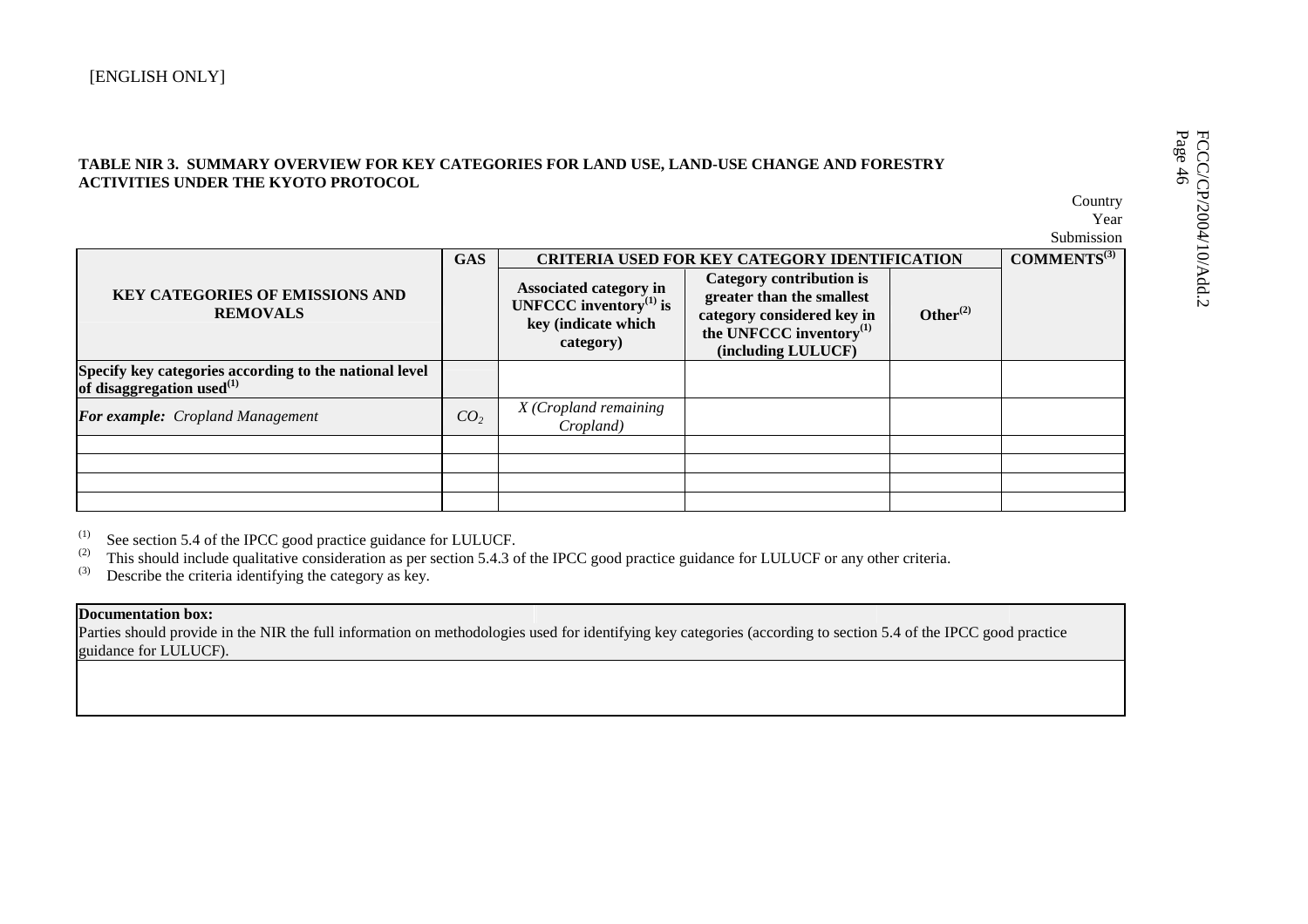[ENGLISH ONLY]

**TABLE NIR 3. SUMMARY OVERVIEW FOR KEY CATEGORIES FOR LAND USE, LAND-USE CHANGE AND FORESTRY ACTIVITIES UNDER THE KYOTO PROTOCOL**

Country
Year
Submission

| KEY CATEGORIES OF EMISSIONS AND REMOVALS | GAS | CRITERIA USED FOR KEY CATEGORY IDENTIFICATION | | | COMMENTS[(3)] |
|---|---|---|---|---|---|
| | | Associated category in UNFCCC inventory[(1)] is key (indicate which category) | Category contribution is greater than the smallest category considered key in the UNFCCC inventory[(1)] (including LULUCF) | Other[(2)] | |
| **Specify key categories according to the national level of disaggregation used[(1)]** | | | | | |
| ***For example:*** *Cropland Management* | $CO_2$ | *X (Cropland remaining Cropland)* | | | |
| | | | | | |
| | | | | | |
| | | | | | |
| | | | | | |

(1) See section 5.4 of the IPCC good practice guidance for LULUCF.
(2) This should include qualitative consideration as per section 5.4.3 of the IPCC good practice guidance for LULUCF or any other criteria.
(3) Describe the criteria identifying the category as key.

| **Documentation box:** Parties should provide in the NIR the full information on methodologies used for identifying key categories (according to section 5.4 of the IPCC good practice guidance for LULUCF). |
|---|
| |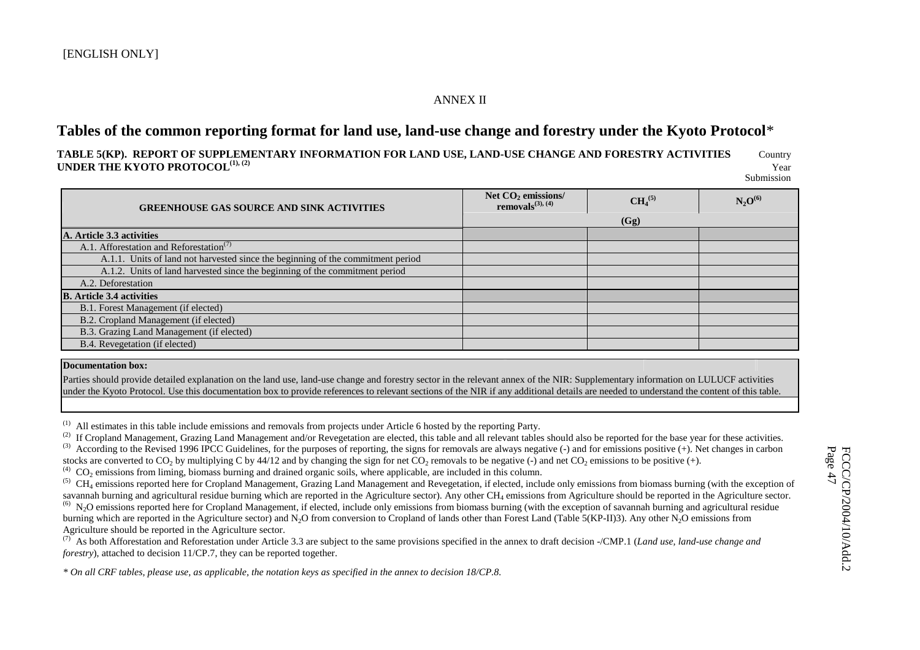[ENGLISH ONLY]

ANNEX II

# Tables of the common reporting format for land use, land-use change and forestry under the Kyoto Protocol*

**TABLE 5(KP). REPORT OF SUPPLEMENTARY INFORMATION FOR LAND USE, LAND-USE CHANGE AND FORESTRY ACTIVITIES UNDER THE KYOTO PROTOCOL[(1), (2)]**

Country
Year
Submission

| GREENHOUSE GAS SOURCE AND SINK ACTIVITIES | Net $CO_2$ emissions/ removals[(3), (4)] | $CH_4$[(5)] | $N_2O$[(6)] |
|---|---|---|---|
| | (Gg) | | |
| **A. Article 3.3 activities** | | | |
| A.1. Afforestation and Reforestation[(7)] | | | |
| A.1.1. Units of land not harvested since the beginning of the commitment period | | | |
| A.1.2. Units of land harvested since the beginning of the commitment period | | | |
| A.2. Deforestation | | | |
| **B. Article 3.4 activities** | | | |
| B.1. Forest Management (if elected) | | | |
| B.2. Cropland Management (if elected) | | | |
| B.3. Grazing Land Management (if elected) | | | |
| B.4. Revegetation (if elected) | | | |

| **Documentation box:** |
|---|
| Parties should provide detailed explanation on the land use, land-use change and forestry sector in the relevant annex of the NIR: Supplementary information on LULUCF activities under the Kyoto Protocol. Use this documentation box to provide references to relevant sections of the NIR if any additional details are needed to understand the content of this table. |
| |

(1) All estimates in this table include emissions and removals from projects under Article 6 hosted by the reporting Party.

(2) If Cropland Management, Grazing Land Management and/or Revegetation are elected, this table and all relevant tables should also be reported for the base year for these activities.

(3) According to the Revised 1996 IPCC Guidelines, for the purposes of reporting, the signs for removals are always negative (-) and for emissions positive (+). Net changes in carbon stocks are converted to $CO_2$ by multiplying C by 44/12 and by changing the sign for net $CO_2$ removals to be negative (-) and net $CO_2$ emissions to be positive (+).

(4) $CO_2$ emissions from liming, biomass burning and drained organic soils, where applicable, are included in this column.

(5) $CH_4$ emissions reported here for Cropland Management, Grazing Land Management and Revegetation, if elected, include only emissions from biomass burning (with the exception of savannah burning and agricultural residue burning which are reported in the Agriculture sector). Any other $CH_4$ emissions from Agriculture should be reported in the Agriculture sector.

(6) $N_2O$ emissions reported here for Cropland Management, if elected, include only emissions from biomass burning (with the exception of savannah burning and agricultural residue burning which are reported in the Agriculture sector) and $N_2O$ from conversion to Cropland of lands other than Forest Land (Table 5(KP-II)3). Any other $N_2O$ emissions from Agriculture should be reported in the Agriculture sector.

(7) As both Afforestation and Reforestation under Article 3.3 are subject to the same provisions specified in the annex to draft decision -/CMP.1 (*Land use, land-use change and forestry*), attached to decision 11/CP.7, they can be reported together.

*\* On all CRF tables, please use, as applicable, the notation keys as specified in the annex to decision 18/CP.8.*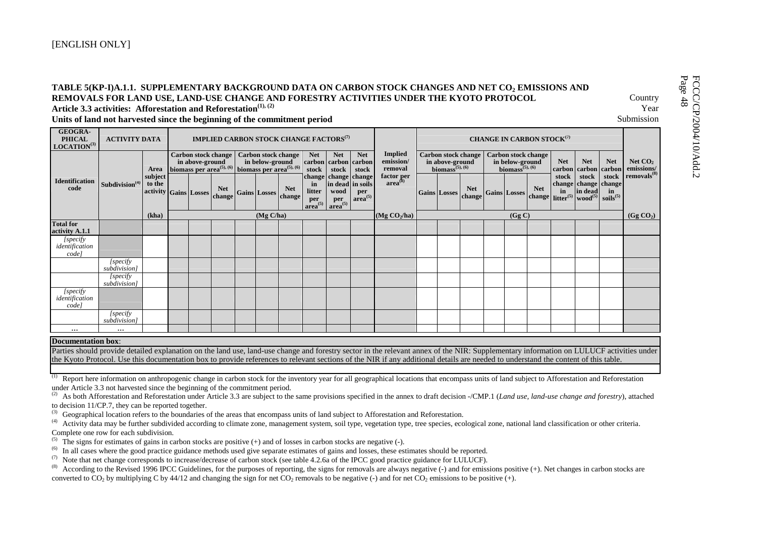[ENGLISH ONLY]

**TABLE 5(KP-I)A.1.1. SUPPLEMENTARY BACKGROUND DATA ON CARBON STOCK CHANGES AND NET $CO_2$ EMISSIONS AND REMOVALS FOR LAND USE, LAND-USE CHANGE AND FORESTRY ACTIVITIES UNDER THE KYOTO PROTOCOL**

**Article 3.3 activities: Afforestation and Reforestation[(1), (2)]**

**Units of land not harvested since the beginning of the commitment period**

Country
Year
Submission

| GEOGRA-PHICAL LOCATION[(3)] | ACTIVITY DATA | | IMPLIED CARBON STOCK CHANGE FACTORS[(7)] | | | | | | | | | Implied emission/ removal factor per area[(8)] | CHANGE IN CARBON STOCK[(7)] | | | | | | | | | Net $CO_2$ emissions/ removals[(8)] |
|---|---|---|---|---|---|---|---|---|---|---|---|---|---|---|---|---|---|---|---|---|---|---|
| Identification code | Subdivision[(4)] | Area subject to the activity | Carbon stock change in above-ground biomass per area[(5), (6)] | | | Carbon stock change in below-ground biomass per area[(5), (6)] | | | Net carbon stock change in litter per area[(5)] | Net carbon stock change in dead wood per area[(5)] | Net carbon stock change in soils per area[(5)] | | Carbon stock change in above-ground biomass[(5), (6)] | | | Carbon stock change in below-ground biomass[(5), (6)] | | | Net carbon stock change in litter[(5)] | Net carbon stock change in dead wood[(5)] | Net carbon stock change in soils[(5)] | |
| | | | Gains | Losses | Net change | Gains | Losses | Net change | | | | | Gains | Losses | Net change | Gains | Losses | Net change | | | | |
| | | (kha) | (Mg C/ha) | | | | | | | | | (Mg $CO_2$/ha) | (Gg C) | | | | | | | | | (Gg $CO_2$) |
| **Total for activity A.1.1** | | | | | | | | | | | | | | | | | | | | | | |
| *[specify identification code]* | | | | | | | | | | | | | | | | | | | | | | |
| | *[specify subdivision]* | | | | | | | | | | | | | | | | | | | | | |
| | *[specify subdivision]* | | | | | | | | | | | | | | | | | | | | | |
| *[specify identification code]* | | | | | | | | | | | | | | | | | | | | | | |
| | *[specify subdivision]* | | | | | | | | | | | | | | | | | | | | | |
| … | … | | | | | | | | | | | | | | | | | | | | | |

**Documentation box**:

Parties should provide detailed explanation on the land use, land-use change and forestry sector in the relevant annex of the NIR: Supplementary information on LULUCF activities under the Kyoto Protocol. Use this documentation box to provide references to relevant sections of the NIR if any additional details are needed to understand the content of this table.

(1) Report here information on anthropogenic change in carbon stock for the inventory year for all geographical locations that encompass units of land subject to Afforestation and Reforestation under Article 3.3 not harvested since the beginning of the commitment period.

(2) As both Afforestation and Reforestation under Article 3.3 are subject to the same provisions specified in the annex to draft decision -/CMP.1 (*Land use, land-use change and forestry*), attached to decision 11/CP.7, they can be reported together.

(3) Geographical location refers to the boundaries of the areas that encompass units of land subject to Afforestation and Reforestation.

(4) Activity data may be further subdivided according to climate zone, management system, soil type, vegetation type, tree species, ecological zone, national land classification or other criteria. Complete one row for each subdivision.

(5) The signs for estimates of gains in carbon stocks are positive (+) and of losses in carbon stocks are negative (-).

(6) In all cases where the good practice guidance methods used give separate estimates of gains and losses, these estimates should be reported.

(7) Note that net change corresponds to increase/decrease of carbon stock (see table 4.2.6a of the IPCC good practice guidance for LULUCF).

(8) According to the Revised 1996 IPCC Guidelines, for the purposes of reporting, the signs for removals are always negative (-) and for emissions positive (+). Net changes in carbon stocks are converted to $CO_2$ by multiplying C by 44/12 and changing the sign for net $CO_2$ removals to be negative (-) and for net $CO_2$ emissions to be positive (+).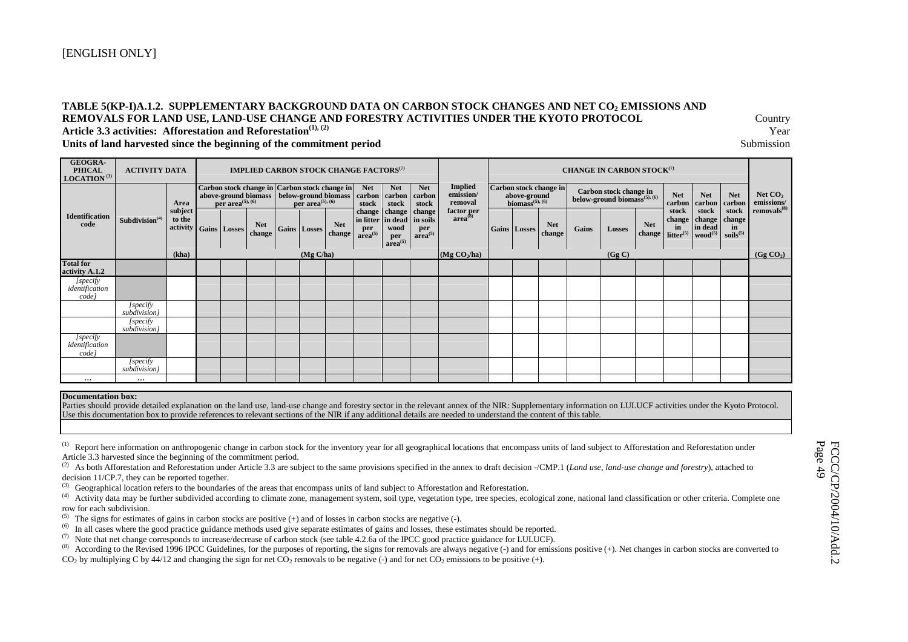[ENGLISH ONLY]

**TABLE 5(KP-I)A.1.2. SUPPLEMENTARY BACKGROUND DATA ON CARBON STOCK CHANGES AND NET $CO_2$ EMISSIONS AND REMOVALS FOR LAND USE, LAND-USE CHANGE AND FORESTRY ACTIVITIES UNDER THE KYOTO PROTOCOL**
**Article 3.3 activities: Afforestation and Reforestation[(1), (2)]**
**Units of land harvested since the beginning of the commitment period**

Country
Year
Submission

| GEOGRAPHICAL LOCATION[(3)] | ACTIVITY DATA | | IMPLIED CARBON STOCK CHANGE FACTORS[(7)] | | | | | | | | | | Implied emission/ removal factor per area[(8)] | CHANGE IN CARBON STOCK[(7)] | | | | | | | | | Net $CO_2$ emissions/ removals[(8)] |
|---|---|---|---|---|---|---|---|---|---|---|---|---|---|---|---|---|---|---|---|---|---|---|---|
| Identification code | Subdivision[(4)] | Area subject to the activity | Carbon stock change in above-ground biomass per area[(5), (6)] | | | Carbon stock change in below-ground biomass per area[(5), (6)] | | | Net carbon stock change in litter per area[(5)] | Net carbon stock change in dead wood per area[(5)] | Net carbon stock change in soils per area[(5)] | | | Carbon stock change in above-ground biomass[(5), (6)] | | | Carbon stock change in below-ground biomass[(5), (6)] | | | Net carbon stock change in litter[(5)] | Net carbon stock change in dead wood[(5)] | Net carbon stock change in soils[(5)] | |
| | | | Gains | Losses | Net change | Gains | Losses | Net change | | | | | | Gains | Losses | Net change | Gains | Losses | Net change | | | | |
| | | (kha) | (Mg C/ha) | | | | | | | | | | (Mg $CO_2$/ha) | (Gg C) | | | | | | | | | (Gg $CO_2$) |
| **Total for activity A.1.2** | | | | | | | | | | | | | | | | | | | | | | | |
| *[specify identification code]* | | | | | | | | | | | | | | | | | | | | | | | |
| | *[specify subdivision]* | | | | | | | | | | | | | | | | | | | | | | |
| | *[specify subdivision]* | | | | | | | | | | | | | | | | | | | | | | |
| *[specify identification code]* | | | | | | | | | | | | | | | | | | | | | | | |
| | *[specify subdivision]* | | | | | | | | | | | | | | | | | | | | | | |
| ... | ... | | | | | | | | | | | | | | | | | | | | | | |

**Documentation box:**
Parties should provide detailed explanation on the land use, land-use change and forestry sector in the relevant annex of the NIR: Supplementary information on LULUCF activities under the Kyoto Protocol. Use this documentation box to provide references to relevant sections of the NIR if any additional details are needed to understand the content of this table.

(1) Report here information on anthropogenic change in carbon stock for the inventory year for all geographical locations that encompass units of land subject to Afforestation and Reforestation under Article 3.3 harvested since the beginning of the commitment period.

(2) As both Afforestation and Reforestation under Article 3.3 are subject to the same provisions specified in the annex to draft decision -/CMP.1 (*Land use, land-use change and forestry*), attached to decision 11/CP.7, they can be reported together.

(3) Geographical location refers to the boundaries of the areas that encompass units of land subject to Afforestation and Reforestation.

(4) Activity data may be further subdivided according to climate zone, management system, soil type, vegetation type, tree species, ecological zone, national land classification or other criteria. Complete one row for each subdivision.

(5) The signs for estimates of gains in carbon stocks are positive (+) and of losses in carbon stocks are negative (-).

(6) In all cases where the good practice guidance methods used give separate estimates of gains and losses, these estimates should be reported.

(7) Note that net change corresponds to increase/decrease of carbon stock (see table 4.2.6a of the IPCC good practice guidance for LULUCF).

(8) According to the Revised 1996 IPCC Guidelines, for the purposes of reporting, the signs for removals are always negative (-) and for emissions positive (+). Net changes in carbon stocks are converted to $CO_2$ by multiplying C by 44/12 and changing the sign for net $CO_2$ removals to be negative (-) and for net $CO_2$ emissions to be positive (+).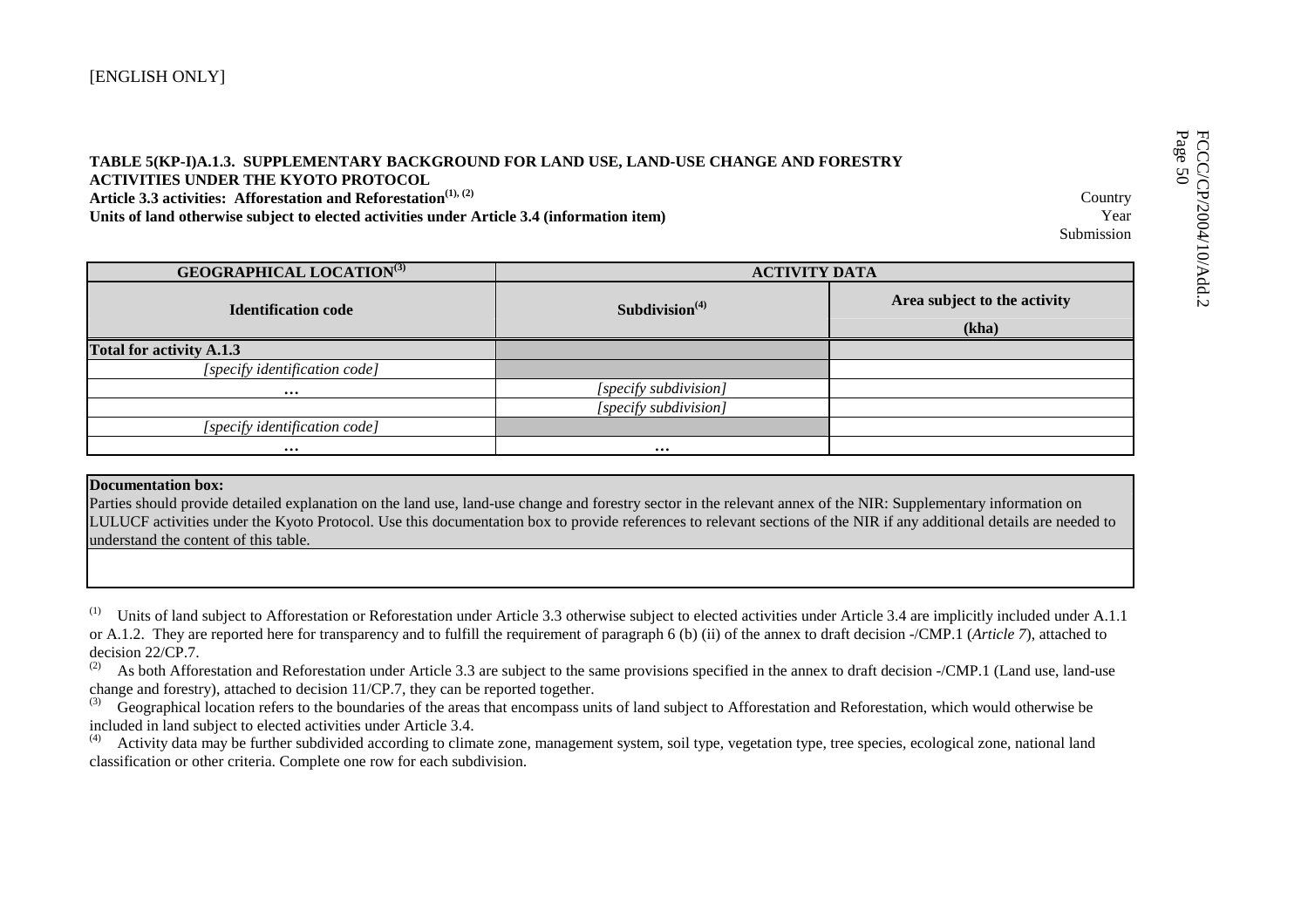[ENGLISH ONLY]

**TABLE 5(KP-I)A.1.3. SUPPLEMENTARY BACKGROUND FOR LAND USE, LAND-USE CHANGE AND FORESTRY ACTIVITIES UNDER THE KYOTO PROTOCOL**
**Article 3.3 activities: Afforestation and Reforestation[(1), (2)]**
**Units of land otherwise subject to elected activities under Article 3.4 (information item)**

Country
Year
Submission

| GEOGRAPHICAL LOCATION[(3)] | ACTIVITY DATA | |
|---|---|---|
| Identification code | Subdivision[(4)] | Area subject to the activity |
| | | (kha) |
| **Total for activity A.1.3** | | |
| *[specify identification code]* | | |
| … | *[specify subdivision]* | |
| | *[specify subdivision]* | |
| *[specify identification code]* | | |
| … | … | |

**Documentation box:**
Parties should provide detailed explanation on the land use, land-use change and forestry sector in the relevant annex of the NIR: Supplementary information on LULUCF activities under the Kyoto Protocol. Use this documentation box to provide references to relevant sections of the NIR if any additional details are needed to understand the content of this table.

(1) Units of land subject to Afforestation or Reforestation under Article 3.3 otherwise subject to elected activities under Article 3.4 are implicitly included under A.1.1 or A.1.2. They are reported here for transparency and to fulfill the requirement of paragraph 6 (b) (ii) of the annex to draft decision -/CMP.1 (*Article 7*), attached to decision 22/CP.7.

(2) As both Afforestation and Reforestation under Article 3.3 are subject to the same provisions specified in the annex to draft decision -/CMP.1 (Land use, land-use change and forestry), attached to decision 11/CP.7, they can be reported together.

(3) Geographical location refers to the boundaries of the areas that encompass units of land subject to Afforestation and Reforestation, which would otherwise be included in land subject to elected activities under Article 3.4.

(4) Activity data may be further subdivided according to climate zone, management system, soil type, vegetation type, tree species, ecological zone, national land classification or other criteria. Complete one row for each subdivision.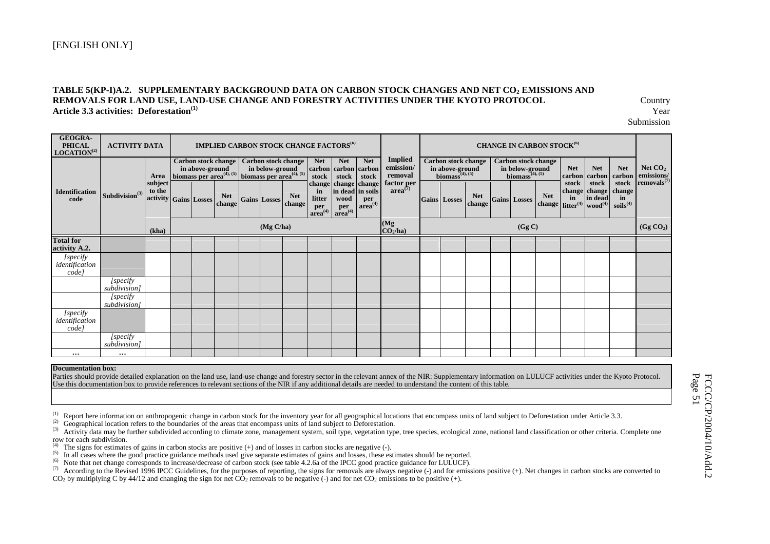[ENGLISH ONLY]

**TABLE 5(KP-I)A.2. SUPPLEMENTARY BACKGROUND DATA ON CARBON STOCK CHANGES AND NET $CO_2$ EMISSIONS AND REMOVALS FOR LAND USE, LAND-USE CHANGE AND FORESTRY ACTIVITIES UNDER THE KYOTO PROTOCOL**
**Article 3.3 activities: Deforestation[1]**

Country
Year
Submission

| GEOGRAPHICAL LOCATION[2] | ACTIVITY DATA | | IMPLIED CARBON STOCK CHANGE FACTORS[6] | | | | | | | | | Implied emission/ removal factor per area[7] | CHANGE IN CARBON STOCK[6] | | | | | | | | | Net $CO_2$ emissions/ removals[7] |
|---|---|---|---|---|---|---|---|---|---|---|---|---|---|---|---|---|---|---|---|---|---|---|
| Identification code | Subdivision[3] | Area subject to the activity | Carbon stock change in above-ground biomass per area[4], [5] | | | Carbon stock change in below-ground biomass per area[4], [5] | | | Net carbon stock change in litter per area[4] | Net carbon stock change in dead wood per area[4] | Net carbon stock change in soils per area[4] | | Carbon stock change in above-ground biomass[4], [5] | | | Carbon stock change in below-ground biomass[4], [5] | | | Net carbon stock change in litter[4] | Net carbon stock change in dead wood[4] | Net carbon stock change in soils[4] | |
| | | | Gains | Losses | Net change | Gains | Losses | Net change | | | | | Gains | Losses | Net change | Gains | Losses | Net change | | | | |
| | | (kha) | (Mg C/ha) | | | | | | | | | (Mg $CO_2$/ha) | (Gg C) | | | | | | | | | (Gg $CO_2$) |
| **Total for activity A.2.** | | | | | | | | | | | | | | | | | | | | | | |
| *[specify identification code]* | | | | | | | | | | | | | | | | | | | | | | |
| | *[specify subdivision]* | | | | | | | | | | | | | | | | | | | | | |
| | *[specify subdivision]* | | | | | | | | | | | | | | | | | | | | | |
| *[specify identification code]* | | | | | | | | | | | | | | | | | | | | | | |
| | *[specify subdivision]* | | | | | | | | | | | | | | | | | | | | | |
| … | … | | | | | | | | | | | | | | | | | | | | | |

| Documentation box: |
|---|
| Parties should provide detailed explanation on the land use, land-use change and forestry sector in the relevant annex of the NIR: Supplementary information on LULUCF activities under the Kyoto Protocol. Use this documentation box to provide references to relevant sections of the NIR if any additional details are needed to understand the content of this table. |
| |

[1] Report here information on anthropogenic change in carbon stock for the inventory year for all geographical locations that encompass units of land subject to Deforestation under Article 3.3.

[2] Geographical location refers to the boundaries of the areas that encompass units of land subject to Deforestation.

[3] Activity data may be further subdivided according to climate zone, management system, soil type, vegetation type, tree species, ecological zone, national land classification or other criteria. Complete one row for each subdivision.

[4] The signs for estimates of gains in carbon stocks are positive (+) and of losses in carbon stocks are negative (-).

[5] In all cases where the good practice guidance methods used give separate estimates of gains and losses, these estimates should be reported.

[6] Note that net change corresponds to increase/decrease of carbon stock (see table 4.2.6a of the IPCC good practice guidance for LULUCF).

[7] According to the Revised 1996 IPCC Guidelines, for the purposes of reporting, the signs for removals are always negative (-) and for emissions positive (+). Net changes in carbon stocks are converted to $CO_2$ by multiplying C by 44/12 and changing the sign for net $CO_2$ removals to be negative (-) and for net $CO_2$ emissions to be positive (+).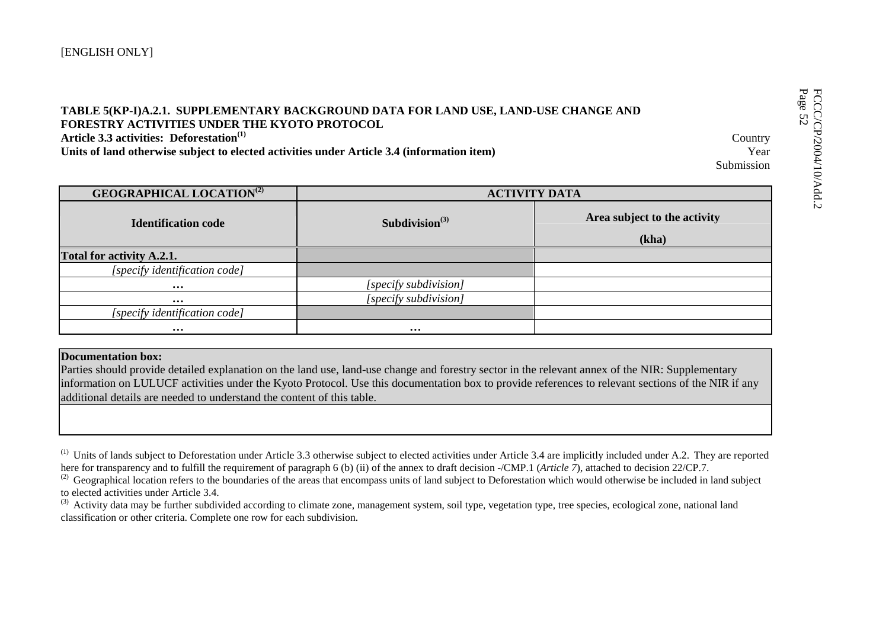[ENGLISH ONLY]

**TABLE 5(KP-I)A.2.1. SUPPLEMENTARY BACKGROUND DATA FOR LAND USE, LAND-USE CHANGE AND FORESTRY ACTIVITIES UNDER THE KYOTO PROTOCOL**
**Article 3.3 activities: Deforestation[1]**
**Units of land otherwise subject to elected activities under Article 3.4 (information item)**

Country
Year
Submission

| GEOGRAPHICAL LOCATION[2] | ACTIVITY DATA | |
|---|---|---|
| Identification code | Subdivision[3] | Area subject to the activity (kha) |
| **Total for activity A.2.1.** | | |
| *[specify identification code]* | | |
| … | *[specify subdivision]* | |
| … | *[specify subdivision]* | |
| *[specify identification code]* | | |
| … | … | |

**Documentation box:**
Parties should provide detailed explanation on the land use, land-use change and forestry sector in the relevant annex of the NIR: Supplementary information on LULUCF activities under the Kyoto Protocol. Use this documentation box to provide references to relevant sections of the NIR if any additional details are needed to understand the content of this table.

[1] Units of lands subject to Deforestation under Article 3.3 otherwise subject to elected activities under Article 3.4 are implicitly included under A.2. They are reported here for transparency and to fulfill the requirement of paragraph 6 (b) (ii) of the annex to draft decision -/CMP.1 (*Article 7*), attached to decision 22/CP.7.

[2] Geographical location refers to the boundaries of the areas that encompass units of land subject to Deforestation which would otherwise be included in land subject to elected activities under Article 3.4.

[3] Activity data may be further subdivided according to climate zone, management system, soil type, vegetation type, tree species, ecological zone, national land classification or other criteria. Complete one row for each subdivision.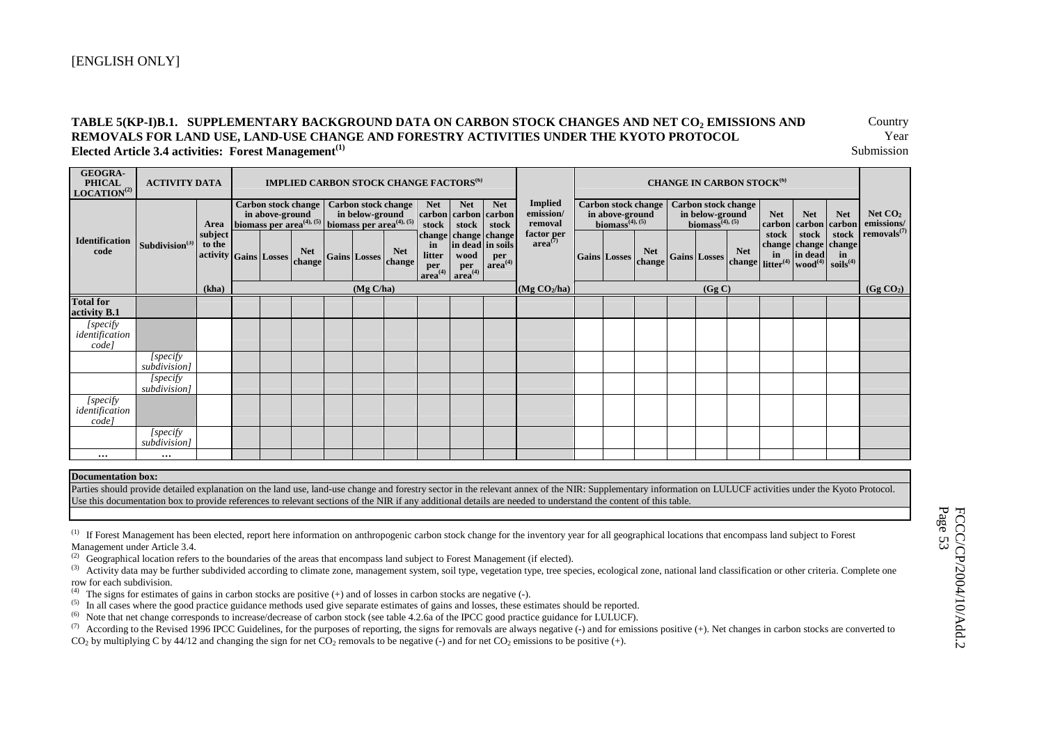[ENGLISH ONLY]

**TABLE 5(KP-I)B.1. SUPPLEMENTARY BACKGROUND DATA ON CARBON STOCK CHANGES AND NET $CO_2$ EMISSIONS AND REMOVALS FOR LAND USE, LAND-USE CHANGE AND FORESTRY ACTIVITIES UNDER THE KYOTO PROTOCOL**
**Elected Article 3.4 activities: Forest Management[(1)]**

Country
Year
Submission

| GEOGRAPHICAL LOCATION[(2)] | ACTIVITY DATA | | IMPLIED CARBON STOCK CHANGE FACTORS[(6)] | | | | | | | | | Implied emission/ removal factor per area[(7)] | CHANGE IN CARBON STOCK[(6)] | | | | | | | | | Net $CO_2$ emissions/ removals[(7)] |
|---|---|---|---|---|---|---|---|---|---|---|---|---|---|---|---|---|---|---|---|---|---|---|
| | | | Carbon stock change in above-ground biomass per area[(4), (5)] | | | Carbon stock change in below-ground biomass per area[(4), (5)] | | | Net carbon stock change in litter per area[(4)] | Net carbon stock change in dead wood per area[(4)] | Net carbon stock change in soils per area[(4)] | | Carbon stock change in above-ground biomass[(4), (5)] | | | Carbon stock change in below-ground biomass[(4), (5)] | | | Net carbon stock change in litter[(4)] | Net carbon stock change in dead wood[(4)] | Net carbon stock change in soils[(4)] | |
| Identification code | Subdivision[(3)] | Area subject to the activity | Gains | Losses | Net change | Gains | Losses | Net change | | | | | Gains | Losses | Net change | Gains | Losses | Net change | | | | |
| | | (kha) | (Mg C/ha) | | | | | | | | | (Mg $CO_2$/ha) | (Gg C) | | | | | | | | | (Gg $CO_2$) |
| **Total for activity B.1** | | | | | | | | | | | | | | | | | | | | | | |
| *[specify identification code]* | | | | | | | | | | | | | | | | | | | | | | |
| | *[specify subdivision]* | | | | | | | | | | | | | | | | | | | | | |
| | *[specify subdivision]* | | | | | | | | | | | | | | | | | | | | | |
| *[specify identification code]* | | | | | | | | | | | | | | | | | | | | | | |
| | *[specify subdivision]* | | | | | | | | | | | | | | | | | | | | | |
| ... | ... | | | | | | | | | | | | | | | | | | | | | |

| Documentation box: |
|---|
| Parties should provide detailed explanation on the land use, land-use change and forestry sector in the relevant annex of the NIR: Supplementary information on LULUCF activities under the Kyoto Protocol. Use this documentation box to provide references to relevant sections of the NIR if any additional details are needed to understand the content of this table. |
| |

(1) If Forest Management has been elected, report here information on anthropogenic carbon stock change for the inventory year for all geographical locations that encompass land subject to Forest Management under Article 3.4.

(2) Geographical location refers to the boundaries of the areas that encompass land subject to Forest Management (if elected).

(3) Activity data may be further subdivided according to climate zone, management system, soil type, vegetation type, tree species, ecological zone, national land classification or other criteria. Complete one row for each subdivision.

(4) The signs for estimates of gains in carbon stocks are positive (+) and of losses in carbon stocks are negative (-).

(5) In all cases where the good practice guidance methods used give separate estimates of gains and losses, these estimates should be reported.

(6) Note that net change corresponds to increase/decrease of carbon stock (see table 4.2.6a of the IPCC good practice guidance for LULUCF).

(7) According to the Revised 1996 IPCC Guidelines, for the purposes of reporting, the signs for removals are always negative (-) and for emissions positive (+). Net changes in carbon stocks are converted to $CO_2$ by multiplying C by 44/12 and changing the sign for net $CO_2$ removals to be negative (-) and for net $CO_2$ emissions to be positive (+).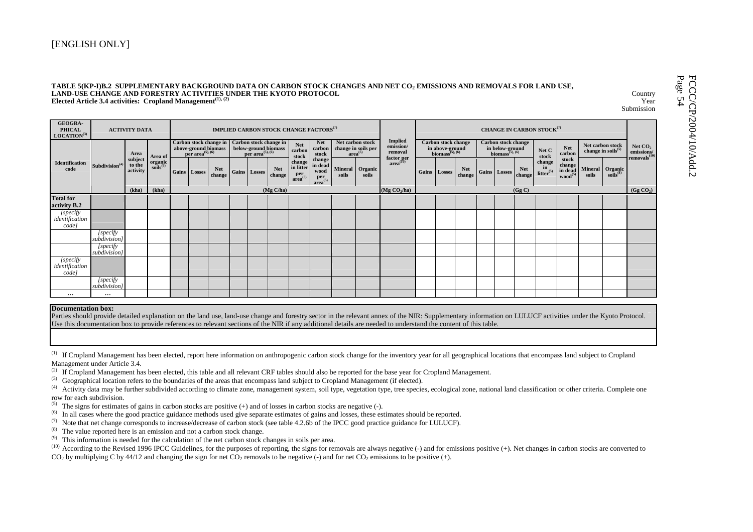[ENGLISH ONLY]

**TABLE 5(KP-I)B.2 SUPPLEMENTARY BACKGROUND DATA ON CARBON STOCK CHANGES AND NET $CO_2$ EMISSIONS AND REMOVALS FOR LAND USE, LAND-USE CHANGE AND FORESTRY ACTIVITIES UNDER THE KYOTO PROTOCOL**
**Elected Article 3.4 activities: Cropland Management[(1), (2)]**

Country
Year
Submission

| GEOGRAPHICAL LOCATION[(3)] | ACTIVITY DATA | | | IMPLIED CARBON STOCK CHANGE FACTORS[(7)] | | | | | | | | | | Implied emission/ removal factor per area[(10)] | CHANGE IN CARBON STOCK[(7)] | | | | | | | | | | Net $CO_2$ emissions/ removals[(10)] |
|---|---|---|---|---|---|---|---|---|---|---|---|---|---|---|---|---|---|---|---|---|---|---|---|---|---|
| | | | | Carbon stock change in above-ground biomass per area[(5), (6)] | | | Carbon stock change in below-ground biomass per area[(5), (6)] | | | Net carbon stock change in litter per area[(5)] | Net carbon stock change in dead wood per area[(5)] | Net carbon stock change in soils per area[(5)] | | | Carbon stock change in above-ground biomass[(5), (6)] | | | Carbon stock change in below-ground biomass[(5), (6)] | | | Net C stock change in litter[(5)] | Net carbon stock change in dead wood[(5)] | Net carbon stock change in soils[(5)] | | |
| Identification code | Subdivision[(4)] | Area subject to the activity | Area of organic soils[(9)] | Gains | Losses | Net change | Gains | Losses | Net change | | | Mineral soils | Organic soils | | Gains | Losses | Net change | Gains | Losses | Net change | | | Mineral soils | Organic soils[(8)] | |
| | | (kha) | (kha) | (Mg C/ha) | | | | | | | | | | (Mg $CO_2$/ha) | (Gg C) | | | | | | | | | | (Gg $CO_2$) |
| **Total for activity B.2** | | | | | | | | | | | | | | | | | | | | | | | | | |
| *[specify identification code]* | | | | | | | | | | | | | | | | | | | | | | | | | |
| | *[specify subdivision]* | | | | | | | | | | | | | | | | | | | | | | | | |
| | *[specify subdivision]* | | | | | | | | | | | | | | | | | | | | | | | | |
| *[specify identification code]* | | | | | | | | | | | | | | | | | | | | | | | | | |
| | *[specify subdivision]* | | | | | | | | | | | | | | | | | | | | | | | | |
| … | … | | | | | | | | | | | | | | | | | | | | | | | | |

**Documentation box:**
Parties should provide detailed explanation on the land use, land-use change and forestry sector in the relevant annex of the NIR: Supplementary information on LULUCF activities under the Kyoto Protocol. Use this documentation box to provide references to relevant sections of the NIR if any additional details are needed to understand the content of this table.

(1) If Cropland Management has been elected, report here information on anthropogenic carbon stock change for the inventory year for all geographical locations that encompass land subject to Cropland Management under Article 3.4.

(2) If Cropland Management has been elected, this table and all relevant CRF tables should also be reported for the base year for Cropland Management.

(3) Geographical location refers to the boundaries of the areas that encompass land subject to Cropland Management (if elected).

(4) Activity data may be further subdivided according to climate zone, management system, soil type, vegetation type, tree species, ecological zone, national land classification or other criteria. Complete one row for each subdivision.

(5) The signs for estimates of gains in carbon stocks are positive (+) and of losses in carbon stocks are negative (-).

(6) In all cases where the good practice guidance methods used give separate estimates of gains and losses, these estimates should be reported.

(7) Note that net change corresponds to increase/decrease of carbon stock (see table 4.2.6b of the IPCC good practice guidance for LULUCF).

(8) The value reported here is an emission and not a carbon stock change.

(9) This information is needed for the calculation of the net carbon stock changes in soils per area.

(10) According to the Revised 1996 IPCC Guidelines, for the purposes of reporting, the signs for removals are always negative (-) and for emissions positive (+). Net changes in carbon stocks are converted to $CO_2$ by multiplying C by 44/12 and changing the sign for net $CO_2$ removals to be negative (-) and for net $CO_2$ emissions to be positive (+).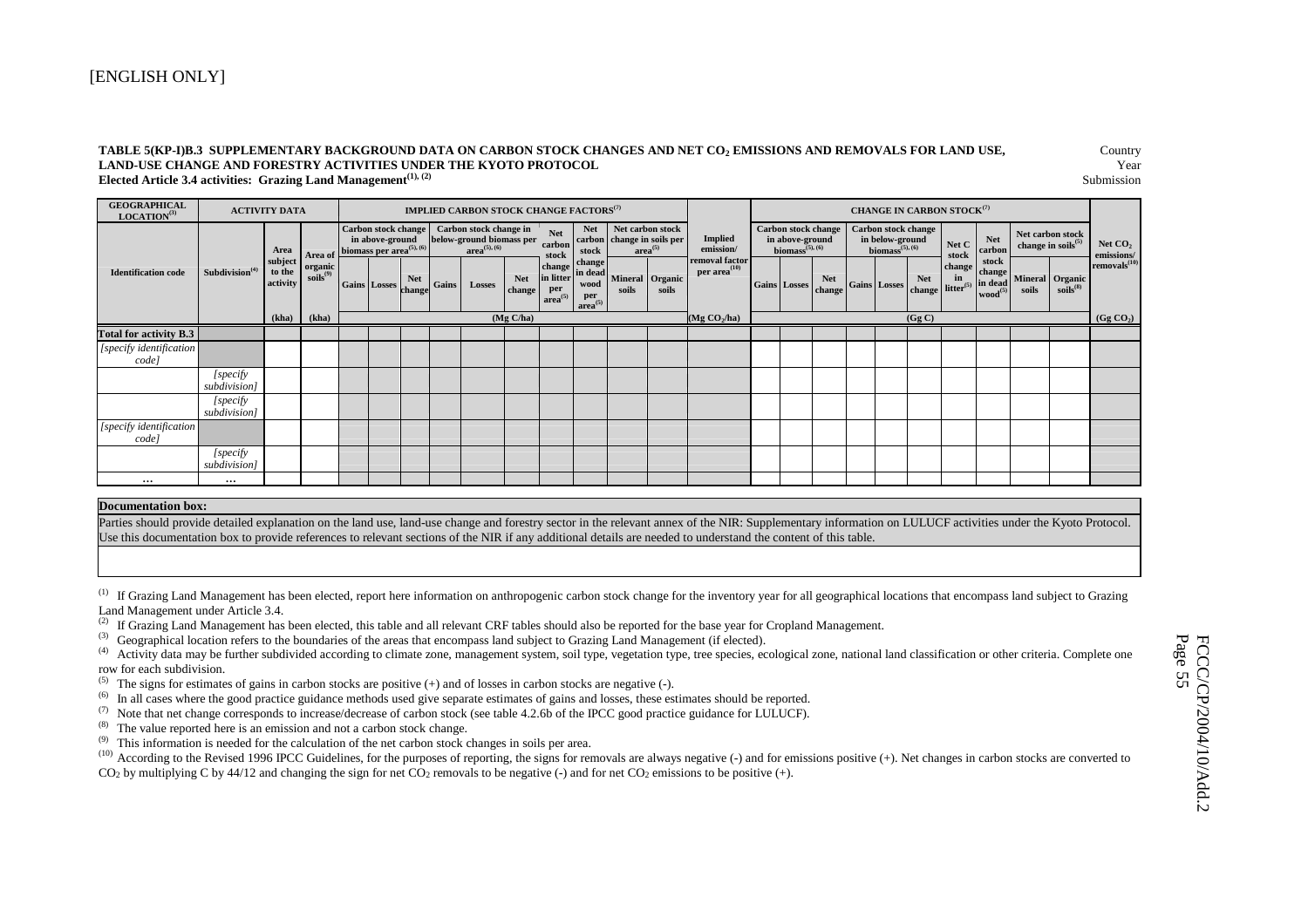[ENGLISH ONLY]

**TABLE 5(KP-I)B.3 SUPPLEMENTARY BACKGROUND DATA ON CARBON STOCK CHANGES AND NET $CO_2$ EMISSIONS AND REMOVALS FOR LAND USE, LAND-USE CHANGE AND FORESTRY ACTIVITIES UNDER THE KYOTO PROTOCOL**
**Elected Article 3.4 activities: Grazing Land Management[(1), (2)]**

Country
Year
Submission

| GEOGRAPHICAL LOCATION[(3)] | ACTIVITY DATA | | | IMPLIED CARBON STOCK CHANGE FACTORS[(7)] | | | | | | | | | | | | CHANGE IN CARBON STOCK[(7)] | | | | | | | | | | |
|---|---|---|---|---|---|---|---|---|---|---|---|---|---|---|---|---|---|---|---|---|---|---|---|---|---|---|
| | | | | Carbon stock change in above-ground biomass per area[(5), (6)] | | | Carbon stock change in below-ground biomass per area[(5), (6)] | | | Net carbon stock change in litter per area[(5)] | Net carbon stock change in dead wood per area[(5)] | Net carbon stock change in soils per area[(5)] | | Implied emission/ removal factor per area[(10)] | Carbon stock change in above-ground biomass[(5), (6)] | | | Carbon stock change in below-ground biomass[(5), (6)] | | | Net C stock change in litter[(5)] | Net carbon stock change in dead wood[(5)] | Net carbon stock change in soils[(5)] | | Net $CO_2$ emissions/ removals[(10)] |
| Identification code | Subdivision[(4)] | Area subject to the activity | Area of organic soils[(9)] | Gains | Losses | Net change | Gains | Losses | Net change | | | Mineral soils | Organic soils | | Gains | Losses | Net change | Gains | Losses | Net change | | | Mineral soils | Organic soils[(8)] | |
| | | (kha) | (kha) | (Mg C/ha) | | | | | | | | | | (Mg $CO_2$/ha) | (Gg C) | | | | | | | | | | (Gg $CO_2$) |
| Total for activity B.3 | | | | | | | | | | | | | | | | | | | | | | | | | |
| *[specify identification code]* | | | | | | | | | | | | | | | | | | | | | | | | | |
| | *[specify subdivision]* | | | | | | | | | | | | | | | | | | | | | | | | |
| | *[specify subdivision]* | | | | | | | | | | | | | | | | | | | | | | | | |
| *[specify identification code]* | | | | | | | | | | | | | | | | | | | | | | | | | |
| | *[specify subdivision]* | | | | | | | | | | | | | | | | | | | | | | | | |
| … | … | | | | | | | | | | | | | | | | | | | | | | | | |

**Documentation box:**

Parties should provide detailed explanation on the land use, land-use change and forestry sector in the relevant annex of the NIR: Supplementary information on LULUCF activities under the Kyoto Protocol. Use this documentation box to provide references to relevant sections of the NIR if any additional details are needed to understand the content of this table.

[(1)] If Grazing Land Management has been elected, report here information on anthropogenic carbon stock change for the inventory year for all geographical locations that encompass land subject to Grazing Land Management under Article 3.4.
[(2)] If Grazing Land Management has been elected, this table and all relevant CRF tables should also be reported for the base year for Cropland Management.
[(3)] Geographical location refers to the boundaries of the areas that encompass land subject to Grazing Land Management (if elected).
[(4)] Activity data may be further subdivided according to climate zone, management system, soil type, vegetation type, tree species, ecological zone, national land classification or other criteria. Complete one row for each subdivision.
[(5)] The signs for estimates of gains in carbon stocks are positive (+) and of losses in carbon stocks are negative (-).
[(6)] In all cases where the good practice guidance methods used give separate estimates of gains and losses, these estimates should be reported.
[(7)] Note that net change corresponds to increase/decrease of carbon stock (see table 4.2.6b of the IPCC good practice guidance for LULUCF).
[(8)] The value reported here is an emission and not a carbon stock change.
[(9)] This information is needed for the calculation of the net carbon stock changes in soils per area.
[(10)] According to the Revised 1996 IPCC Guidelines, for the purposes of reporting, the signs for removals are always negative (-) and for emissions positive (+). Net changes in carbon stocks are converted to $CO_2$ by multiplying C by 44/12 and changing the sign for net $CO_2$ removals to be negative (-) and for net $CO_2$ emissions to be positive (+).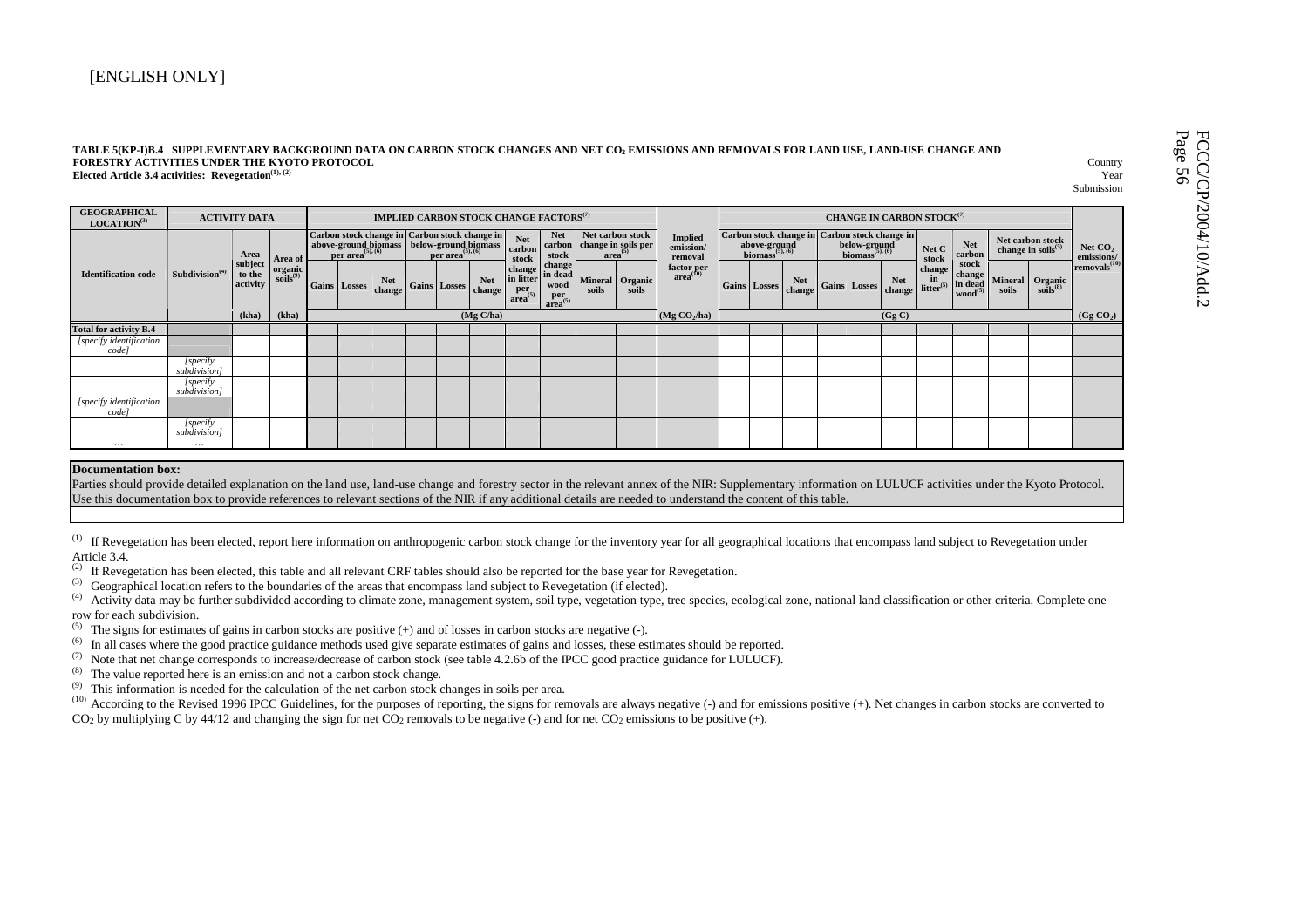[ENGLISH ONLY]

**TABLE 5(KP-I)B.4 SUPPLEMENTARY BACKGROUND DATA ON CARBON STOCK CHANGES AND NET $CO_2$ EMISSIONS AND REMOVALS FOR LAND USE, LAND-USE CHANGE AND FORESTRY ACTIVITIES UNDER THE KYOTO PROTOCOL**
**Elected Article 3.4 activities: Revegetation(1), (2)**

Country
Year
Submission

| GEOGRAPHICAL LOCATION(3) | ACTIVITY DATA | | | IMPLIED CARBON STOCK CHANGE FACTORS(7) | | | | | | | | | | | Implied emission/ removal factor per area(10) | CHANGE IN CARBON STOCK(7) | | | | | | | | | | | Net $CO_2$ emissions/ removals(10) |
|---|---|---|---|---|---|---|---|---|---|---|---|---|---|---|---|---|---|---|---|---|---|---|---|---|---|---|---|
| Identification code | Subdivision(4) | Area subject to the activity | Area of organic soils(9) | Carbon stock change in above-ground biomass per area(5), (6) | | | Carbon stock change in below-ground biomass per area(5), (6) | | | Net carbon stock change in litter per area(5) | Net carbon stock change in dead wood per area(5) | Net carbon stock change in soils per area(5) | | | | Carbon stock change in above-ground biomass(5), (6) | | | Carbon stock change in below-ground biomass(5), (6) | | | Net C stock change in litter(5) | Net carbon stock change in dead wood(5) | Net carbon stock change in soils(5) | | | |
| | | | | Gains | Losses | Net change | Gains | Losses | Net change | | | Mineral soils | Organic soils | | | Gains | Losses | Net change | Gains | Losses | Net change | | | Mineral soils | Organic soils(8) | | |
| | | (kha) | (kha) | (Mg C/ha) | | | | | | | | | | | ($Mg CO_2$/ha) | (Gg C) | | | | | | | | | | | ($Gg CO_2$) |
| **Total for activity B.4** | | | | | | | | | | | | | | | | | | | | | | | | | | | |
| *[specify identification code]* | | | | | | | | | | | | | | | | | | | | | | | | | | | |
| | *[specify subdivision]* | | | | | | | | | | | | | | | | | | | | | | | | | | |
| | *[specify subdivision]* | | | | | | | | | | | | | | | | | | | | | | | | | | |
| *[specify identification code]* | | | | | | | | | | | | | | | | | | | | | | | | | | | |
| | *[specify subdivision]* | | | | | | | | | | | | | | | | | | | | | | | | | | |
| … | … | | | | | | | | | | | | | | | | | | | | | | | | | | |

**Documentation box:**

Parties should provide detailed explanation on the land use, land-use change and forestry sector in the relevant annex of the NIR: Supplementary information on LULUCF activities under the Kyoto Protocol. Use this documentation box to provide references to relevant sections of the NIR if any additional details are needed to understand the content of this table.

(1) If Revegetation has been elected, report here information on anthropogenic carbon stock change for the inventory year for all geographical locations that encompass land subject to Revegetation under Article 3.4.

(2) If Revegetation has been elected, this table and all relevant CRF tables should also be reported for the base year for Revegetation.

(3) Geographical location refers to the boundaries of the areas that encompass land subject to Revegetation (if elected).

(4) Activity data may be further subdivided according to climate zone, management system, soil type, vegetation type, tree species, ecological zone, national land classification or other criteria. Complete one row for each subdivision.

(5) The signs for estimates of gains in carbon stocks are positive (+) and of losses in carbon stocks are negative (-).

(6) In all cases where the good practice guidance methods used give separate estimates of gains and losses, these estimates should be reported.

(7) Note that net change corresponds to increase/decrease of carbon stock (see table 4.2.6b of the IPCC good practice guidance for LULUCF).

(8) The value reported here is an emission and not a carbon stock change.

(9) This information is needed for the calculation of the net carbon stock changes in soils per area.

(10) According to the Revised 1996 IPCC Guidelines, for the purposes of reporting, the signs for removals are always negative (-) and for emissions positive (+). Net changes in carbon stocks are converted to $CO_2$ by multiplying C by 44/12 and changing the sign for net $CO_2$ removals to be negative (-) and for net $CO_2$ emissions to be positive (+).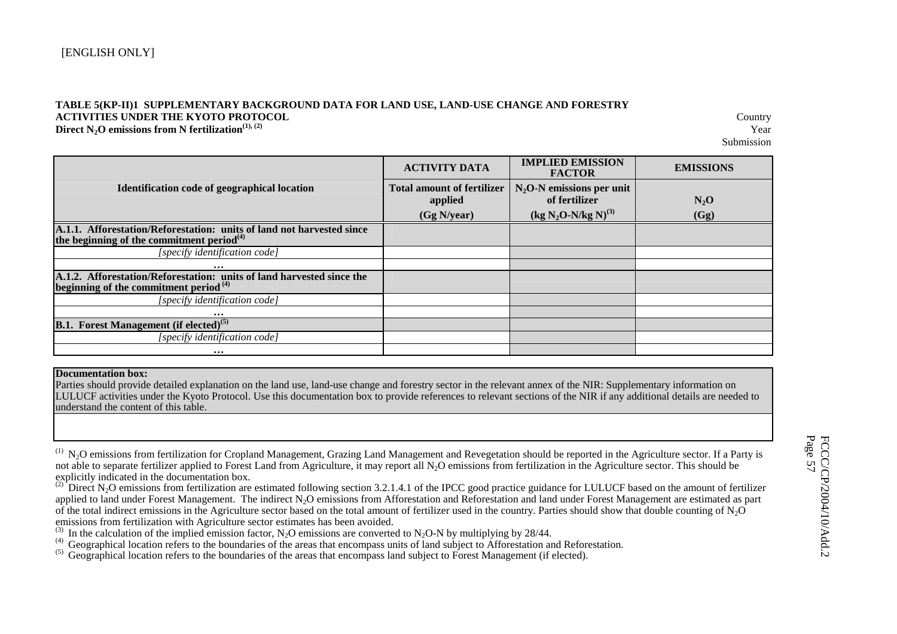[ENGLISH ONLY]

**TABLE 5(KP-II)1 SUPPLEMENTARY BACKGROUND DATA FOR LAND USE, LAND-USE CHANGE AND FORESTRY ACTIVITIES UNDER THE KYOTO PROTOCOL**
**Direct $N_2O$ emissions from N fertilization[(1), (2)]**

Country
Year
Submission

| | ACTIVITY DATA | IMPLIED EMISSION FACTOR | EMISSIONS |
|---|---|---|---|
| **Identification code of geographical location** | **Total amount of fertilizer applied (Gg N/year)** | **$N_2O$-N emissions per unit of fertilizer ($kg\ N_2O$-N/kg N)[(3)]** | **$N_2O$ (Gg)** |
| **A.1.1. Afforestation/Reforestation: units of land not harvested since the beginning of the commitment period[(4)]** | | | |
| *[specify identification code]* | | | |
| … | | | |
| **A.1.2. Afforestation/Reforestation: units of land harvested since the beginning of the commitment period[(4)]** | | | |
| *[specify identification code]* | | | |
| … | | | |
| **B.1. Forest Management (if elected)[(5)]** | | | |
| *[specify identification code]* | | | |
| … | | | |

| **Documentation box:** Parties should provide detailed explanation on the land use, land-use change and forestry sector in the relevant annex of the NIR: Supplementary information on LULUCF activities under the Kyoto Protocol. Use this documentation box to provide references to relevant sections of the NIR if any additional details are needed to understand the content of this table. |
|---|
| |

[(1)] $N_2O$ emissions from fertilization for Cropland Management, Grazing Land Management and Revegetation should be reported in the Agriculture sector. If a Party is not able to separate fertilizer applied to Forest Land from Agriculture, it may report all $N_2O$ emissions from fertilization in the Agriculture sector. This should be explicitly indicated in the documentation box.

[(2)] Direct $N_2O$ emissions from fertilization are estimated following section 3.2.1.4.1 of the IPCC good practice guidance for LULUCF based on the amount of fertilizer applied to land under Forest Management. The indirect $N_2O$ emissions from Afforestation and Reforestation and land under Forest Management are estimated as part of the total indirect emissions in the Agriculture sector based on the total amount of fertilizer used in the country. Parties should show that double counting of $N_2O$ emissions from fertilization with Agriculture sector estimates has been avoided.

[(3)] In the calculation of the implied emission factor, $N_2O$ emissions are converted to $N_2O$-N by multiplying by 28/44.

[(4)] Geographical location refers to the boundaries of the areas that encompass units of land subject to Afforestation and Reforestation.

[(5)] Geographical location refers to the boundaries of the areas that encompass land subject to Forest Management (if elected).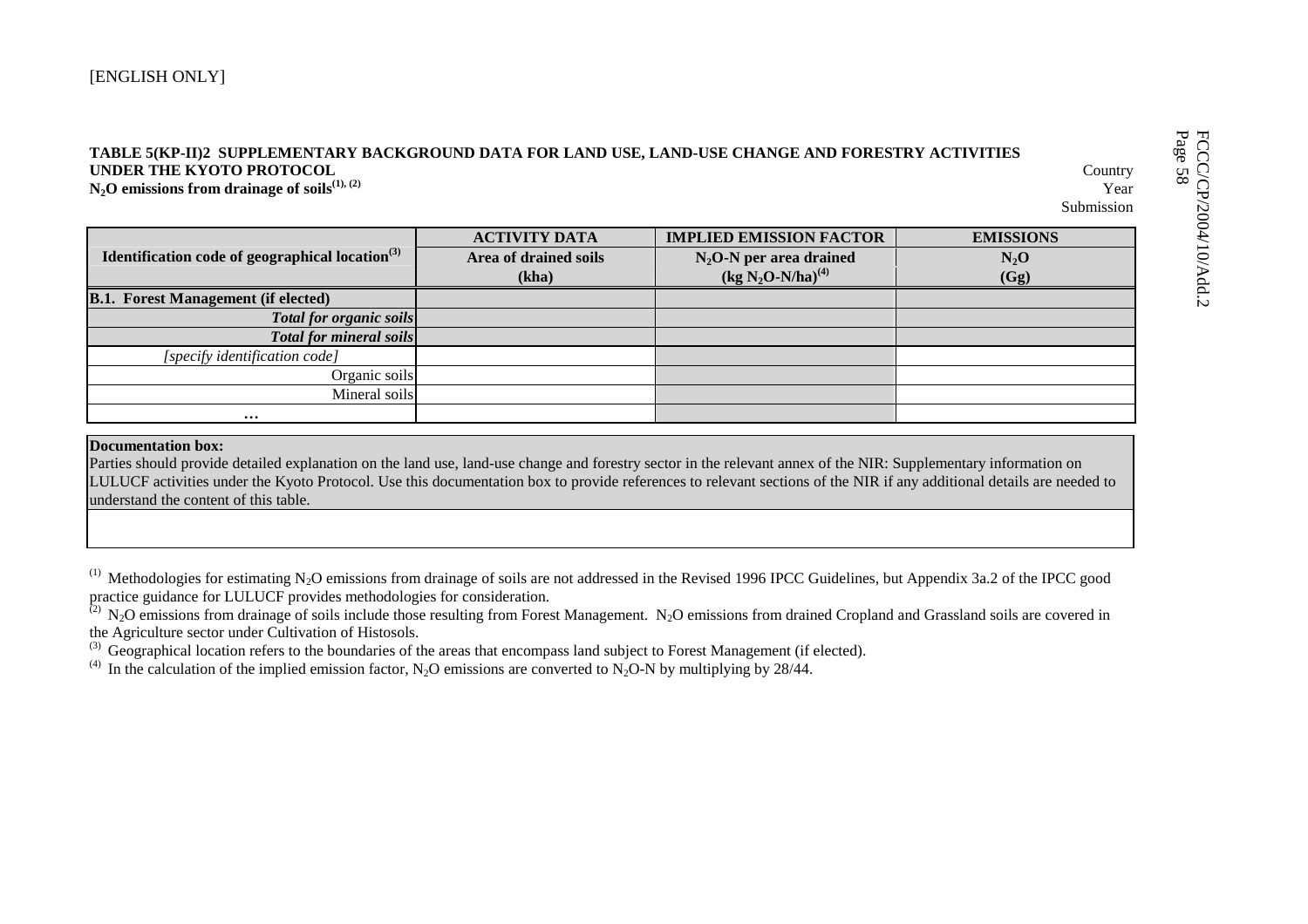[ENGLISH ONLY]

**TABLE 5(KP-II)2 SUPPLEMENTARY BACKGROUND DATA FOR LAND USE, LAND-USE CHANGE AND FORESTRY ACTIVITIES UNDER THE KYOTO PROTOCOL**
**$N_2O$ emissions from drainage of soils[(1), (2)]**

Country
Year
Submission

| Identification code of geographical location[(3)] | ACTIVITY DATA | IMPLIED EMISSION FACTOR | EMISSIONS |
|---|---|---|---|
| | Area of drained soils (kha) | $N_2O$-N per area drained (kg $N_2O$-N/ha)[(4)] | $N_2O$ (Gg) |
| **B.1. Forest Management (if elected)** | | | |
| ***Total for organic soils*** | | | |
| ***Total for mineral soils*** | | | |
| *[specify identification code]* | | | |
| Organic soils | | | |
| Mineral soils | | | |
| … | | | |

| **Documentation box:** Parties should provide detailed explanation on the land use, land-use change and forestry sector in the relevant annex of the NIR: Supplementary information on LULUCF activities under the Kyoto Protocol. Use this documentation box to provide references to relevant sections of the NIR if any additional details are needed to understand the content of this table. |
|---|
| |

(1) Methodologies for estimating $N_2O$ emissions from drainage of soils are not addressed in the Revised 1996 IPCC Guidelines, but Appendix 3a.2 of the IPCC good practice guidance for LULUCF provides methodologies for consideration.

(2) $N_2O$ emissions from drainage of soils include those resulting from Forest Management. $N_2O$ emissions from drained Cropland and Grassland soils are covered in the Agriculture sector under Cultivation of Histosols.

(3) Geographical location refers to the boundaries of the areas that encompass land subject to Forest Management (if elected).

(4) In the calculation of the implied emission factor, $N_2O$ emissions are converted to $N_2O$-N by multiplying by 28/44.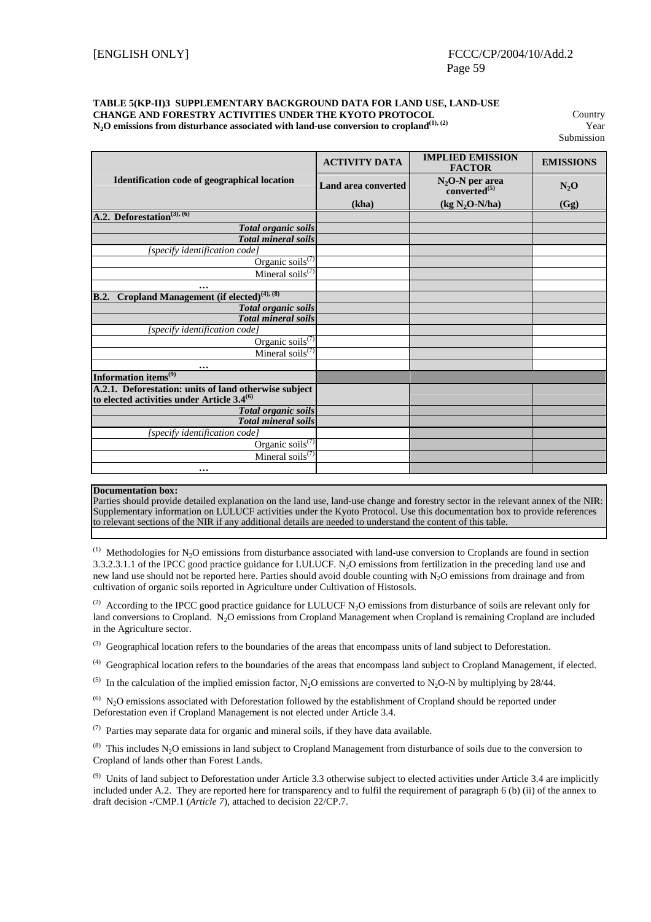[ENGLISH ONLY]

**TABLE 5(KP-II)3 SUPPLEMENTARY BACKGROUND DATA FOR LAND USE, LAND-USE CHANGE AND FORESTRY ACTIVITIES UNDER THE KYOTO PROTOCOL**
**$N_2O$ emissions from disturbance associated with land-use conversion to cropland[(1), (2)]**

Country
Year
Submission

| Identification code of geographical location | ACTIVITY DATA | IMPLIED EMISSION FACTOR | EMISSIONS |
|---|---|---|---|
| | Land area converted | $N_2O$-N per area converted[(5)] | $N_2O$ |
| | (kha) | (kg $N_2O$-N/ha) | (Gg) |
| **A.2. Deforestation[(3), (6)]** | | | |
| ***Total organic soils*** | | | |
| ***Total mineral soils*** | | | |
| *[specify identification code]* | | | |
| Organic soils[(7)] | | | |
| Mineral soils[(7)] | | | |
| **…** | | | |
| **B.2. Cropland Management (if elected)[(4), (8)]** | | | |
| ***Total organic soils*** | | | |
| ***Total mineral soils*** | | | |
| *[specify identification code]* | | | |
| Organic soils[(7)] | | | |
| Mineral soils[(7)] | | | |
| **…** | | | |
| **Information items[(9)]** | | | |
| **A.2.1. Deforestation: units of land otherwise subject to elected activities under Article 3.4[(6)]** | | | |
| ***Total organic soils*** | | | |
| ***Total mineral soils*** | | | |
| *[specify identification code]* | | | |
| Organic soils[(7)] | | | |
| Mineral soils[(7)] | | | |
| **…** | | | |

**Documentation box:**
Parties should provide detailed explanation on the land use, land-use change and forestry sector in the relevant annex of the NIR: Supplementary information on LULUCF activities under the Kyoto Protocol. Use this documentation box to provide references to relevant sections of the NIR if any additional details are needed to understand the content of this table.

(1) Methodologies for $N_2O$ emissions from disturbance associated with land-use conversion to Croplands are found in section 3.3.2.3.1.1 of the IPCC good practice guidance for LULUCF. $N_2O$ emissions from fertilization in the preceding land use and new land use should not be reported here. Parties should avoid double counting with $N_2O$ emissions from drainage and from cultivation of organic soils reported in Agriculture under Cultivation of Histosols.

(2) According to the IPCC good practice guidance for LULUCF $N_2O$ emissions from disturbance of soils are relevant only for land conversions to Cropland. $N_2O$ emissions from Cropland Management when Cropland is remaining Cropland are included in the Agriculture sector.

(3) Geographical location refers to the boundaries of the areas that encompass units of land subject to Deforestation.

(4) Geographical location refers to the boundaries of the areas that encompass land subject to Cropland Management, if elected.

(5) In the calculation of the implied emission factor, $N_2O$ emissions are converted to $N_2O$-N by multiplying by 28/44.

(6) $N_2O$ emissions associated with Deforestation followed by the establishment of Cropland should be reported under Deforestation even if Cropland Management is not elected under Article 3.4.

(7) Parties may separate data for organic and mineral soils, if they have data available.

(8) This includes $N_2O$ emissions in land subject to Cropland Management from disturbance of soils due to the conversion to Cropland of lands other than Forest Lands.

(9) Units of land subject to Deforestation under Article 3.3 otherwise subject to elected activities under Article 3.4 are implicitly included under A.2. They are reported here for transparency and to fulfil the requirement of paragraph 6 (b) (ii) of the annex to draft decision -/CMP.1 (*Article 7*), attached to decision 22/CP.7.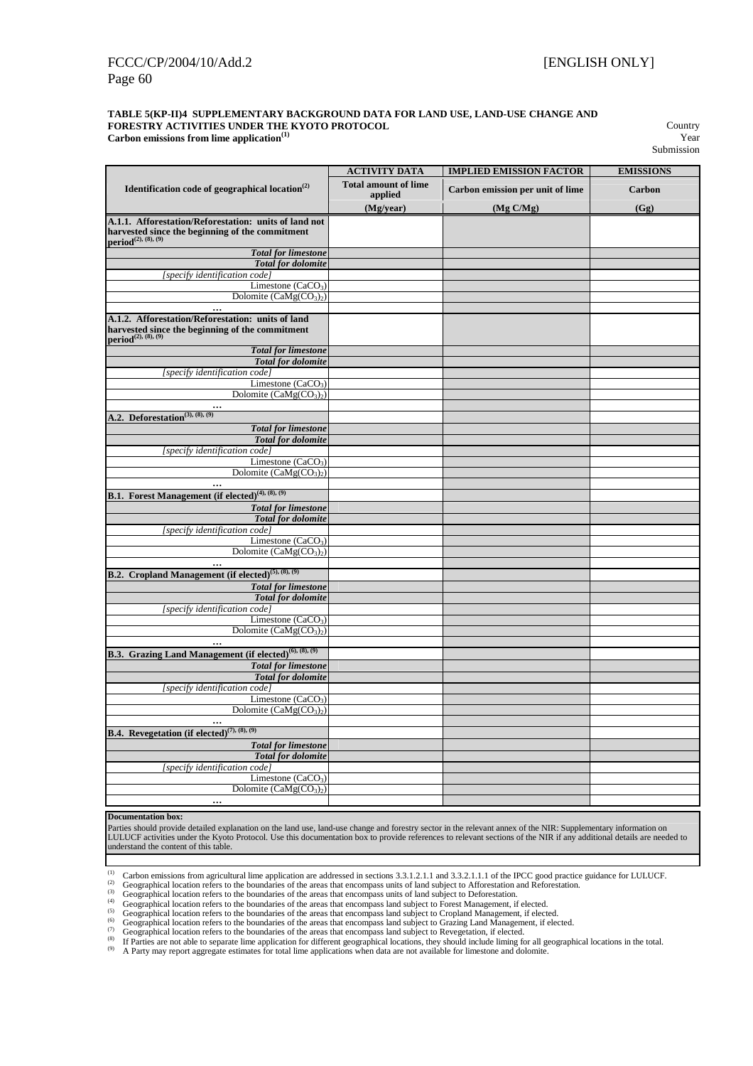**TABLE 5(KP-II)4 SUPPLEMENTARY BACKGROUND DATA FOR LAND USE, LAND-USE CHANGE AND FORESTRY ACTIVITIES UNDER THE KYOTO PROTOCOL**
**Carbon emissions from lime application**[1]

Country
Year
Submission

| Identification code of geographical location[2] | ACTIVITY DATA | IMPLIED EMISSION FACTOR | EMISSIONS |
|---|---|---|---|
| | Total amount of lime applied | Carbon emission per unit of lime | Carbon |
| | (Mg/year) | (Mg C/Mg) | (Gg) |
| **A.1.1. Afforestation/Reforestation: units of land not harvested since the beginning of the commitment period**[2], [8], [9] | | | |
| *Total for limestone* | | | |
| *Total for dolomite* | | | |
| *[specify identification code]* | | | |
| Limestone ($CaCO_3$) | | | |
| Dolomite ($CaMg(CO_3)_2$) | | | |
| … | | | |
| **A.1.2. Afforestation/Reforestation: units of land harvested since the beginning of the commitment period**[2], [8], [9] | | | |
| *Total for limestone* | | | |
| *Total for dolomite* | | | |
| *[specify identification code]* | | | |
| Limestone ($CaCO_3$) | | | |
| Dolomite ($CaMg(CO_3)_2$) | | | |
| … | | | |
| **A.2. Deforestation**[3], [8], [9] | | | |
| *Total for limestone* | | | |
| *Total for dolomite* | | | |
| *[specify identification code]* | | | |
| Limestone ($CaCO_3$) | | | |
| Dolomite ($CaMg(CO_3)_2$) | | | |
| … | | | |
| **B.1. Forest Management (if elected)**[4], [8], [9] | | | |
| *Total for limestone* | | | |
| *Total for dolomite* | | | |
| *[specify identification code]* | | | |
| Limestone ($CaCO_3$) | | | |
| Dolomite ($CaMg(CO_3)_2$) | | | |
| … | | | |
| **B.2. Cropland Management (if elected)**[5], [8], [9] | | | |
| *Total for limestone* | | | |
| *Total for dolomite* | | | |
| *[specify identification code]* | | | |
| Limestone ($CaCO_3$) | | | |
| Dolomite ($CaMg(CO_3)_2$) | | | |
| … | | | |
| **B.3. Grazing Land Management (if elected)**[6], [8], [9] | | | |
| *Total for limestone* | | | |
| *Total for dolomite* | | | |
| *[specify identification code]* | | | |
| Limestone ($CaCO_3$) | | | |
| Dolomite ($CaMg(CO_3)_2$) | | | |
| … | | | |
| **B.4. Revegetation (if elected)**[7], [8], [9] | | | |
| *Total for limestone* | | | |
| *Total for dolomite* | | | |
| *[specify identification code]* | | | |
| Limestone ($CaCO_3$) | | | |
| Dolomite ($CaMg(CO_3)_2$) | | | |
| … | | | |

**Documentation box:**

Parties should provide detailed explanation on the land use, land-use change and forestry sector in the relevant annex of the NIR: Supplementary information on LULUCF activities under the Kyoto Protocol. Use this documentation box to provide references to relevant sections of the NIR if any additional details are needed to understand the content of this table.

[1] Carbon emissions from agricultural lime application are addressed in sections 3.3.1.2.1.1 and 3.3.2.1.1.1 of the IPCC good practice guidance for LULUCF.
[2] Geographical location refers to the boundaries of the areas that encompass units of land subject to Afforestation and Reforestation.
[3] Geographical location refers to the boundaries of the areas that encompass units of land subject to Deforestation.
[4] Geographical location refers to the boundaries of the areas that encompass land subject to Forest Management, if elected.
[5] Geographical location refers to the boundaries of the areas that encompass land subject to Cropland Management, if elected.
[6] Geographical location refers to the boundaries of the areas that encompass land subject to Grazing Land Management, if elected.
[7] Geographical location refers to the boundaries of the areas that encompass land subject to Revegetation, if elected.
[8] If Parties are not able to separate lime application for different geographical locations, they should include liming for all geographical locations in the total.
[9] A Party may report aggregate estimates for total lime applications when data are not available for limestone and dolomite.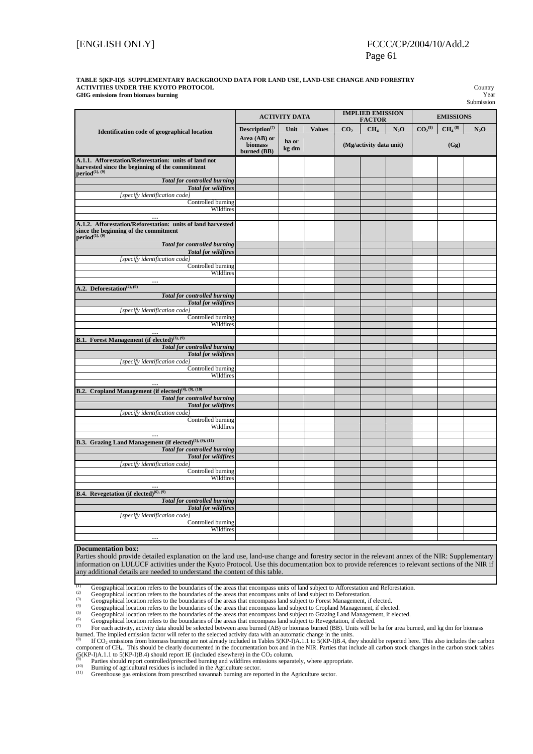[ENGLISH ONLY]

**TABLE 5(KP-II)5 SUPPLEMENTARY BACKGROUND DATA FOR LAND USE, LAND-USE CHANGE AND FORESTRY ACTIVITIES UNDER THE KYOTO PROTOCOL**
**GHG emissions from biomass burning**

Country
Year
Submission

| Identification code of geographical location | ACTIVITY DATA | | | IMPLIED EMISSION FACTOR | | | EMISSIONS | | |
|---|---|---|---|---|---|---|---|---|---|
| | Description[7] | Unit | Values | $CO_2$ | $CH_4$ | $N_2O$ | $CO_2$[8] | $CH_4$[8] | $N_2O$ |
| | Area (AB) or biomass burned (BB) | ha or kg dm | | (Mg/activity data unit) | | | (Gg) | | |
| **A.1.1. Afforestation/Reforestation: units of land not harvested since the beginning of the commitment period[1], [9]** | | | | | | | | | |
| *Total for controlled burning* | | | | | | | | | |
| *Total for wildfires* | | | | | | | | | |
| *[specify identification code]* | | | | | | | | | |
| Controlled burning | | | | | | | | | |
| Wildfires | | | | | | | | | |
| … | | | | | | | | | |
| **A.1.2. Afforestation/Reforestation: units of land harvested since the beginning of the commitment period[1], [9]** | | | | | | | | | |
| *Total for controlled burning* | | | | | | | | | |
| *Total for wildfires* | | | | | | | | | |
| *[specify identification code]* | | | | | | | | | |
| Controlled burning | | | | | | | | | |
| Wildfires | | | | | | | | | |
| … | | | | | | | | | |
| **A.2. Deforestation[2], [9]** | | | | | | | | | |
| *Total for controlled burning* | | | | | | | | | |
| *Total for wildfires* | | | | | | | | | |
| *[specify identification code]* | | | | | | | | | |
| Controlled burning | | | | | | | | | |
| Wildfires | | | | | | | | | |
| … | | | | | | | | | |
| **B.1. Forest Management (if elected)[3], [9]** | | | | | | | | | |
| *Total for controlled burning* | | | | | | | | | |
| *Total for wildfires* | | | | | | | | | |
| *[specify identification code]* | | | | | | | | | |
| Controlled burning | | | | | | | | | |
| Wildfires | | | | | | | | | |
| … | | | | | | | | | |
| **B.2. Cropland Management (if elected)[4], [9], [10]** | | | | | | | | | |
| *Total for controlled burning* | | | | | | | | | |
| *Total for wildfires* | | | | | | | | | |
| *[specify identification code]* | | | | | | | | | |
| Controlled burning | | | | | | | | | |
| Wildfires | | | | | | | | | |
| … | | | | | | | | | |
| **B.3. Grazing Land Management (if elected)[5], [9], [11]** | | | | | | | | | |
| *Total for controlled burning* | | | | | | | | | |
| *Total for wildfires* | | | | | | | | | |
| *[specify identification code]* | | | | | | | | | |
| Controlled burning | | | | | | | | | |
| Wildfires | | | | | | | | | |
| … | | | | | | | | | |
| **B.4. Revegetation (if elected)[6], [9]** | | | | | | | | | |
| *Total for controlled burning* | | | | | | | | | |
| *Total for wildfires* | | | | | | | | | |
| *[specify identification code]* | | | | | | | | | |
| Controlled burning | | | | | | | | | |
| Wildfires | | | | | | | | | |
| … | | | | | | | | | |

**Documentation box:**
Parties should provide detailed explanation on the land use, land-use change and forestry sector in the relevant annex of the NIR: Supplementary information on LULUCF activities under the Kyoto Protocol. Use this documentation box to provide references to relevant sections of the NIR if any additional details are needed to understand the content of this table.

[1] Geographical location refers to the boundaries of the areas that encompass units of land subject to Afforestation and Reforestation.
[2] Geographical location refers to the boundaries of the areas that encompass units of land subject to Deforestation.
[3] Geographical location refers to the boundaries of the areas that encompass land subject to Forest Management, if elected.
[4] Geographical location refers to the boundaries of the areas that encompass land subject to Cropland Management, if elected.
[5] Geographical location refers to the boundaries of the areas that encompass land subject to Grazing Land Management, if elected.
[6] Geographical location refers to the boundaries of the areas that encompass land subject to Revegetation, if elected.
[7] For each activity, activity data should be selected between area burned (AB) or biomass burned (BB). Units will be ha for area burned, and kg dm for biomass burned. The implied emission factor will refer to the selected activity data with an automatic change in the units.
[8] If $CO_2$ emissions from biomass burning are not already included in Tables 5(KP-I)A.1.1 to 5(KP-I)B.4, they should be reported here. This also includes the carbon component of $CH_4$. This should be clearly documented in the documentation box and in the NIR. Parties that include all carbon stock changes in the carbon stock tables (5(KP-I)A.1.1 to 5(KP-I)B.4) should report IE (included elsewhere) in the $CO_2$ column.
[9] Parties should report controlled/prescribed burning and wildfires emissions separately, where appropriate.
[10] Burning of agricultural residues is included in the Agriculture sector.
[11] Greenhouse gas emissions from prescribed savannah burning are reported in the Agriculture sector.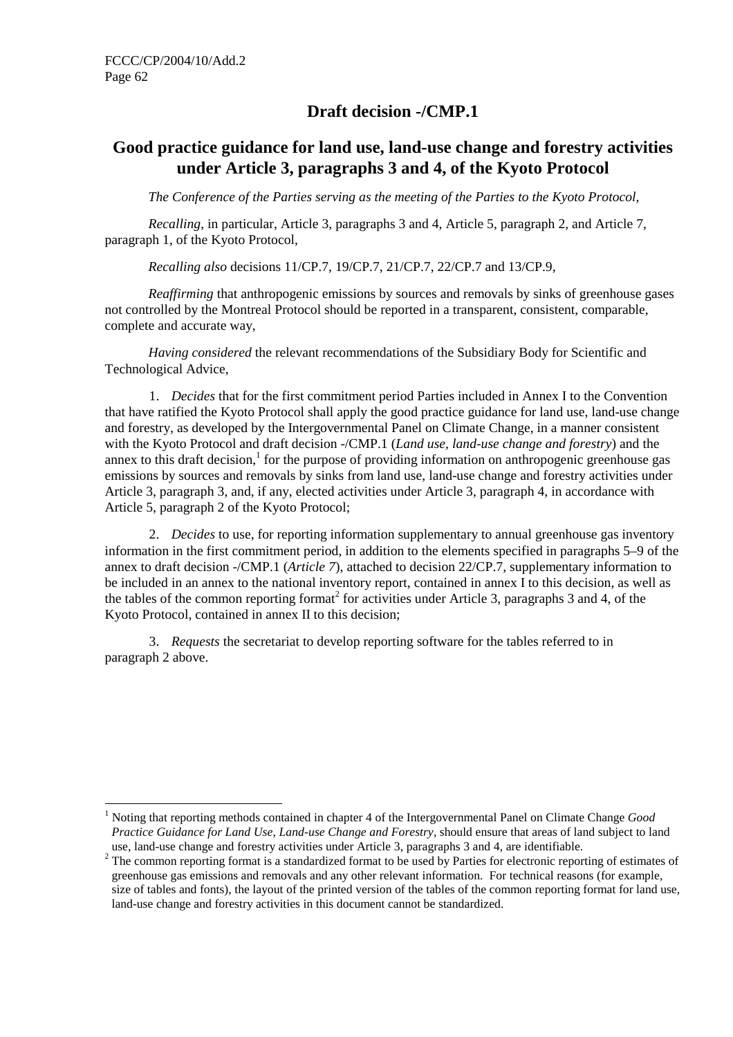## Draft decision -/CMP.1

## Good practice guidance for land use, land-use change and forestry activities under Article 3, paragraphs 3 and 4, of the Kyoto Protocol

*The Conference of the Parties serving as the meeting of the Parties to the Kyoto Protocol*,

*Recalling*, in particular, Article 3, paragraphs 3 and 4, Article 5, paragraph 2, and Article 7, paragraph 1, of the Kyoto Protocol,

*Recalling also* decisions 11/CP.7, 19/CP.7, 21/CP.7, 22/CP.7 and 13/CP.9,

*Reaffirming* that anthropogenic emissions by sources and removals by sinks of greenhouse gases not controlled by the Montreal Protocol should be reported in a transparent, consistent, comparable, complete and accurate way,

*Having considered* the relevant recommendations of the Subsidiary Body for Scientific and Technological Advice,

1. *Decides* that for the first commitment period Parties included in Annex I to the Convention that have ratified the Kyoto Protocol shall apply the good practice guidance for land use, land-use change and forestry, as developed by the Intergovernmental Panel on Climate Change, in a manner consistent with the Kyoto Protocol and draft decision -/CMP.1 (*Land use, land-use change and forestry*) and the annex to this draft decision,[1] for the purpose of providing information on anthropogenic greenhouse gas emissions by sources and removals by sinks from land use, land-use change and forestry activities under Article 3, paragraph 3, and, if any, elected activities under Article 3, paragraph 4, in accordance with Article 5, paragraph 2 of the Kyoto Protocol;

2. *Decides* to use, for reporting information supplementary to annual greenhouse gas inventory information in the first commitment period, in addition to the elements specified in paragraphs 5–9 of the annex to draft decision -/CMP.1 (*Article 7*), attached to decision 22/CP.7, supplementary information to be included in an annex to the national inventory report, contained in annex I to this decision, as well as the tables of the common reporting format[2] for activities under Article 3, paragraphs 3 and 4, of the Kyoto Protocol, contained in annex II to this decision;

3. *Requests* the secretariat to develop reporting software for the tables referred to in paragraph 2 above.

---

[1] Noting that reporting methods contained in chapter 4 of the Intergovernmental Panel on Climate Change *Good Practice Guidance for Land Use, Land-use Change and Forestry*, should ensure that areas of land subject to land use, land-use change and forestry activities under Article 3, paragraphs 3 and 4, are identifiable.

[2] The common reporting format is a standardized format to be used by Parties for electronic reporting of estimates of greenhouse gas emissions and removals and any other relevant information. For technical reasons (for example, size of tables and fonts), the layout of the printed version of the tables of the common reporting format for land use, land-use change and forestry activities in this document cannot be standardized.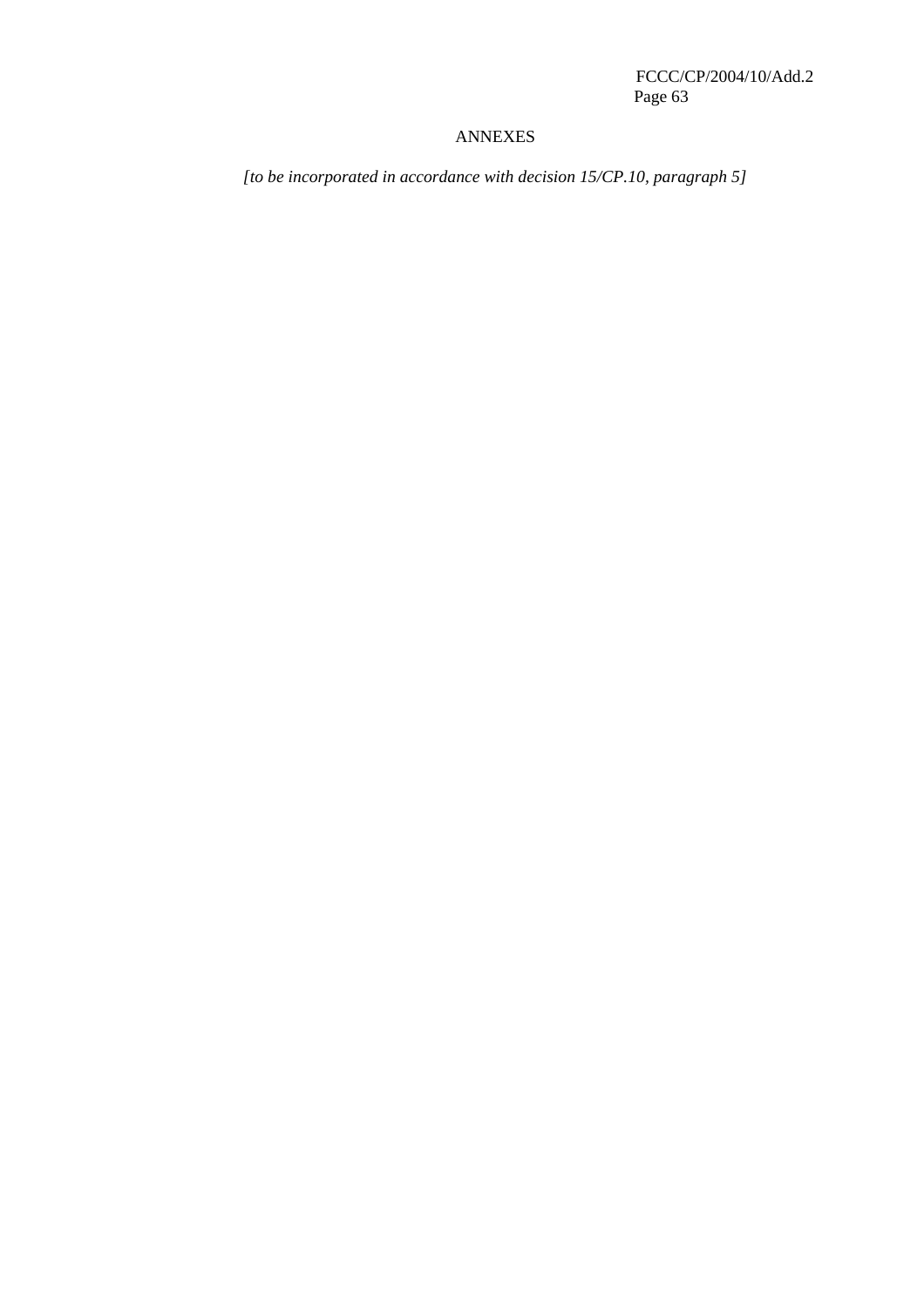# ANNEXES

*[to be incorporated in accordance with decision 15/CP.10, paragraph 5]*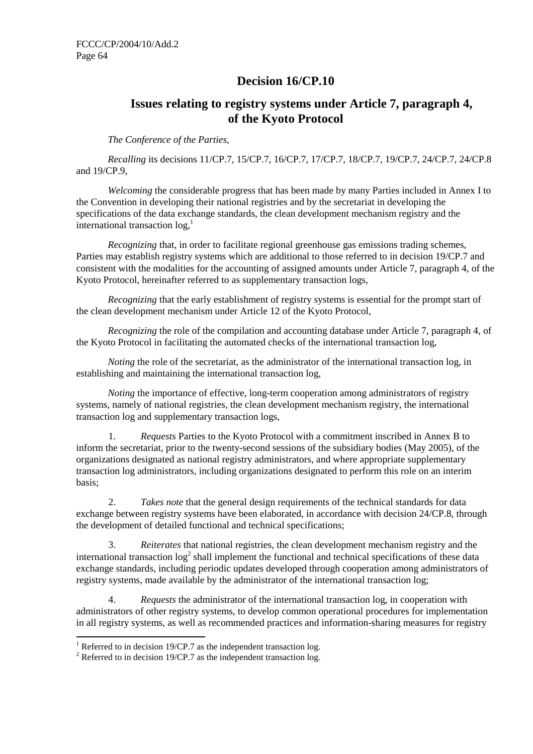# Decision 16/CP.10

## Issues relating to registry systems under Article 7, paragraph 4, of the Kyoto Protocol

*The Conference of the Parties,*

*Recalling* its decisions 11/CP.7, 15/CP.7, 16/CP.7, 17/CP.7, 18/CP.7, 19/CP.7, 24/CP.7, 24/CP.8 and 19/CP.9,

*Welcoming* the considerable progress that has been made by many Parties included in Annex I to the Convention in developing their national registries and by the secretariat in developing the specifications of the data exchange standards, the clean development mechanism registry and the international transaction log,[1]

*Recognizing* that, in order to facilitate regional greenhouse gas emissions trading schemes, Parties may establish registry systems which are additional to those referred to in decision 19/CP.7 and consistent with the modalities for the accounting of assigned amounts under Article 7, paragraph 4, of the Kyoto Protocol, hereinafter referred to as supplementary transaction logs,

*Recognizing* that the early establishment of registry systems is essential for the prompt start of the clean development mechanism under Article 12 of the Kyoto Protocol,

*Recognizing* the role of the compilation and accounting database under Article 7, paragraph 4, of the Kyoto Protocol in facilitating the automated checks of the international transaction log,

*Noting* the role of the secretariat, as the administrator of the international transaction log, in establishing and maintaining the international transaction log,

*Noting* the importance of effective, long-term cooperation among administrators of registry systems, namely of national registries, the clean development mechanism registry, the international transaction log and supplementary transaction logs,

1. *Requests* Parties to the Kyoto Protocol with a commitment inscribed in Annex B to inform the secretariat, prior to the twenty-second sessions of the subsidiary bodies (May 2005), of the organizations designated as national registry administrators, and where appropriate supplementary transaction log administrators, including organizations designated to perform this role on an interim basis;

2. *Takes note* that the general design requirements of the technical standards for data exchange between registry systems have been elaborated, in accordance with decision 24/CP.8, through the development of detailed functional and technical specifications;

3. *Reiterates* that national registries, the clean development mechanism registry and the international transaction log[2] shall implement the functional and technical specifications of these data exchange standards, including periodic updates developed through cooperation among administrators of registry systems, made available by the administrator of the international transaction log;

4. *Requests* the administrator of the international transaction log, in cooperation with administrators of other registry systems, to develop common operational procedures for implementation in all registry systems, as well as recommended practices and information-sharing measures for registry

---

[1] Referred to in decision 19/CP.7 as the independent transaction log.

[2] Referred to in decision 19/CP.7 as the independent transaction log.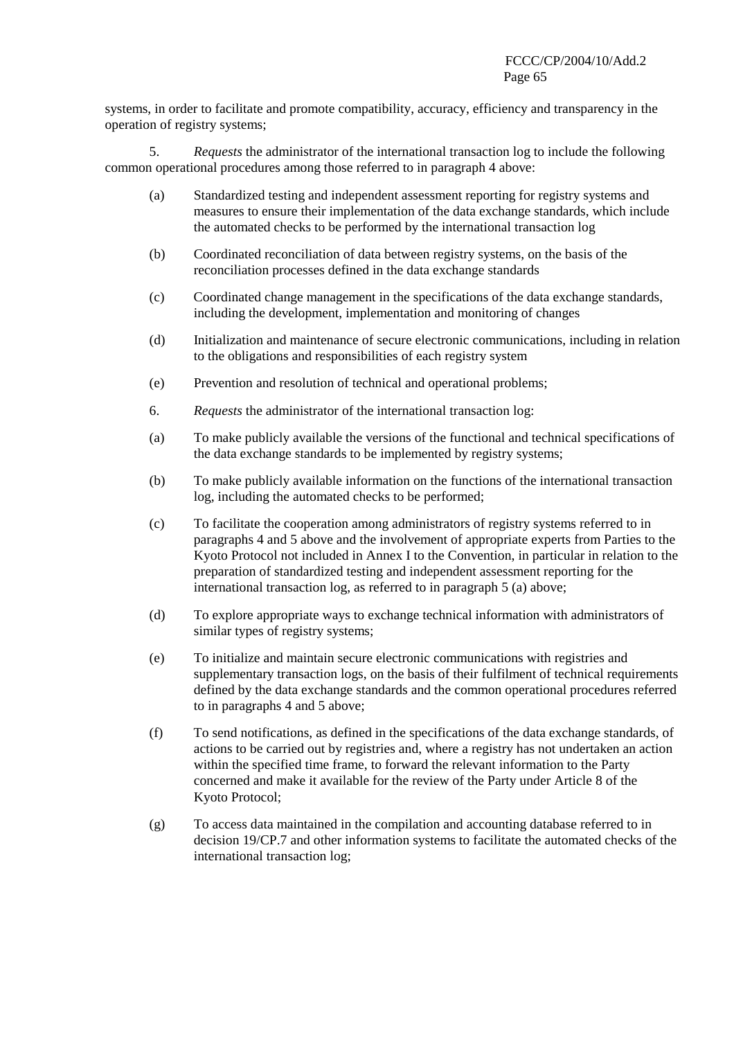systems, in order to facilitate and promote compatibility, accuracy, efficiency and transparency in the operation of registry systems;

5. *Requests* the administrator of the international transaction log to include the following common operational procedures among those referred to in paragraph 4 above:

(a) Standardized testing and independent assessment reporting for registry systems and measures to ensure their implementation of the data exchange standards, which include the automated checks to be performed by the international transaction log

(b) Coordinated reconciliation of data between registry systems, on the basis of the reconciliation processes defined in the data exchange standards

(c) Coordinated change management in the specifications of the data exchange standards, including the development, implementation and monitoring of changes

(d) Initialization and maintenance of secure electronic communications, including in relation to the obligations and responsibilities of each registry system

(e) Prevention and resolution of technical and operational problems;

6. *Requests* the administrator of the international transaction log:

(a) To make publicly available the versions of the functional and technical specifications of the data exchange standards to be implemented by registry systems;

(b) To make publicly available information on the functions of the international transaction log, including the automated checks to be performed;

(c) To facilitate the cooperation among administrators of registry systems referred to in paragraphs 4 and 5 above and the involvement of appropriate experts from Parties to the Kyoto Protocol not included in Annex I to the Convention, in particular in relation to the preparation of standardized testing and independent assessment reporting for the international transaction log, as referred to in paragraph 5 (a) above;

(d) To explore appropriate ways to exchange technical information with administrators of similar types of registry systems;

(e) To initialize and maintain secure electronic communications with registries and supplementary transaction logs, on the basis of their fulfilment of technical requirements defined by the data exchange standards and the common operational procedures referred to in paragraphs 4 and 5 above;

(f) To send notifications, as defined in the specifications of the data exchange standards, of actions to be carried out by registries and, where a registry has not undertaken an action within the specified time frame, to forward the relevant information to the Party concerned and make it available for the review of the Party under Article 8 of the Kyoto Protocol;

(g) To access data maintained in the compilation and accounting database referred to in decision 19/CP.7 and other information systems to facilitate the automated checks of the international transaction log;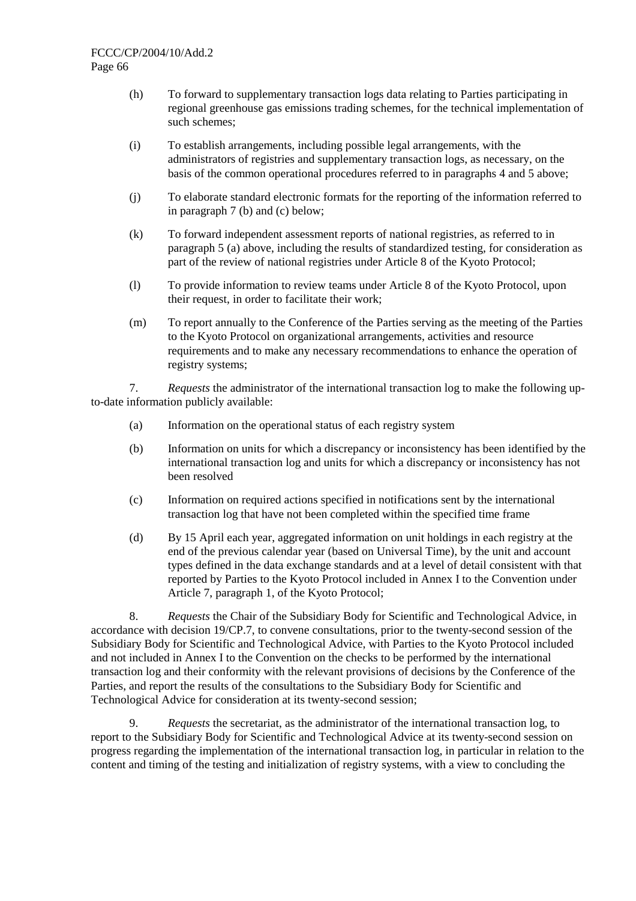(h) To forward to supplementary transaction logs data relating to Parties participating in regional greenhouse gas emissions trading schemes, for the technical implementation of such schemes;

(i) To establish arrangements, including possible legal arrangements, with the administrators of registries and supplementary transaction logs, as necessary, on the basis of the common operational procedures referred to in paragraphs 4 and 5 above;

(j) To elaborate standard electronic formats for the reporting of the information referred to in paragraph 7 (b) and (c) below;

(k) To forward independent assessment reports of national registries, as referred to in paragraph 5 (a) above, including the results of standardized testing, for consideration as part of the review of national registries under Article 8 of the Kyoto Protocol;

(l) To provide information to review teams under Article 8 of the Kyoto Protocol, upon their request, in order to facilitate their work;

(m) To report annually to the Conference of the Parties serving as the meeting of the Parties to the Kyoto Protocol on organizational arrangements, activities and resource requirements and to make any necessary recommendations to enhance the operation of registry systems;

7. *Requests* the administrator of the international transaction log to make the following up-to-date information publicly available:

(a) Information on the operational status of each registry system

(b) Information on units for which a discrepancy or inconsistency has been identified by the international transaction log and units for which a discrepancy or inconsistency has not been resolved

(c) Information on required actions specified in notifications sent by the international transaction log that have not been completed within the specified time frame

(d) By 15 April each year, aggregated information on unit holdings in each registry at the end of the previous calendar year (based on Universal Time), by the unit and account types defined in the data exchange standards and at a level of detail consistent with that reported by Parties to the Kyoto Protocol included in Annex I to the Convention under Article 7, paragraph 1, of the Kyoto Protocol;

8. *Requests* the Chair of the Subsidiary Body for Scientific and Technological Advice, in accordance with decision 19/CP.7, to convene consultations, prior to the twenty-second session of the Subsidiary Body for Scientific and Technological Advice, with Parties to the Kyoto Protocol included and not included in Annex I to the Convention on the checks to be performed by the international transaction log and their conformity with the relevant provisions of decisions by the Conference of the Parties, and report the results of the consultations to the Subsidiary Body for Scientific and Technological Advice for consideration at its twenty-second session;

9. *Requests* the secretariat, as the administrator of the international transaction log, to report to the Subsidiary Body for Scientific and Technological Advice at its twenty-second session on progress regarding the implementation of the international transaction log, in particular in relation to the content and timing of the testing and initialization of registry systems, with a view to concluding the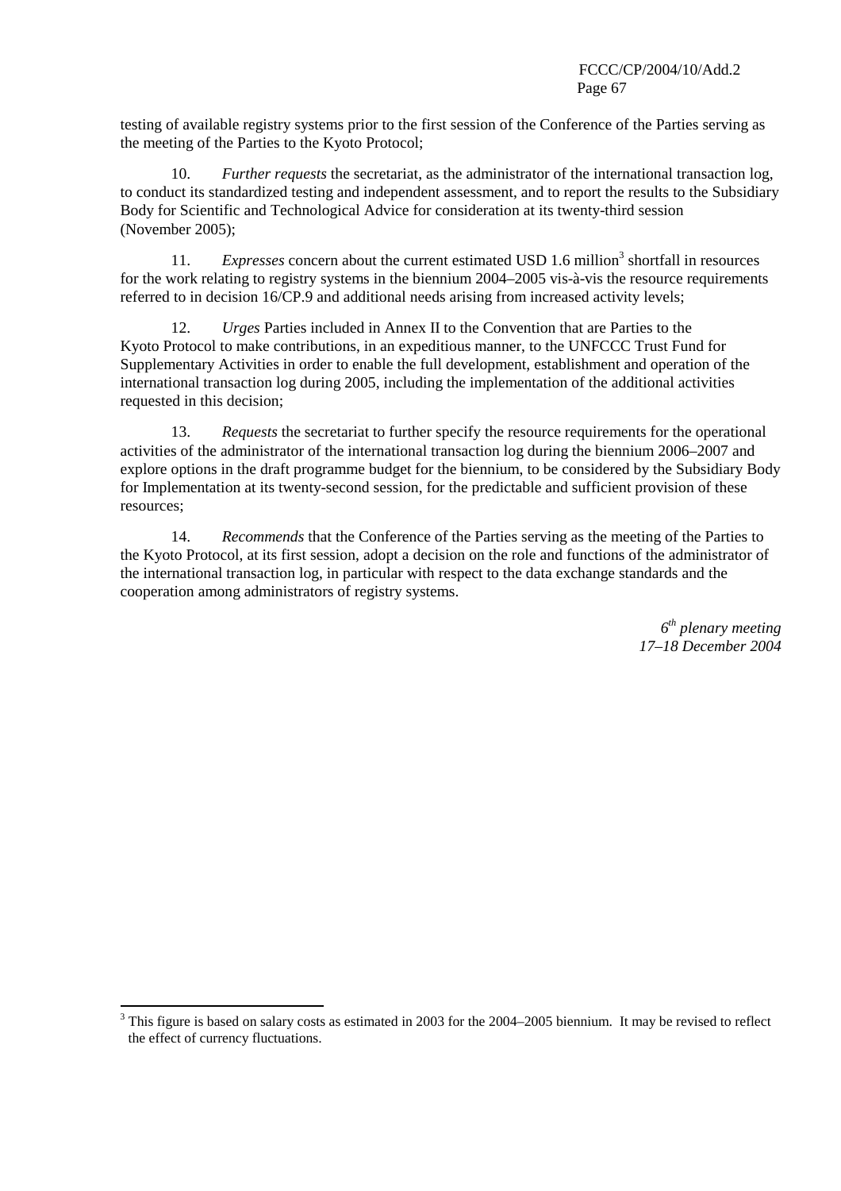testing of available registry systems prior to the first session of the Conference of the Parties serving as the meeting of the Parties to the Kyoto Protocol;

10. *Further requests* the secretariat, as the administrator of the international transaction log, to conduct its standardized testing and independent assessment, and to report the results to the Subsidiary Body for Scientific and Technological Advice for consideration at its twenty-third session (November 2005);

11. *Expresses* concern about the current estimated USD 1.6 million[3] shortfall in resources for the work relating to registry systems in the biennium 2004–2005 vis-à-vis the resource requirements referred to in decision 16/CP.9 and additional needs arising from increased activity levels;

12. *Urges* Parties included in Annex II to the Convention that are Parties to the Kyoto Protocol to make contributions, in an expeditious manner, to the UNFCCC Trust Fund for Supplementary Activities in order to enable the full development, establishment and operation of the international transaction log during 2005, including the implementation of the additional activities requested in this decision;

13. *Requests* the secretariat to further specify the resource requirements for the operational activities of the administrator of the international transaction log during the biennium 2006–2007 and explore options in the draft programme budget for the biennium, to be considered by the Subsidiary Body for Implementation at its twenty-second session, for the predictable and sufficient provision of these resources;

14. *Recommends* that the Conference of the Parties serving as the meeting of the Parties to the Kyoto Protocol, at its first session, adopt a decision on the role and functions of the administrator of the international transaction log, in particular with respect to the data exchange standards and the cooperation among administrators of registry systems.

*6th plenary meeting*
*17–18 December 2004*

---

[3] This figure is based on salary costs as estimated in 2003 for the 2004–2005 biennium. It may be revised to reflect the effect of currency fluctuations.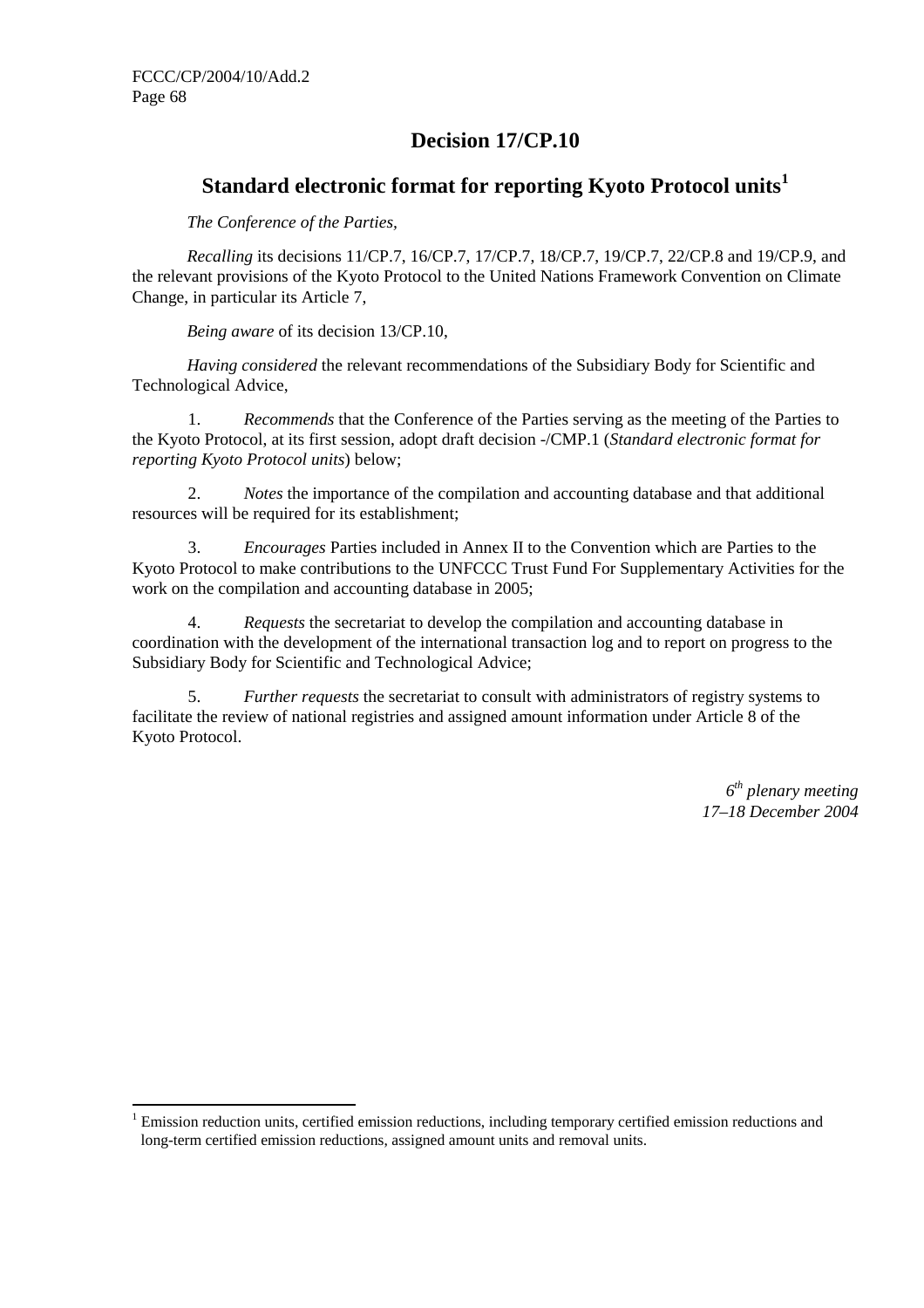# Decision 17/CP.10

## Standard electronic format for reporting Kyoto Protocol units[1]

*The Conference of the Parties,*

*Recalling* its decisions 11/CP.7, 16/CP.7, 17/CP.7, 18/CP.7, 19/CP.7, 22/CP.8 and 19/CP.9, and the relevant provisions of the Kyoto Protocol to the United Nations Framework Convention on Climate Change, in particular its Article 7,

*Being aware* of its decision 13/CP.10,

*Having considered* the relevant recommendations of the Subsidiary Body for Scientific and Technological Advice,

1. *Recommends* that the Conference of the Parties serving as the meeting of the Parties to the Kyoto Protocol, at its first session, adopt draft decision -/CMP.1 (*Standard electronic format for reporting Kyoto Protocol units*) below;

2. *Notes* the importance of the compilation and accounting database and that additional resources will be required for its establishment;

3. *Encourages* Parties included in Annex II to the Convention which are Parties to the Kyoto Protocol to make contributions to the UNFCCC Trust Fund For Supplementary Activities for the work on the compilation and accounting database in 2005;

4. *Requests* the secretariat to develop the compilation and accounting database in coordination with the development of the international transaction log and to report on progress to the Subsidiary Body for Scientific and Technological Advice;

5. *Further requests* the secretariat to consult with administrators of registry systems to facilitate the review of national registries and assigned amount information under Article 8 of the Kyoto Protocol.

*6th plenary meeting*
*17–18 December 2004*

---

[1] Emission reduction units, certified emission reductions, including temporary certified emission reductions and long-term certified emission reductions, assigned amount units and removal units.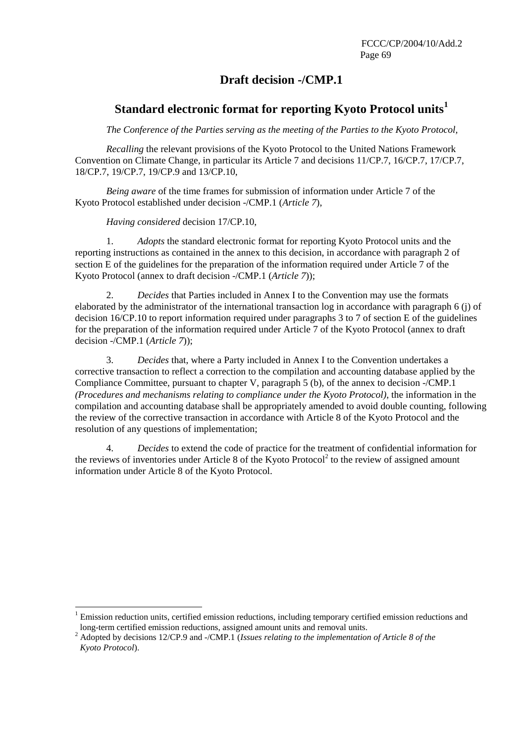# Draft decision -/CMP.1

## Standard electronic format for reporting Kyoto Protocol units[1]

*The Conference of the Parties serving as the meeting of the Parties to the Kyoto Protocol*,

*Recalling* the relevant provisions of the Kyoto Protocol to the United Nations Framework Convention on Climate Change, in particular its Article 7 and decisions 11/CP.7, 16/CP.7, 17/CP.7, 18/CP.7, 19/CP.7, 19/CP.9 and 13/CP.10,

*Being aware* of the time frames for submission of information under Article 7 of the Kyoto Protocol established under decision -/CMP.1 (*Article 7*),

*Having considered* decision 17/CP.10,

1. *Adopts* the standard electronic format for reporting Kyoto Protocol units and the reporting instructions as contained in the annex to this decision, in accordance with paragraph 2 of section E of the guidelines for the preparation of the information required under Article 7 of the Kyoto Protocol (annex to draft decision -/CMP.1 (*Article 7*));

2. *Decides* that Parties included in Annex I to the Convention may use the formats elaborated by the administrator of the international transaction log in accordance with paragraph 6 (j) of decision 16/CP.10 to report information required under paragraphs 3 to 7 of section E of the guidelines for the preparation of the information required under Article 7 of the Kyoto Protocol (annex to draft decision -/CMP.1 (*Article 7*));

3. *Decides* that, where a Party included in Annex I to the Convention undertakes a corrective transaction to reflect a correction to the compilation and accounting database applied by the Compliance Committee, pursuant to chapter V, paragraph 5 (b), of the annex to decision -/CMP.1 *(Procedures and mechanisms relating to compliance under the Kyoto Protocol)*, the information in the compilation and accounting database shall be appropriately amended to avoid double counting, following the review of the corrective transaction in accordance with Article 8 of the Kyoto Protocol and the resolution of any questions of implementation;

4. *Decides* to extend the code of practice for the treatment of confidential information for the reviews of inventories under Article 8 of the Kyoto Protocol[2] to the review of assigned amount information under Article 8 of the Kyoto Protocol.

---

[1] Emission reduction units, certified emission reductions, including temporary certified emission reductions and long-term certified emission reductions, assigned amount units and removal units.

[2] Adopted by decisions 12/CP.9 and -/CMP.1 (*Issues relating to the implementation of Article 8 of the Kyoto Protocol*).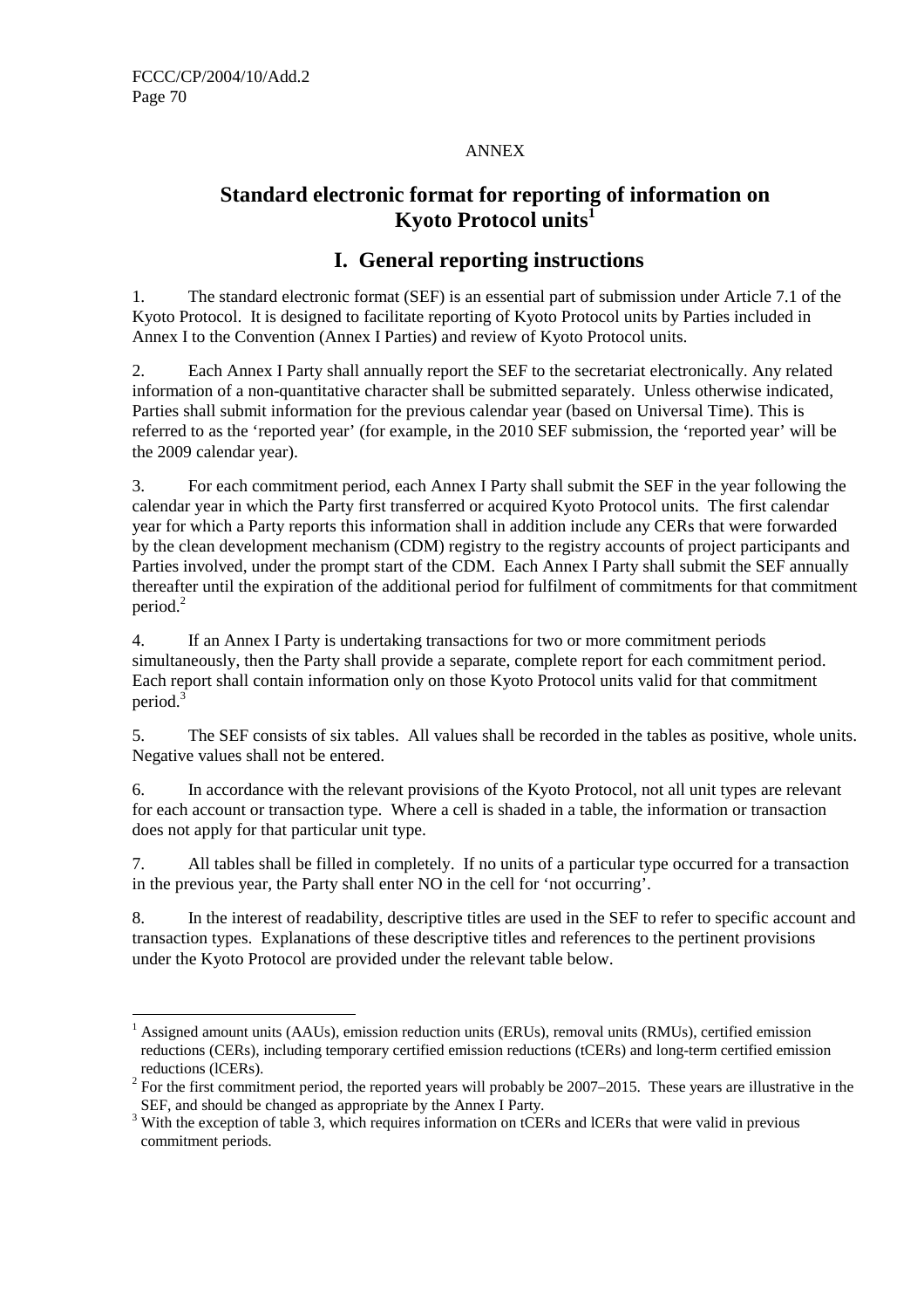ANNEX

# Standard electronic format for reporting of information on Kyoto Protocol units[1]

## I. General reporting instructions

1. The standard electronic format (SEF) is an essential part of submission under Article 7.1 of the Kyoto Protocol. It is designed to facilitate reporting of Kyoto Protocol units by Parties included in Annex I to the Convention (Annex I Parties) and review of Kyoto Protocol units.

2. Each Annex I Party shall annually report the SEF to the secretariat electronically. Any related information of a non-quantitative character shall be submitted separately. Unless otherwise indicated, Parties shall submit information for the previous calendar year (based on Universal Time). This is referred to as the 'reported year' (for example, in the 2010 SEF submission, the 'reported year' will be the 2009 calendar year).

3. For each commitment period, each Annex I Party shall submit the SEF in the year following the calendar year in which the Party first transferred or acquired Kyoto Protocol units. The first calendar year for which a Party reports this information shall in addition include any CERs that were forwarded by the clean development mechanism (CDM) registry to the registry accounts of project participants and Parties involved, under the prompt start of the CDM. Each Annex I Party shall submit the SEF annually thereafter until the expiration of the additional period for fulfilment of commitments for that commitment period.[2]

4. If an Annex I Party is undertaking transactions for two or more commitment periods simultaneously, then the Party shall provide a separate, complete report for each commitment period. Each report shall contain information only on those Kyoto Protocol units valid for that commitment period.[3]

5. The SEF consists of six tables. All values shall be recorded in the tables as positive, whole units. Negative values shall not be entered.

6. In accordance with the relevant provisions of the Kyoto Protocol, not all unit types are relevant for each account or transaction type. Where a cell is shaded in a table, the information or transaction does not apply for that particular unit type.

7. All tables shall be filled in completely. If no units of a particular type occurred for a transaction in the previous year, the Party shall enter NO in the cell for 'not occurring'.

8. In the interest of readability, descriptive titles are used in the SEF to refer to specific account and transaction types. Explanations of these descriptive titles and references to the pertinent provisions under the Kyoto Protocol are provided under the relevant table below.

---

[1] Assigned amount units (AAUs), emission reduction units (ERUs), removal units (RMUs), certified emission reductions (CERs), including temporary certified emission reductions (tCERs) and long-term certified emission reductions (lCERs).

[2] For the first commitment period, the reported years will probably be 2007–2015. These years are illustrative in the SEF, and should be changed as appropriate by the Annex I Party.

[3] With the exception of table 3, which requires information on tCERs and lCERs that were valid in previous commitment periods.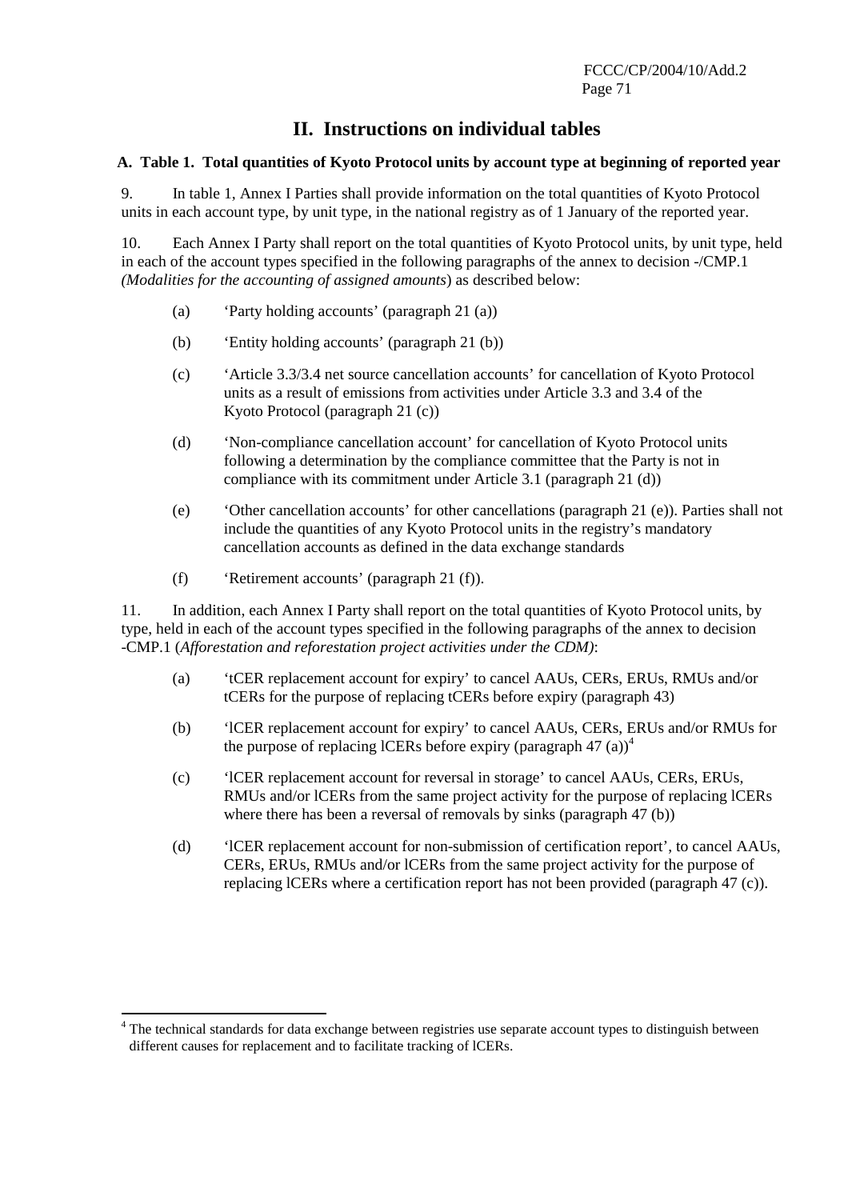## II. Instructions on individual tables

### A. Table 1. Total quantities of Kyoto Protocol units by account type at beginning of reported year

9. In table 1, Annex I Parties shall provide information on the total quantities of Kyoto Protocol units in each account type, by unit type, in the national registry as of 1 January of the reported year.

10. Each Annex I Party shall report on the total quantities of Kyoto Protocol units, by unit type, held in each of the account types specified in the following paragraphs of the annex to decision -/CMP.1 *(Modalities for the accounting of assigned amounts*) as described below:

(a) 'Party holding accounts' (paragraph 21 (a))

(b) 'Entity holding accounts' (paragraph 21 (b))

(c) 'Article 3.3/3.4 net source cancellation accounts' for cancellation of Kyoto Protocol units as a result of emissions from activities under Article 3.3 and 3.4 of the Kyoto Protocol (paragraph 21 (c))

(d) 'Non-compliance cancellation account' for cancellation of Kyoto Protocol units following a determination by the compliance committee that the Party is not in compliance with its commitment under Article 3.1 (paragraph 21 (d))

(e) 'Other cancellation accounts' for other cancellations (paragraph 21 (e)). Parties shall not include the quantities of any Kyoto Protocol units in the registry's mandatory cancellation accounts as defined in the data exchange standards

(f) 'Retirement accounts' (paragraph 21 (f)).

11. In addition, each Annex I Party shall report on the total quantities of Kyoto Protocol units, by type, held in each of the account types specified in the following paragraphs of the annex to decision -CMP.1 (*Afforestation and reforestation project activities under the CDM)*:

(a) 'tCER replacement account for expiry' to cancel AAUs, CERs, ERUs, RMUs and/or tCERs for the purpose of replacing tCERs before expiry (paragraph 43)

(b) 'lCER replacement account for expiry' to cancel AAUs, CERs, ERUs and/or RMUs for the purpose of replacing lCERs before expiry (paragraph 47 (a))[4]

(c) 'lCER replacement account for reversal in storage' to cancel AAUs, CERs, ERUs, RMUs and/or lCERs from the same project activity for the purpose of replacing lCERs where there has been a reversal of removals by sinks (paragraph 47 (b))

(d) 'lCER replacement account for non-submission of certification report', to cancel AAUs, CERs, ERUs, RMUs and/or lCERs from the same project activity for the purpose of replacing lCERs where a certification report has not been provided (paragraph 47 (c)).

---

[4] The technical standards for data exchange between registries use separate account types to distinguish between different causes for replacement and to facilitate tracking of lCERs.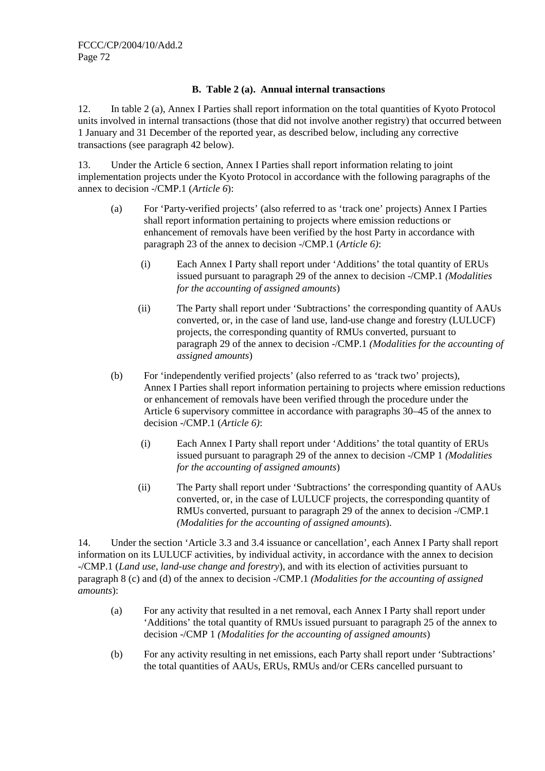### B. Table 2 (a). Annual internal transactions

12. In table 2 (a), Annex I Parties shall report information on the total quantities of Kyoto Protocol units involved in internal transactions (those that did not involve another registry) that occurred between 1 January and 31 December of the reported year, as described below, including any corrective transactions (see paragraph 42 below).

13. Under the Article 6 section, Annex I Parties shall report information relating to joint implementation projects under the Kyoto Protocol in accordance with the following paragraphs of the annex to decision -/CMP.1 (*Article 6*):

(a) For 'Party-verified projects' (also referred to as 'track one' projects) Annex I Parties shall report information pertaining to projects where emission reductions or enhancement of removals have been verified by the host Party in accordance with paragraph 23 of the annex to decision -/CMP.1 (*Article 6)*:

(i) Each Annex I Party shall report under 'Additions' the total quantity of ERUs issued pursuant to paragraph 29 of the annex to decision -/CMP.1 *(Modalities for the accounting of assigned amounts*)

(ii) The Party shall report under 'Subtractions' the corresponding quantity of AAUs converted, or, in the case of land use, land-use change and forestry (LULUCF) projects, the corresponding quantity of RMUs converted, pursuant to paragraph 29 of the annex to decision -/CMP.1 *(Modalities for the accounting of assigned amounts*)

(b) For 'independently verified projects' (also referred to as 'track two' projects), Annex I Parties shall report information pertaining to projects where emission reductions or enhancement of removals have been verified through the procedure under the Article 6 supervisory committee in accordance with paragraphs 30–45 of the annex to decision -/CMP.1 (*Article 6)*:

(i) Each Annex I Party shall report under 'Additions' the total quantity of ERUs issued pursuant to paragraph 29 of the annex to decision -/CMP 1 *(Modalities for the accounting of assigned amounts*)

(ii) The Party shall report under 'Subtractions' the corresponding quantity of AAUs converted, or, in the case of LULUCF projects, the corresponding quantity of RMUs converted, pursuant to paragraph 29 of the annex to decision -/CMP.1 *(Modalities for the accounting of assigned amounts*).

14. Under the section 'Article 3.3 and 3.4 issuance or cancellation', each Annex I Party shall report information on its LULUCF activities, by individual activity, in accordance with the annex to decision -/CMP.1 (*Land use, land-use change and forestry*), and with its election of activities pursuant to paragraph 8 (c) and (d) of the annex to decision -/CMP.1 *(Modalities for the accounting of assigned amounts*):

(a) For any activity that resulted in a net removal, each Annex I Party shall report under 'Additions' the total quantity of RMUs issued pursuant to paragraph 25 of the annex to decision -/CMP 1 *(Modalities for the accounting of assigned amounts*)

(b) For any activity resulting in net emissions, each Party shall report under 'Subtractions' the total quantities of AAUs, ERUs, RMUs and/or CERs cancelled pursuant to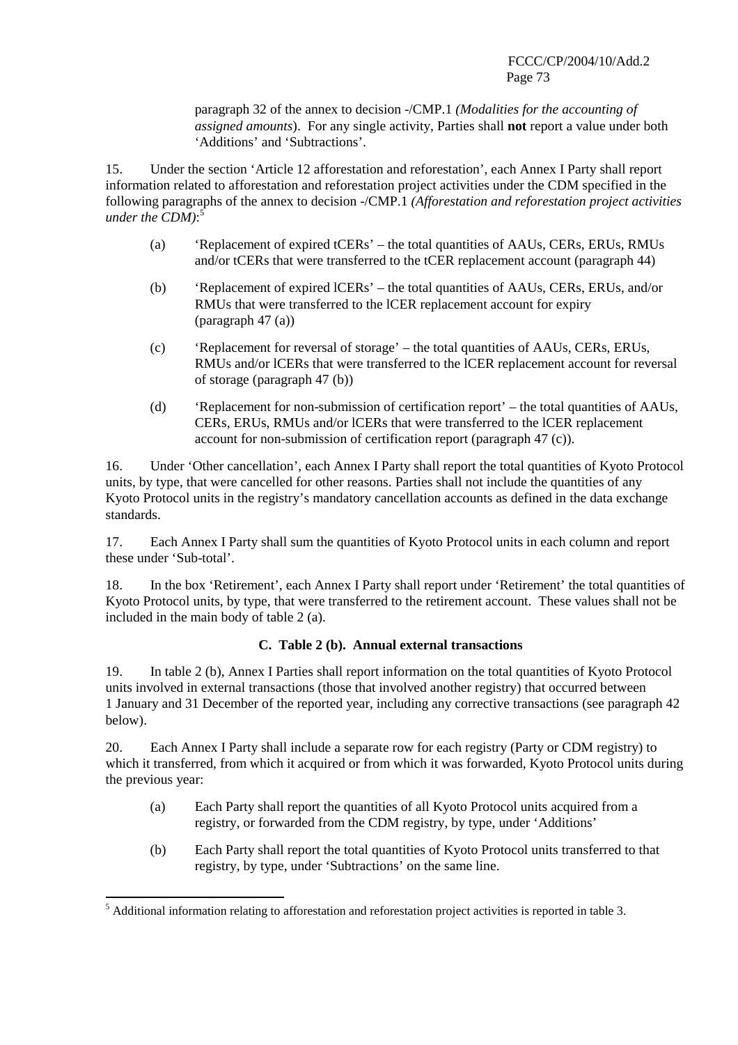paragraph 32 of the annex to decision -/CMP.1 *(Modalities for the accounting of assigned amounts*). For any single activity, Parties shall **not** report a value under both 'Additions' and 'Subtractions'.

15. Under the section 'Article 12 afforestation and reforestation', each Annex I Party shall report information related to afforestation and reforestation project activities under the CDM specified in the following paragraphs of the annex to decision -/CMP.1 *(Afforestation and reforestation project activities under the CDM)*:[5]

(a) 'Replacement of expired tCERs' – the total quantities of AAUs, CERs, ERUs, RMUs and/or tCERs that were transferred to the tCER replacement account (paragraph 44)

(b) 'Replacement of expired lCERs' – the total quantities of AAUs, CERs, ERUs, and/or RMUs that were transferred to the lCER replacement account for expiry (paragraph 47 (a))

(c) 'Replacement for reversal of storage' – the total quantities of AAUs, CERs, ERUs, RMUs and/or lCERs that were transferred to the lCER replacement account for reversal of storage (paragraph 47 (b))

(d) 'Replacement for non-submission of certification report' – the total quantities of AAUs, CERs, ERUs, RMUs and/or lCERs that were transferred to the lCER replacement account for non-submission of certification report (paragraph 47 (c)).

16. Under 'Other cancellation', each Annex I Party shall report the total quantities of Kyoto Protocol units, by type, that were cancelled for other reasons. Parties shall not include the quantities of any Kyoto Protocol units in the registry's mandatory cancellation accounts as defined in the data exchange standards.

17. Each Annex I Party shall sum the quantities of Kyoto Protocol units in each column and report these under 'Sub-total'.

18. In the box 'Retirement', each Annex I Party shall report under 'Retirement' the total quantities of Kyoto Protocol units, by type, that were transferred to the retirement account. These values shall not be included in the main body of table 2 (a).

### C. Table 2 (b). Annual external transactions

19. In table 2 (b), Annex I Parties shall report information on the total quantities of Kyoto Protocol units involved in external transactions (those that involved another registry) that occurred between 1 January and 31 December of the reported year, including any corrective transactions (see paragraph 42 below).

20. Each Annex I Party shall include a separate row for each registry (Party or CDM registry) to which it transferred, from which it acquired or from which it was forwarded, Kyoto Protocol units during the previous year:

(a) Each Party shall report the quantities of all Kyoto Protocol units acquired from a registry, or forwarded from the CDM registry, by type, under 'Additions'

(b) Each Party shall report the total quantities of Kyoto Protocol units transferred to that registry, by type, under 'Subtractions' on the same line.

---

[5] Additional information relating to afforestation and reforestation project activities is reported in table 3.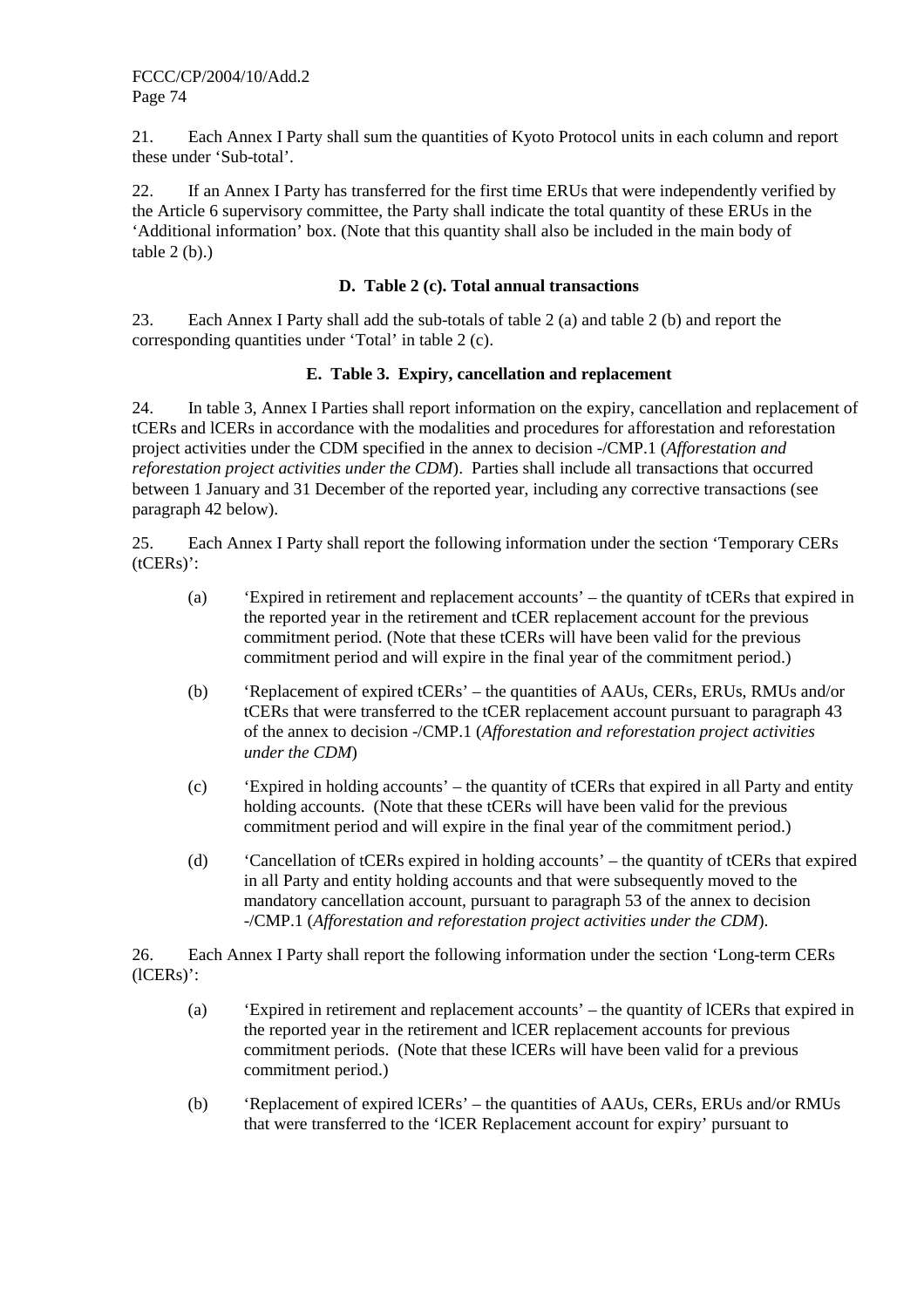21. Each Annex I Party shall sum the quantities of Kyoto Protocol units in each column and report these under 'Sub-total'.

22. If an Annex I Party has transferred for the first time ERUs that were independently verified by the Article 6 supervisory committee, the Party shall indicate the total quantity of these ERUs in the 'Additional information' box. (Note that this quantity shall also be included in the main body of table 2 (b).)

### D. Table 2 (c). Total annual transactions

23. Each Annex I Party shall add the sub-totals of table 2 (a) and table 2 (b) and report the corresponding quantities under 'Total' in table 2 (c).

### E. Table 3. Expiry, cancellation and replacement

24. In table 3, Annex I Parties shall report information on the expiry, cancellation and replacement of tCERs and lCERs in accordance with the modalities and procedures for afforestation and reforestation project activities under the CDM specified in the annex to decision -/CMP.1 (*Afforestation and reforestation project activities under the CDM*). Parties shall include all transactions that occurred between 1 January and 31 December of the reported year, including any corrective transactions (see paragraph 42 below).

25. Each Annex I Party shall report the following information under the section 'Temporary CERs (tCERs)':

(a) 'Expired in retirement and replacement accounts' – the quantity of tCERs that expired in the reported year in the retirement and tCER replacement account for the previous commitment period. (Note that these tCERs will have been valid for the previous commitment period and will expire in the final year of the commitment period.)

(b) 'Replacement of expired tCERs' – the quantities of AAUs, CERs, ERUs, RMUs and/or tCERs that were transferred to the tCER replacement account pursuant to paragraph 43 of the annex to decision -/CMP.1 (*Afforestation and reforestation project activities under the CDM*)

(c) 'Expired in holding accounts' – the quantity of tCERs that expired in all Party and entity holding accounts. (Note that these tCERs will have been valid for the previous commitment period and will expire in the final year of the commitment period.)

(d) 'Cancellation of tCERs expired in holding accounts' – the quantity of tCERs that expired in all Party and entity holding accounts and that were subsequently moved to the mandatory cancellation account, pursuant to paragraph 53 of the annex to decision -/CMP.1 (*Afforestation and reforestation project activities under the CDM*).

26. Each Annex I Party shall report the following information under the section 'Long-term CERs (lCERs)':

(a) 'Expired in retirement and replacement accounts' – the quantity of lCERs that expired in the reported year in the retirement and lCER replacement accounts for previous commitment periods. (Note that these lCERs will have been valid for a previous commitment period.)

(b) 'Replacement of expired lCERs' – the quantities of AAUs, CERs, ERUs and/or RMUs that were transferred to the 'lCER Replacement account for expiry' pursuant to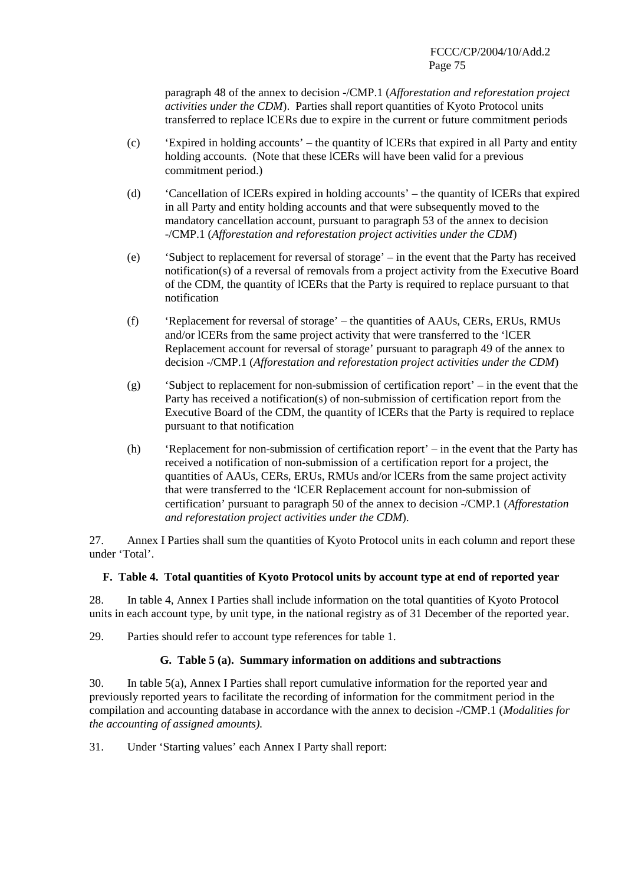paragraph 48 of the annex to decision -/CMP.1 (*Afforestation and reforestation project activities under the CDM*). Parties shall report quantities of Kyoto Protocol units transferred to replace lCERs due to expire in the current or future commitment periods

(c) 'Expired in holding accounts' – the quantity of lCERs that expired in all Party and entity holding accounts. (Note that these lCERs will have been valid for a previous commitment period.)

(d) 'Cancellation of lCERs expired in holding accounts' – the quantity of lCERs that expired in all Party and entity holding accounts and that were subsequently moved to the mandatory cancellation account, pursuant to paragraph 53 of the annex to decision -/CMP.1 (*Afforestation and reforestation project activities under the CDM*)

(e) 'Subject to replacement for reversal of storage' – in the event that the Party has received notification(s) of a reversal of removals from a project activity from the Executive Board of the CDM, the quantity of lCERs that the Party is required to replace pursuant to that notification

(f) 'Replacement for reversal of storage' – the quantities of AAUs, CERs, ERUs, RMUs and/or lCERs from the same project activity that were transferred to the 'lCER Replacement account for reversal of storage' pursuant to paragraph 49 of the annex to decision -/CMP.1 (*Afforestation and reforestation project activities under the CDM*)

(g) 'Subject to replacement for non-submission of certification report' – in the event that the Party has received a notification(s) of non-submission of certification report from the Executive Board of the CDM, the quantity of lCERs that the Party is required to replace pursuant to that notification

(h) 'Replacement for non-submission of certification report' – in the event that the Party has received a notification of non-submission of a certification report for a project, the quantities of AAUs, CERs, ERUs, RMUs and/or lCERs from the same project activity that were transferred to the 'lCER Replacement account for non-submission of certification' pursuant to paragraph 50 of the annex to decision -/CMP.1 (*Afforestation and reforestation project activities under the CDM*).

27. Annex I Parties shall sum the quantities of Kyoto Protocol units in each column and report these under 'Total'.

### F. Table 4. Total quantities of Kyoto Protocol units by account type at end of reported year

28. In table 4, Annex I Parties shall include information on the total quantities of Kyoto Protocol units in each account type, by unit type, in the national registry as of 31 December of the reported year.

29. Parties should refer to account type references for table 1.

### G. Table 5 (a). Summary information on additions and subtractions

30. In table 5(a), Annex I Parties shall report cumulative information for the reported year and previously reported years to facilitate the recording of information for the commitment period in the compilation and accounting database in accordance with the annex to decision -/CMP.1 (*Modalities for the accounting of assigned amounts).*

31. Under 'Starting values' each Annex I Party shall report: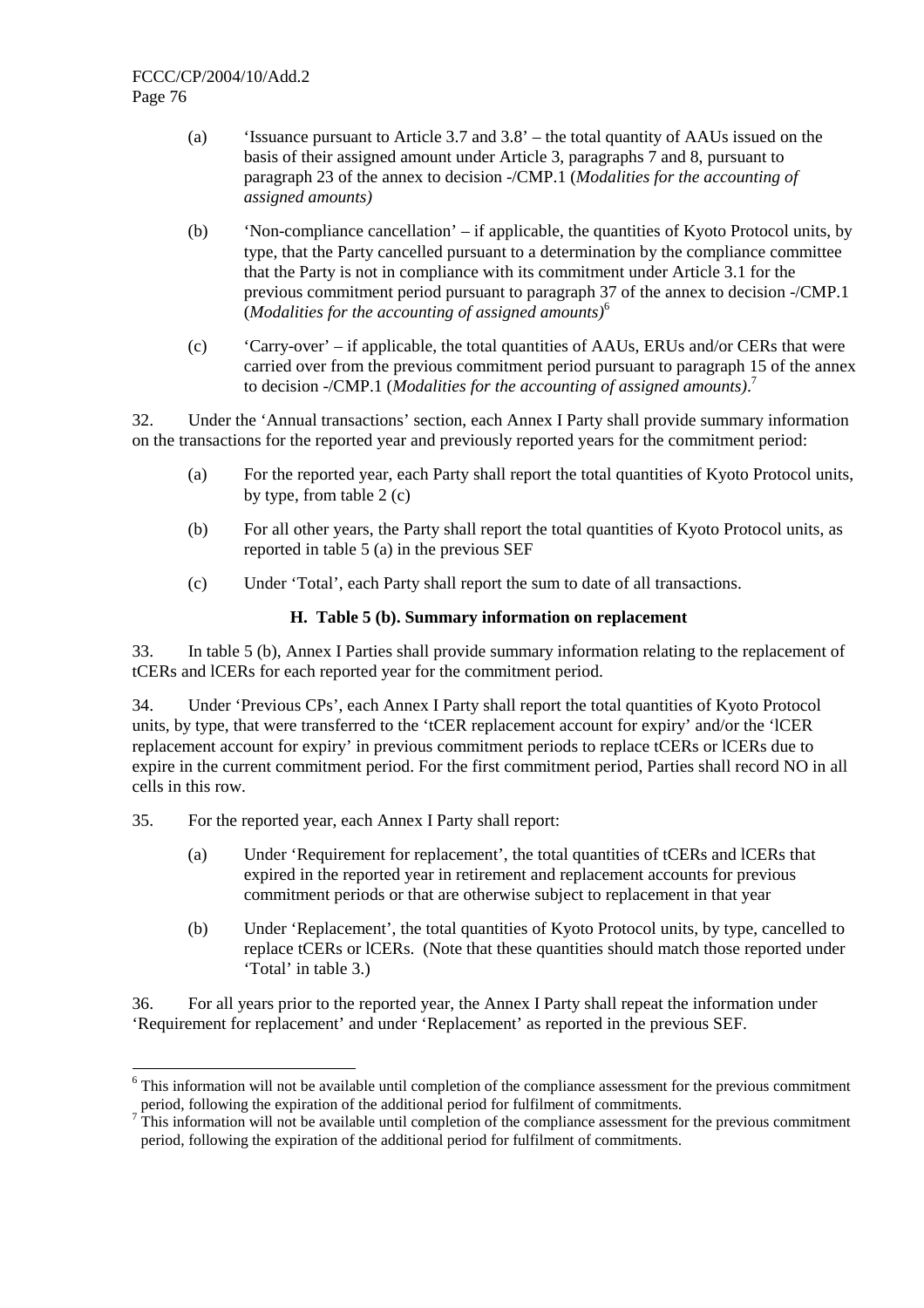(a) 'Issuance pursuant to Article 3.7 and 3.8' – the total quantity of AAUs issued on the basis of their assigned amount under Article 3, paragraphs 7 and 8, pursuant to paragraph 23 of the annex to decision -/CMP.1 (*Modalities for the accounting of assigned amounts)*

(b) 'Non-compliance cancellation' – if applicable, the quantities of Kyoto Protocol units, by type, that the Party cancelled pursuant to a determination by the compliance committee that the Party is not in compliance with its commitment under Article 3.1 for the previous commitment period pursuant to paragraph 37 of the annex to decision -/CMP.1 (*Modalities for the accounting of assigned amounts)*[6]

(c) 'Carry-over' – if applicable, the total quantities of AAUs, ERUs and/or CERs that were carried over from the previous commitment period pursuant to paragraph 15 of the annex to decision -/CMP.1 (*Modalities for the accounting of assigned amounts)*.[7]

32. Under the 'Annual transactions' section, each Annex I Party shall provide summary information on the transactions for the reported year and previously reported years for the commitment period:

(a) For the reported year, each Party shall report the total quantities of Kyoto Protocol units, by type, from table 2 (c)

(b) For all other years, the Party shall report the total quantities of Kyoto Protocol units, as reported in table 5 (a) in the previous SEF

(c) Under 'Total', each Party shall report the sum to date of all transactions.

### H. Table 5 (b). Summary information on replacement

33. In table 5 (b), Annex I Parties shall provide summary information relating to the replacement of tCERs and lCERs for each reported year for the commitment period.

34. Under 'Previous CPs', each Annex I Party shall report the total quantities of Kyoto Protocol units, by type, that were transferred to the 'tCER replacement account for expiry' and/or the 'lCER replacement account for expiry' in previous commitment periods to replace tCERs or lCERs due to expire in the current commitment period. For the first commitment period, Parties shall record NO in all cells in this row.

35. For the reported year, each Annex I Party shall report:

(a) Under 'Requirement for replacement', the total quantities of tCERs and lCERs that expired in the reported year in retirement and replacement accounts for previous commitment periods or that are otherwise subject to replacement in that year

(b) Under 'Replacement', the total quantities of Kyoto Protocol units, by type, cancelled to replace tCERs or lCERs. (Note that these quantities should match those reported under 'Total' in table 3.)

36. For all years prior to the reported year, the Annex I Party shall repeat the information under 'Requirement for replacement' and under 'Replacement' as reported in the previous SEF.

---

[6] This information will not be available until completion of the compliance assessment for the previous commitment period, following the expiration of the additional period for fulfilment of commitments.

[7] This information will not be available until completion of the compliance assessment for the previous commitment period, following the expiration of the additional period for fulfilment of commitments.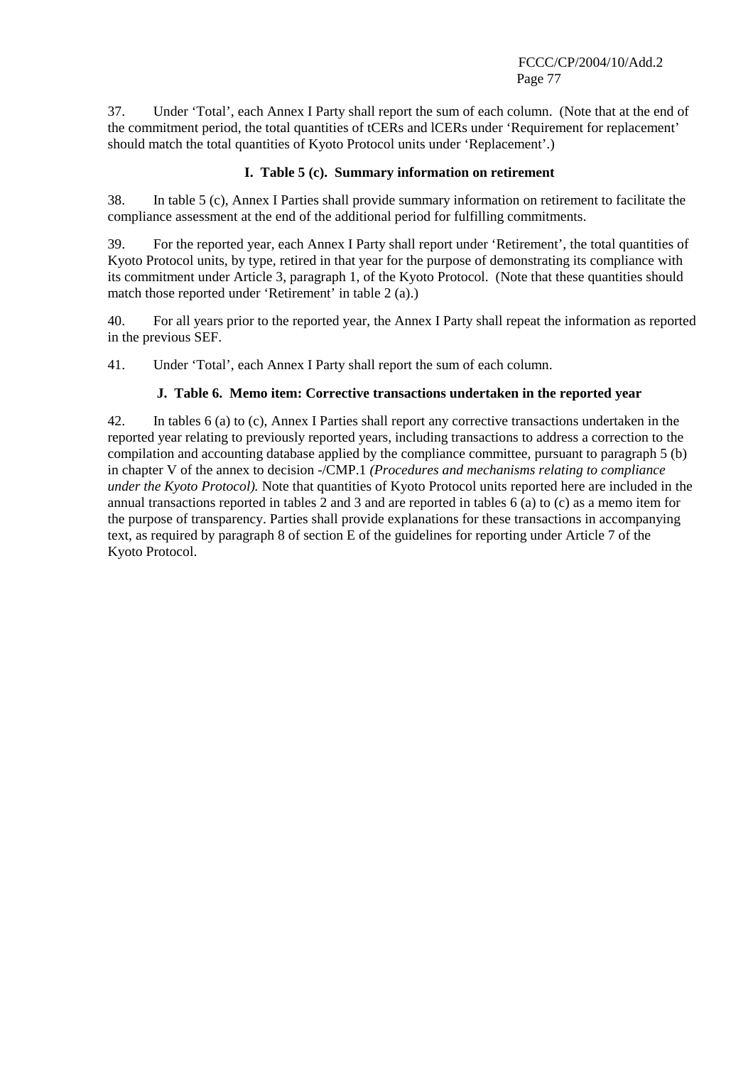37. Under ‘Total’, each Annex I Party shall report the sum of each column. (Note that at the end of the commitment period, the total quantities of tCERs and lCERs under ‘Requirement for replacement’ should match the total quantities of Kyoto Protocol units under ‘Replacement’.)

### I. Table 5 (c). Summary information on retirement

38. In table 5 (c), Annex I Parties shall provide summary information on retirement to facilitate the compliance assessment at the end of the additional period for fulfilling commitments.

39. For the reported year, each Annex I Party shall report under ‘Retirement’, the total quantities of Kyoto Protocol units, by type, retired in that year for the purpose of demonstrating its compliance with its commitment under Article 3, paragraph 1, of the Kyoto Protocol. (Note that these quantities should match those reported under ‘Retirement’ in table 2 (a).)

40. For all years prior to the reported year, the Annex I Party shall repeat the information as reported in the previous SEF.

41. Under ‘Total’, each Annex I Party shall report the sum of each column.

### J. Table 6. Memo item: Corrective transactions undertaken in the reported year

42. In tables 6 (a) to (c), Annex I Parties shall report any corrective transactions undertaken in the reported year relating to previously reported years, including transactions to address a correction to the compilation and accounting database applied by the compliance committee, pursuant to paragraph 5 (b) in chapter V of the annex to decision -/CMP.1 *(Procedures and mechanisms relating to compliance under the Kyoto Protocol).* Note that quantities of Kyoto Protocol units reported here are included in the annual transactions reported in tables 2 and 3 and are reported in tables 6 (a) to (c) as a memo item for the purpose of transparency. Parties shall provide explanations for these transactions in accompanying text, as required by paragraph 8 of section E of the guidelines for reporting under Article 7 of the Kyoto Protocol.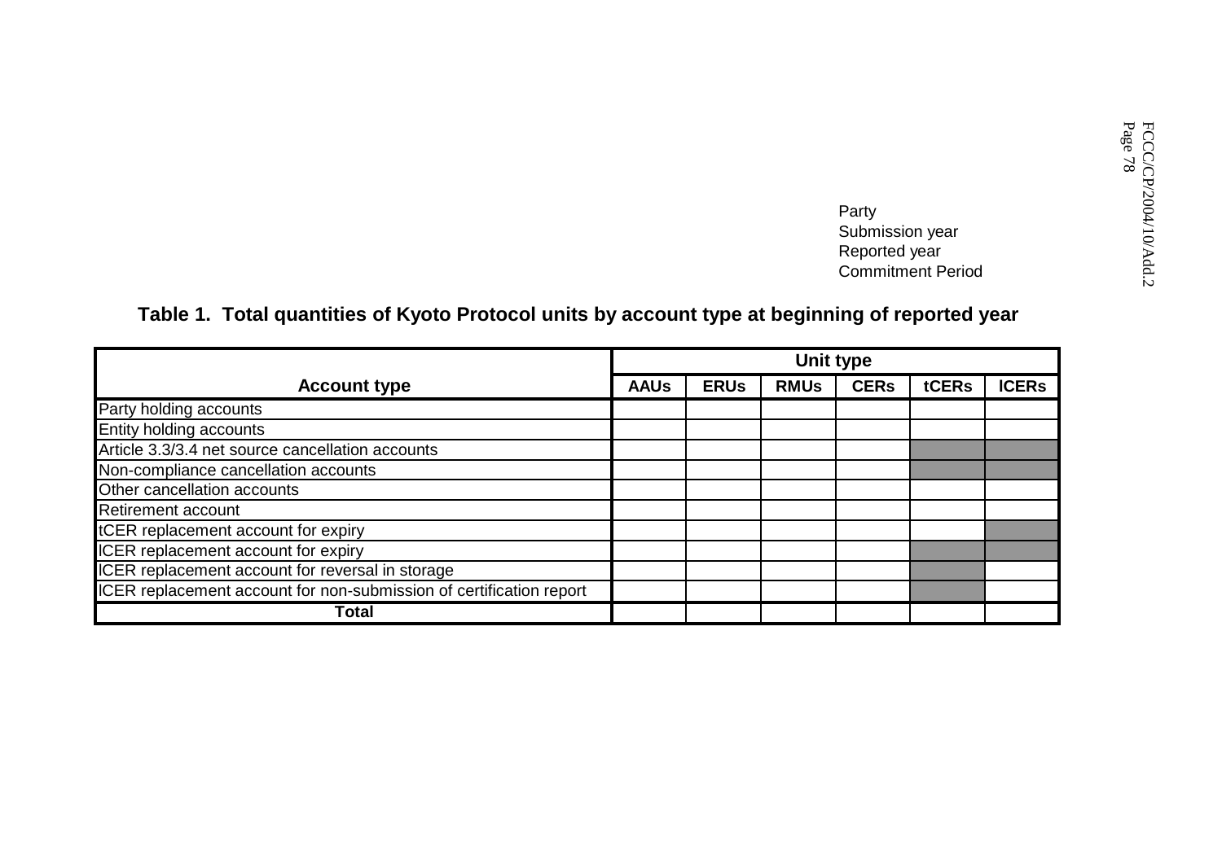Party
Submission year
Reported year
Commitment Period

**Table 1. Total quantities of Kyoto Protocol units by account type at beginning of reported year**

| Account type | Unit type | | | | | |
|---|---|---|---|---|---|---|
| | AAUs | ERUs | RMUs | CERs | tCERs | lCERs |
| Party holding accounts | | | | | | |
| Entity holding accounts | | | | | | |
| Article 3.3/3.4 net source cancellation accounts | | | | | | |
| Non-compliance cancellation accounts | | | | | | |
| Other cancellation accounts | | | | | | |
| Retirement account | | | | | | |
| tCER replacement account for expiry | | | | | | |
| lCER replacement account for expiry | | | | | | |
| lCER replacement account for reversal in storage | | | | | | |
| lCER replacement account for non-submission of certification report | | | | | | |
| **Total** | | | | | | |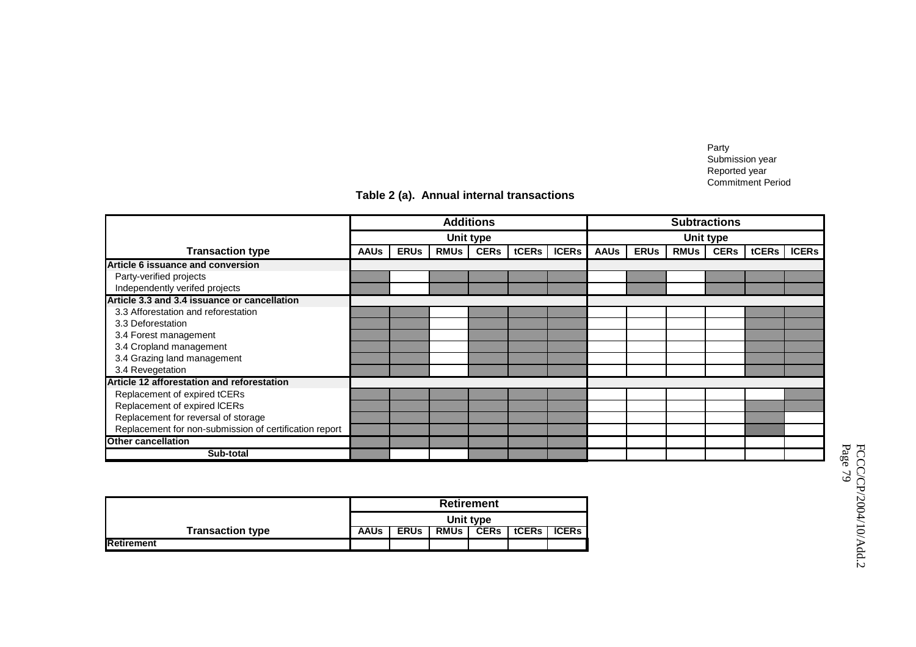Party
Submission year
Reported year
Commitment Period

## Table 2 (a). Annual internal transactions

| Transaction type | Additions | | | | | | Subtractions | | | | | |
|---|---|---|---|---|---|---|---|---|---|---|---|---|
| | Unit type | | | | | | Unit type | | | | | |
| | AAUs | ERUs | RMUs | CERs | tCERs | lCERs | AAUs | ERUs | RMUs | CERs | tCERs | lCERs |
| **Article 6 issuance and conversion** | | | | | | | | | | | | |
| Party-verified projects | | | | | | | | | | | | |
| Independently verifed projects | | | | | | | | | | | | |
| **Article 3.3 and 3.4 issuance or cancellation** | | | | | | | | | | | | |
| 3.3 Afforestation and reforestation | | | | | | | | | | | | |
| 3.3 Deforestation | | | | | | | | | | | | |
| 3.4 Forest management | | | | | | | | | | | | |
| 3.4 Cropland management | | | | | | | | | | | | |
| 3.4 Grazing land management | | | | | | | | | | | | |
| 3.4 Revegetation | | | | | | | | | | | | |
| **Article 12 afforestation and reforestation** | | | | | | | | | | | | |
| Replacement of expired tCERs | | | | | | | | | | | | |
| Replacement of expired lCERs | | | | | | | | | | | | |
| Replacement for reversal of storage | | | | | | | | | | | | |
| Replacement for non-submission of certification report | | | | | | | | | | | | |
| **Other cancellation** | | | | | | | | | | | | |
| **Sub-total** | | | | | | | | | | | | |

| Transaction type | Retirement | | | | | |
|---|---|---|---|---|---|---|
| | Unit type | | | | | |
| | AAUs | ERUs | RMUs | CERs | tCERs | lCERs |
| **Retirement** | | | | | | |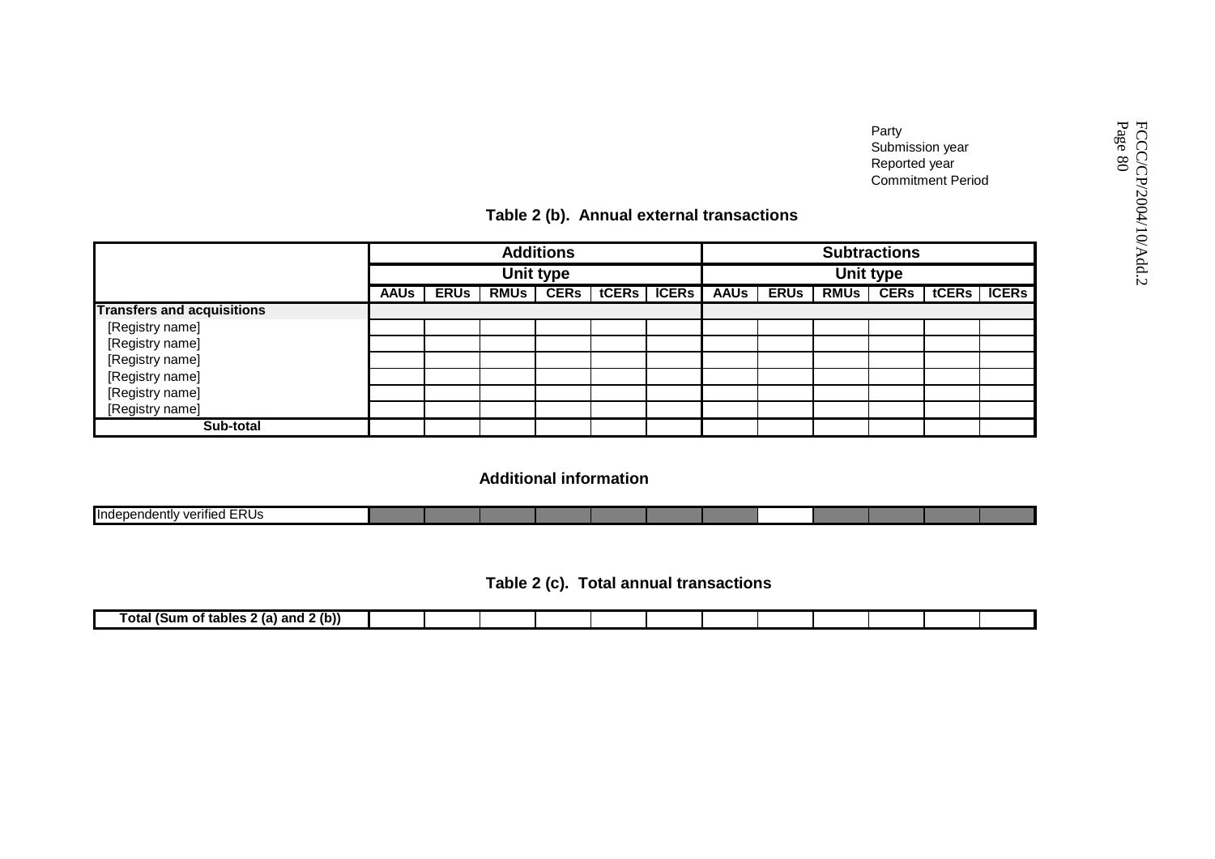Party
Submission year
Reported year
Commitment Period

## Table 2 (b). Annual external transactions

| | Additions | | | | | | Subtractions | | | | | |
|---|---|---|---|---|---|---|---|---|---|---|---|---|
| | Unit type | | | | | | Unit type | | | | | |
| | AAUs | ERUs | RMUs | CERs | tCERs | lCERs | AAUs | ERUs | RMUs | CERs | tCERs | lCERs |
| **Transfers and acquisitions** | | | | | | | | | | | | |
| [Registry name] | | | | | | | | | | | | |
| [Registry name] | | | | | | | | | | | | |
| [Registry name] | | | | | | | | | | | | |
| [Registry name] | | | | | | | | | | | | |
| [Registry name] | | | | | | | | | | | | |
| [Registry name] | | | | | | | | | | | | |
| **Sub-total** | | | | | | | | | | | | |

### Additional information

| | AAUs | ERUs | RMUs | CERs | tCERs | lCERs | AAUs | ERUs | RMUs | CERs | tCERs | lCERs |
|---|---|---|---|---|---|---|---|---|---|---|---|---|
| Independently verified ERUs | | | | | | | | | | | | |

## Table 2 (c). Total annual transactions

| | AAUs | ERUs | RMUs | CERs | tCERs | lCERs | AAUs | ERUs | RMUs | CERs | tCERs | lCERs |
|---|---|---|---|---|---|---|---|---|---|---|---|---|
| **Total (Sum of tables 2 (a) and 2 (b))** | | | | | | | | | | | | |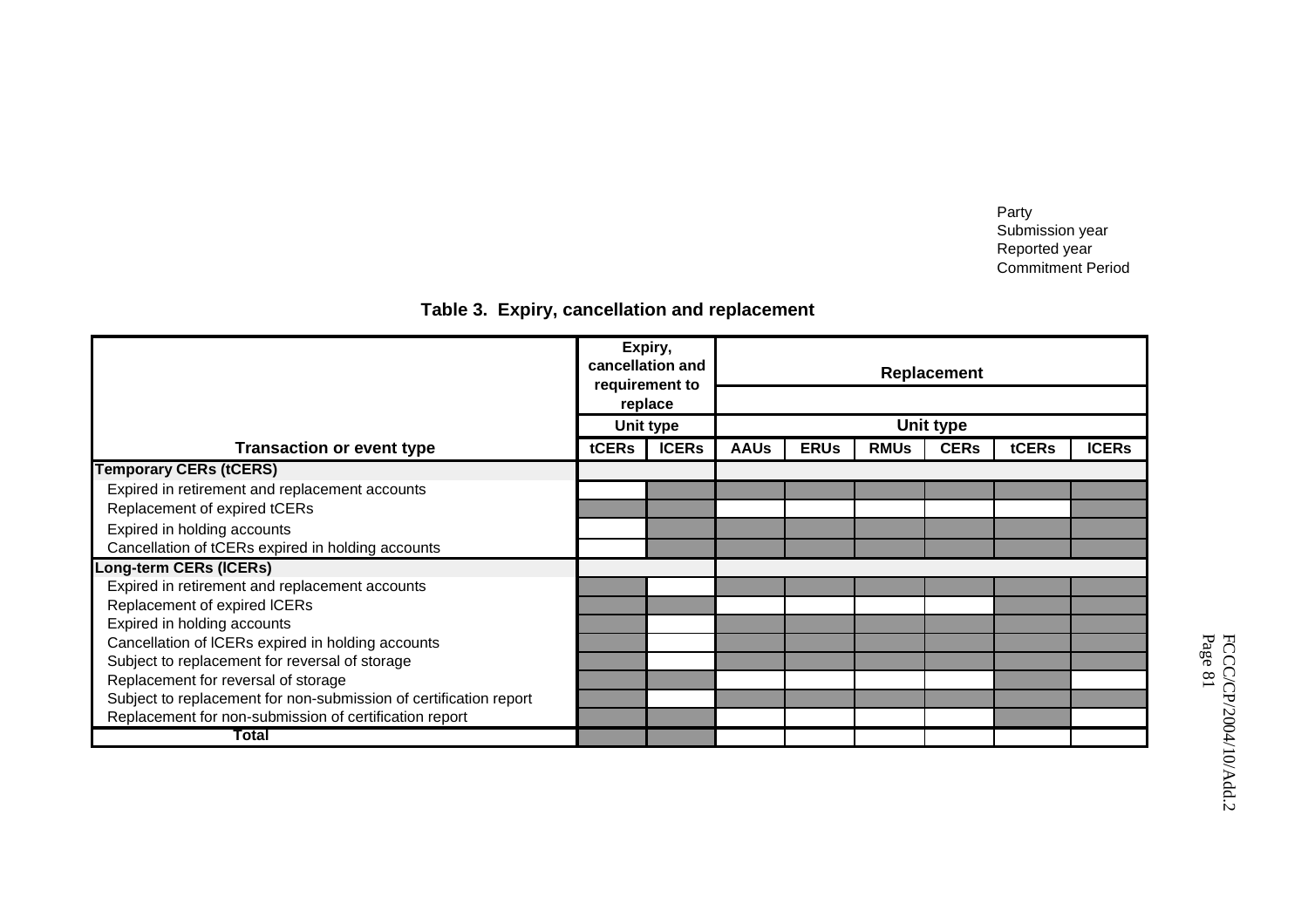Party
Submission year
Reported year
Commitment Period

## Table 3. Expiry, cancellation and replacement

| | Expiry, cancellation and requirement to replace | | Replacement | | | | | |
|---|---|---|---|---|---|---|---|---|
| | Unit type | | Unit type | | | | | |
| **Transaction or event type** | **tCERs** | **lCERs** | **AAUs** | **ERUs** | **RMUs** | **CERs** | **tCERs** | **lCERs** |
| **Temporary CERs (tCERS)** | | | | | | | | |
| Expired in retirement and replacement accounts | | | | | | | | |
| Replacement of expired tCERs | | | | | | | | |
| Expired in holding accounts | | | | | | | | |
| Cancellation of tCERs expired in holding accounts | | | | | | | | |
| **Long-term CERs (lCERs)** | | | | | | | | |
| Expired in retirement and replacement accounts | | | | | | | | |
| Replacement of expired lCERs | | | | | | | | |
| Expired in holding accounts | | | | | | | | |
| Cancellation of lCERs expired in holding accounts | | | | | | | | |
| Subject to replacement for reversal of storage | | | | | | | | |
| Replacement for reversal of storage | | | | | | | | |
| Subject to replacement for non-submission of certification report | | | | | | | | |
| Replacement for non-submission of certification report | | | | | | | | |
| **Total** | | | | | | | | |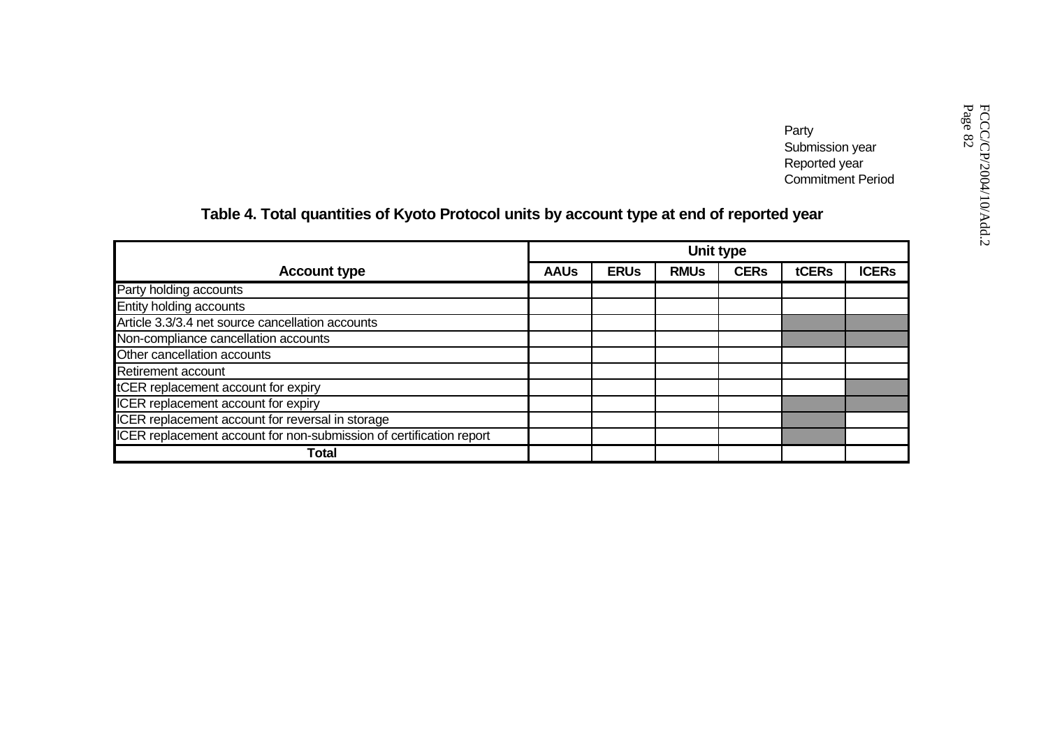Party
Submission year
Reported year
Commitment Period

## Table 4. Total quantities of Kyoto Protocol units by account type at end of reported year

| Account type | Unit type | | | | | |
|---|---|---|---|---|---|---|
| | AAUs | ERUs | RMUs | CERs | tCERs | lCERs |
| Party holding accounts | | | | | | |
| Entity holding accounts | | | | | | |
| Article 3.3/3.4 net source cancellation accounts | | | | | | |
| Non-compliance cancellation accounts | | | | | | |
| Other cancellation accounts | | | | | | |
| Retirement account | | | | | | |
| tCER replacement account for expiry | | | | | | |
| lCER replacement account for expiry | | | | | | |
| lCER replacement account for reversal in storage | | | | | | |
| lCER replacement account for non-submission of certification report | | | | | | |
| **Total** | | | | | | |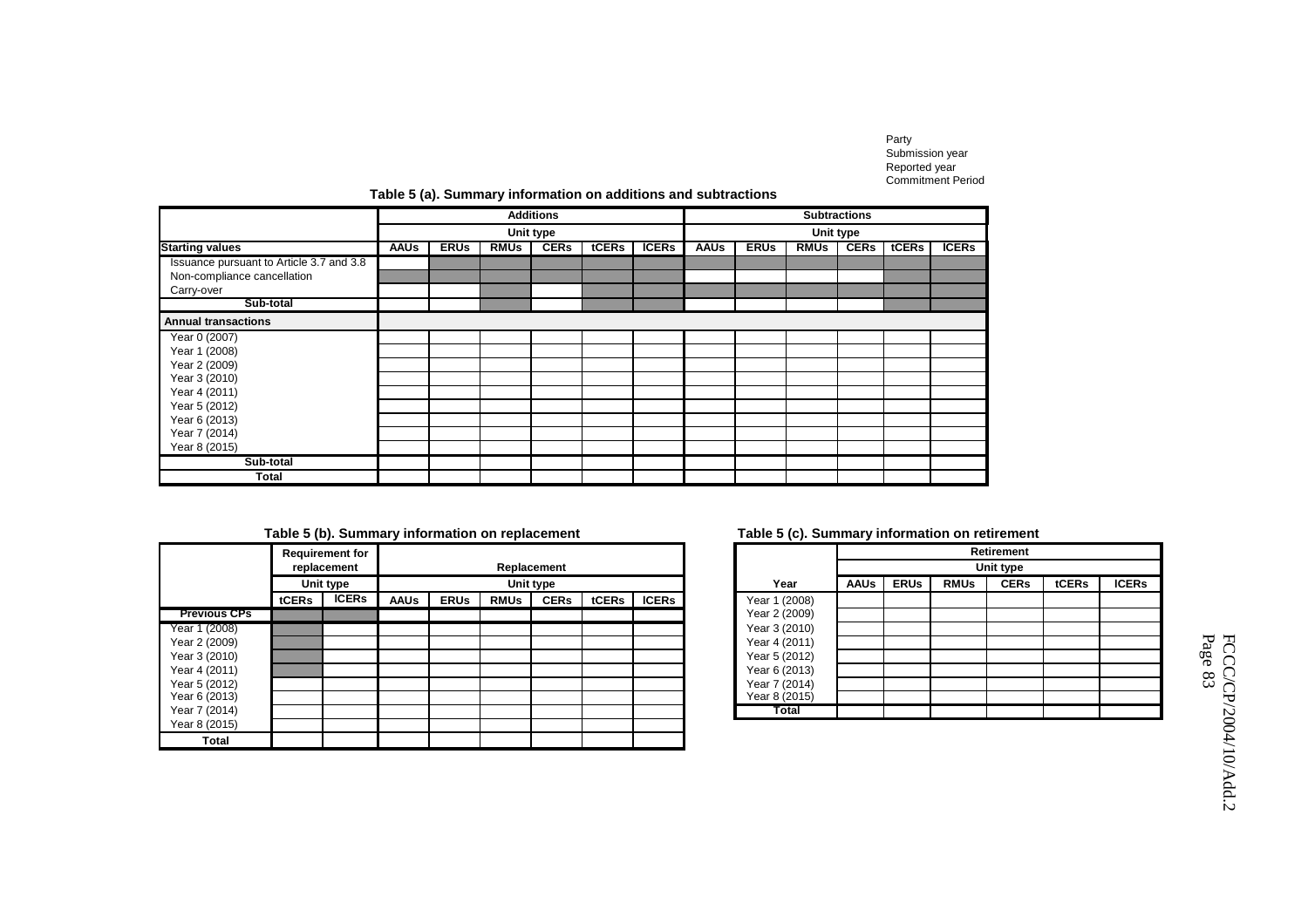Party
Submission year
Reported year
Commitment Period

**Table 5 (a). Summary information on additions and subtractions**

| | Additions | | | | | | Subtractions | | | | | |
|---|---|---|---|---|---|---|---|---|---|---|---|---|
| | Unit type | | | | | | Unit type | | | | | |
| **Starting values** | **AAUs** | **ERUs** | **RMUs** | **CERs** | **tCERs** | **lCERs** | **AAUs** | **ERUs** | **RMUs** | **CERs** | **tCERs** | **lCERs** |
| Issuance pursuant to Article 3.7 and 3.8 | | | | | | | | | | | | |
| Non-compliance cancellation | | | | | | | | | | | | |
| Carry-over | | | | | | | | | | | | |
| **Sub-total** | | | | | | | | | | | | |
| **Annual transactions** | | | | | | | | | | | | |
| Year 0 (2007) | | | | | | | | | | | | |
| Year 1 (2008) | | | | | | | | | | | | |
| Year 2 (2009) | | | | | | | | | | | | |
| Year 3 (2010) | | | | | | | | | | | | |
| Year 4 (2011) | | | | | | | | | | | | |
| Year 5 (2012) | | | | | | | | | | | | |
| Year 6 (2013) | | | | | | | | | | | | |
| Year 7 (2014) | | | | | | | | | | | | |
| Year 8 (2015) | | | | | | | | | | | | |
| **Sub-total** | | | | | | | | | | | | |
| **Total** | | | | | | | | | | | | |

**Table 5 (b). Summary information on replacement**

| | Requirement for replacement | | Replacement | | | | | |
|---|---|---|---|---|---|---|---|---|
| | Unit type | | Unit type | | | | | |
| | **tCERs** | **lCERs** | **AAUs** | **ERUs** | **RMUs** | **CERs** | **tCERs** | **lCERs** |
| **Previous CPs** | | | | | | | | |
| Year 1 (2008) | | | | | | | | |
| Year 2 (2009) | | | | | | | | |
| Year 3 (2010) | | | | | | | | |
| Year 4 (2011) | | | | | | | | |
| Year 5 (2012) | | | | | | | | |
| Year 6 (2013) | | | | | | | | |
| Year 7 (2014) | | | | | | | | |
| Year 8 (2015) | | | | | | | | |
| **Total** | | | | | | | | |

**Table 5 (c). Summary information on retirement**

| | Retirement | | | | | |
|---|---|---|---|---|---|---|
| | Unit type | | | | | |
| **Year** | **AAUs** | **ERUs** | **RMUs** | **CERs** | **tCERs** | **lCERs** |
| Year 1 (2008) | | | | | | |
| Year 2 (2009) | | | | | | |
| Year 3 (2010) | | | | | | |
| Year 4 (2011) | | | | | | |
| Year 5 (2012) | | | | | | |
| Year 6 (2013) | | | | | | |
| Year 7 (2014) | | | | | | |
| Year 8 (2015) | | | | | | |
| **Total** | | | | | | |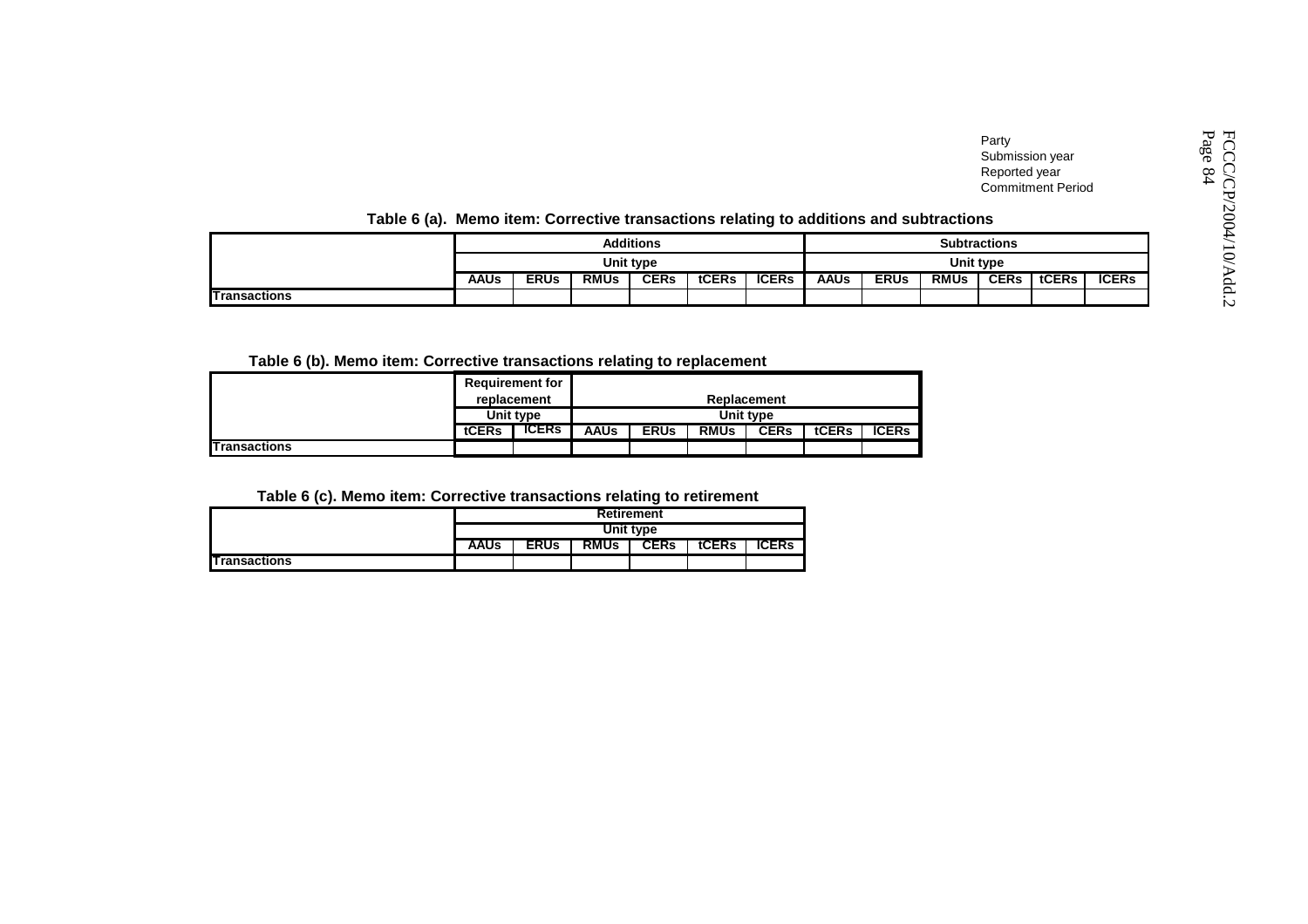Party
Submission year
Reported year
Commitment Period

**Table 6 (a). Memo item: Corrective transactions relating to additions and subtractions**

| | Additions | | | | | | Subtractions | | | | | |
|---|---|---|---|---|---|---|---|---|---|---|---|---|
| | Unit type | | | | | | Unit type | | | | | |
| | AAUs | ERUs | RMUs | CERs | tCERs | lCERs | AAUs | ERUs | RMUs | CERs | tCERs | lCERs |
| **Transactions** | | | | | | | | | | | | |

**Table 6 (b). Memo item: Corrective transactions relating to replacement**

| | Requirement for replacement | | Replacement | | | | | |
|---|---|---|---|---|---|---|---|---|
| | Unit type | | Unit type | | | | | |
| | tCERs | lCERs | AAUs | ERUs | RMUs | CERs | tCERs | lCERs |
| **Transactions** | | | | | | | | |

**Table 6 (c). Memo item: Corrective transactions relating to retirement**

| | Retirement | | | | | |
|---|---|---|---|---|---|---|
| | Unit type | | | | | |
| | AAUs | ERUs | RMUs | CERs | tCERs | lCERs |
| **Transactions** | | | | | | |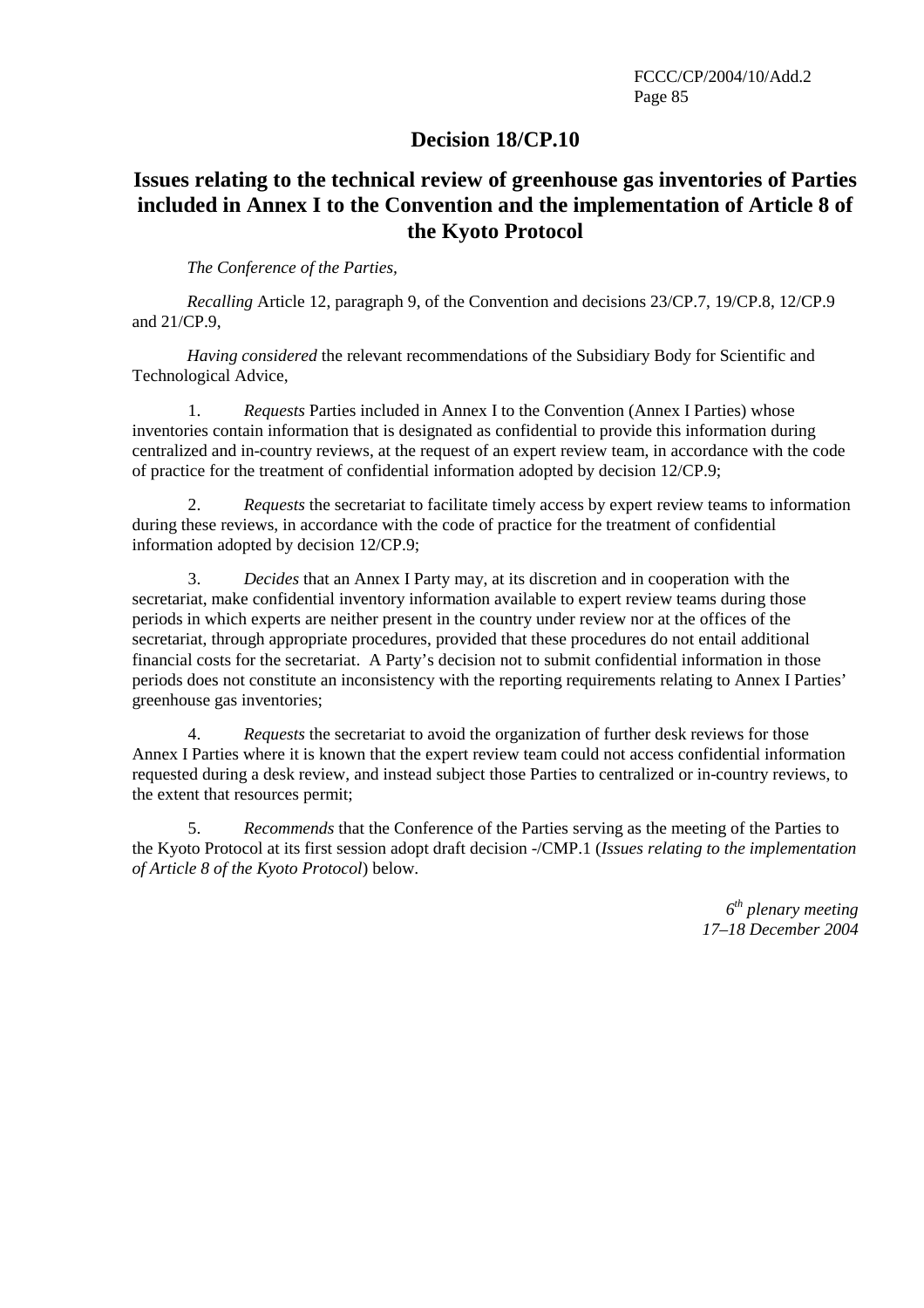# Decision 18/CP.10

## Issues relating to the technical review of greenhouse gas inventories of Parties included in Annex I to the Convention and the implementation of Article 8 of the Kyoto Protocol

*The Conference of the Parties,*

*Recalling* Article 12, paragraph 9, of the Convention and decisions 23/CP.7, 19/CP.8, 12/CP.9 and 21/CP.9,

*Having considered* the relevant recommendations of the Subsidiary Body for Scientific and Technological Advice,

1. *Requests* Parties included in Annex I to the Convention (Annex I Parties) whose inventories contain information that is designated as confidential to provide this information during centralized and in-country reviews, at the request of an expert review team, in accordance with the code of practice for the treatment of confidential information adopted by decision 12/CP.9;

2. *Requests* the secretariat to facilitate timely access by expert review teams to information during these reviews, in accordance with the code of practice for the treatment of confidential information adopted by decision 12/CP.9;

3. *Decides* that an Annex I Party may, at its discretion and in cooperation with the secretariat, make confidential inventory information available to expert review teams during those periods in which experts are neither present in the country under review nor at the offices of the secretariat, through appropriate procedures, provided that these procedures do not entail additional financial costs for the secretariat. A Party's decision not to submit confidential information in those periods does not constitute an inconsistency with the reporting requirements relating to Annex I Parties' greenhouse gas inventories;

4. *Requests* the secretariat to avoid the organization of further desk reviews for those Annex I Parties where it is known that the expert review team could not access confidential information requested during a desk review, and instead subject those Parties to centralized or in-country reviews, to the extent that resources permit;

5. *Recommends* that the Conference of the Parties serving as the meeting of the Parties to the Kyoto Protocol at its first session adopt draft decision -/CMP.1 (*Issues relating to the implementation of Article 8 of the Kyoto Protocol*) below.

*6th plenary meeting*
*17–18 December 2004*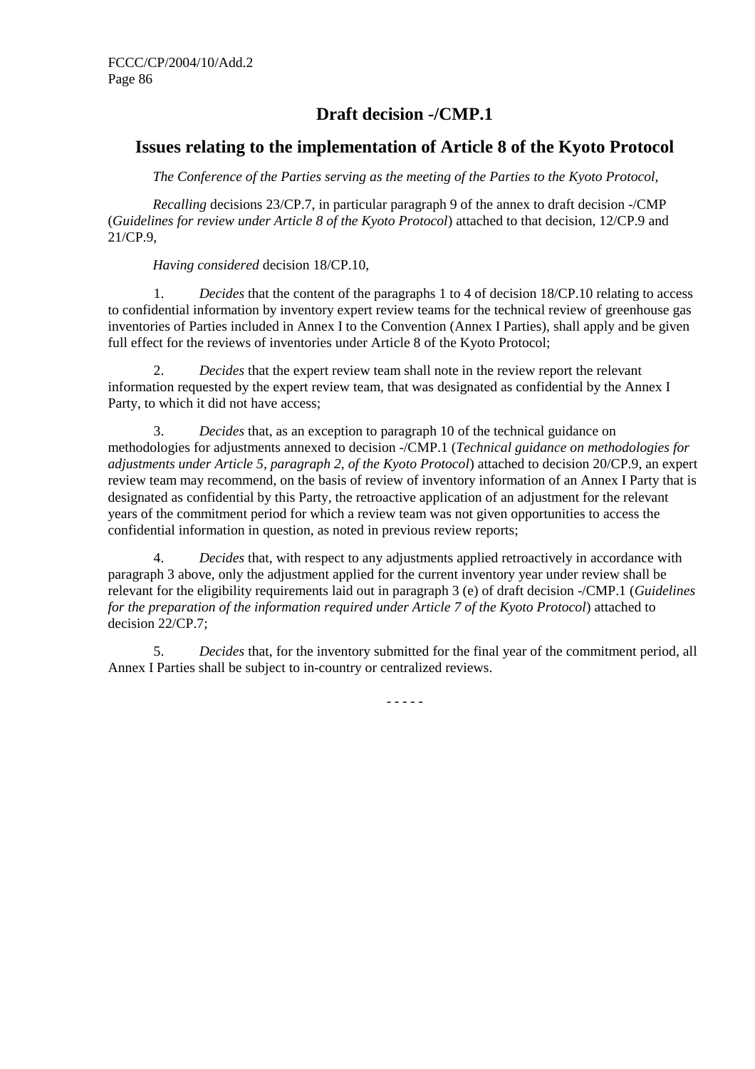# Draft decision -/CMP.1

## Issues relating to the implementation of Article 8 of the Kyoto Protocol

*The Conference of the Parties serving as the meeting of the Parties to the Kyoto Protocol,*

*Recalling* decisions 23/CP.7, in particular paragraph 9 of the annex to draft decision -/CMP (*Guidelines for review under Article 8 of the Kyoto Protocol*) attached to that decision, 12/CP.9 and 21/CP.9,

*Having considered* decision 18/CP.10,

1. *Decides* that the content of the paragraphs 1 to 4 of decision 18/CP.10 relating to access to confidential information by inventory expert review teams for the technical review of greenhouse gas inventories of Parties included in Annex I to the Convention (Annex I Parties), shall apply and be given full effect for the reviews of inventories under Article 8 of the Kyoto Protocol;

2. *Decides* that the expert review team shall note in the review report the relevant information requested by the expert review team, that was designated as confidential by the Annex I Party, to which it did not have access;

3. *Decides* that, as an exception to paragraph 10 of the technical guidance on methodologies for adjustments annexed to decision -/CMP.1 (*Technical guidance on methodologies for adjustments under Article 5, paragraph 2, of the Kyoto Protocol*) attached to decision 20/CP.9, an expert review team may recommend, on the basis of review of inventory information of an Annex I Party that is designated as confidential by this Party, the retroactive application of an adjustment for the relevant years of the commitment period for which a review team was not given opportunities to access the confidential information in question, as noted in previous review reports;

4. *Decides* that, with respect to any adjustments applied retroactively in accordance with paragraph 3 above, only the adjustment applied for the current inventory year under review shall be relevant for the eligibility requirements laid out in paragraph 3 (e) of draft decision -/CMP.1 (*Guidelines for the preparation of the information required under Article 7 of the Kyoto Protocol*) attached to decision 22/CP.7;

5. *Decides* that, for the inventory submitted for the final year of the commitment period, all Annex I Parties shall be subject to in-country or centralized reviews.

- - - - -